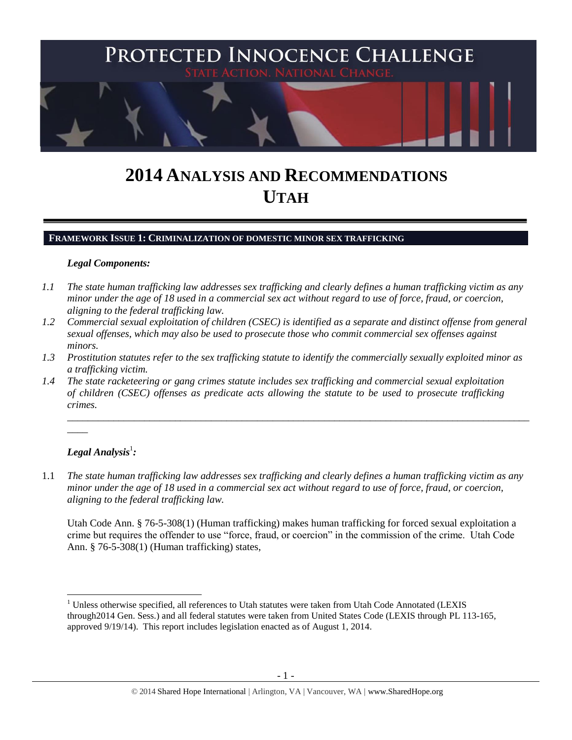# PROTECTED INNOCENCE CHALLENGE

STATE ACTION. NATIONAL CHANGE.

# 2014 ANALYSIS AND RECOMMENDATIONS UTAH

## FRAMEWORK ISSUE 1: CRIMINALIZATION OF DOMESTIC MINOR SEX TRAFFICKING

***Legal Components:***

*1.1 The state human trafficking law addresses sex trafficking and clearly defines a human trafficking victim as any minor under the age of 18 used in a commercial sex act without regard to use of force, fraud, or coercion, aligning to the federal trafficking law.*

*1.2 Commercial sexual exploitation of children (CSEC) is identified as a separate and distinct offense from general sexual offenses, which may also be used to prosecute those who commit commercial sex offenses against minors.*

*1.3 Prostitution statutes refer to the sex trafficking statute to identify the commercially sexually exploited minor as a trafficking victim.*

*1.4 The state racketeering or gang crimes statute includes sex trafficking and commercial sexual exploitation of children (CSEC) offenses as predicate acts allowing the statute to be used to prosecute trafficking crimes.*

---

***Legal Analysis[1]:***

1.1 *The state human trafficking law addresses sex trafficking and clearly defines a human trafficking victim as any minor under the age of 18 used in a commercial sex act without regard to use of force, fraud, or coercion, aligning to the federal trafficking law.*

Utah Code Ann. § 76-5-308(1) (Human trafficking) makes human trafficking for forced sexual exploitation a crime but requires the offender to use "force, fraud, or coercion" in the commission of the crime. Utah Code Ann. § 76-5-308(1) (Human trafficking) states,

---

[1] Unless otherwise specified, all references to Utah statutes were taken from Utah Code Annotated (LEXIS through2014 Gen. Sess.) and all federal statutes were taken from United States Code (LEXIS through PL 113-165, approved 9/19/14). This report includes legislation enacted as of August 1, 2014.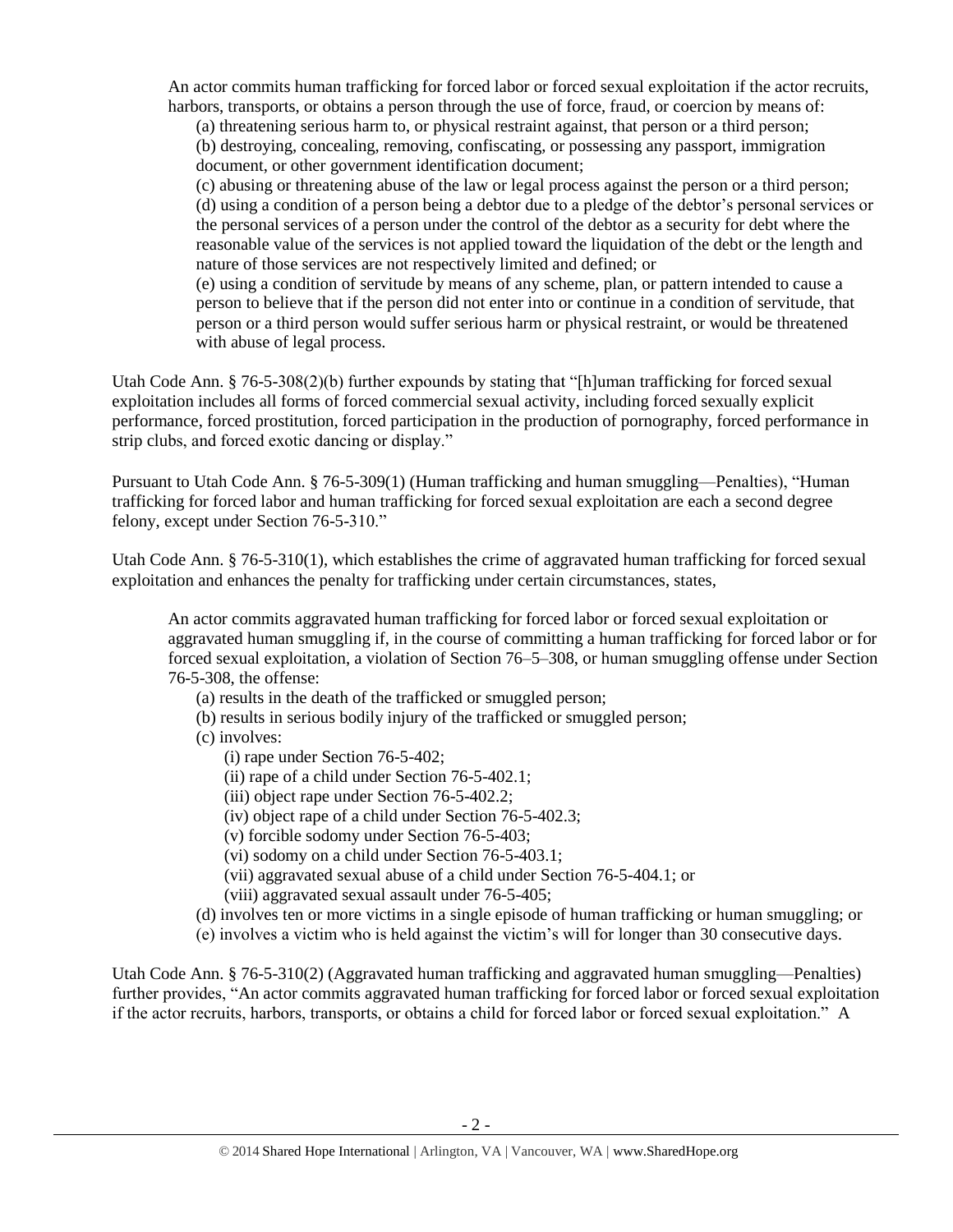> An actor commits human trafficking for forced labor or forced sexual exploitation if the actor recruits, harbors, transports, or obtains a person through the use of force, fraud, or coercion by means of:
>
> (a) threatening serious harm to, or physical restraint against, that person or a third person;
> (b) destroying, concealing, removing, confiscating, or possessing any passport, immigration document, or other government identification document;
> (c) abusing or threatening abuse of the law or legal process against the person or a third person;
> (d) using a condition of a person being a debtor due to a pledge of the debtor's personal services or the personal services of a person under the control of the debtor as a security for debt where the reasonable value of the services is not applied toward the liquidation of the debt or the length and nature of those services are not respectively limited and defined; or
> (e) using a condition of servitude by means of any scheme, plan, or pattern intended to cause a person to believe that if the person did not enter into or continue in a condition of servitude, that person or a third person would suffer serious harm or physical restraint, or would be threatened with abuse of legal process.

Utah Code Ann. § 76-5-308(2)(b) further expounds by stating that "[h]uman trafficking for forced sexual exploitation includes all forms of forced commercial sexual activity, including forced sexually explicit performance, forced prostitution, forced participation in the production of pornography, forced performance in strip clubs, and forced exotic dancing or display."

Pursuant to Utah Code Ann. § 76-5-309(1) (Human trafficking and human smuggling—Penalties), "Human trafficking for forced labor and human trafficking for forced sexual exploitation are each a second degree felony, except under Section 76-5-310."

Utah Code Ann. § 76-5-310(1), which establishes the crime of aggravated human trafficking for forced sexual exploitation and enhances the penalty for trafficking under certain circumstances, states,

> An actor commits aggravated human trafficking for forced labor or forced sexual exploitation or aggravated human smuggling if, in the course of committing a human trafficking for forced labor or for forced sexual exploitation, a violation of Section 76–5–308, or human smuggling offense under Section 76-5-308, the offense:
>
> (a) results in the death of the trafficked or smuggled person;
> (b) results in serious bodily injury of the trafficked or smuggled person;
> (c) involves:
>
> (i) rape under Section 76-5-402;
> (ii) rape of a child under Section 76-5-402.1;
> (iii) object rape under Section 76-5-402.2;
> (iv) object rape of a child under Section 76-5-402.3;
> (v) forcible sodomy under Section 76-5-403;
> (vi) sodomy on a child under Section 76-5-403.1;
> (vii) aggravated sexual abuse of a child under Section 76-5-404.1; or
> (viii) aggravated sexual assault under 76-5-405;
>
> (d) involves ten or more victims in a single episode of human trafficking or human smuggling; or
> (e) involves a victim who is held against the victim's will for longer than 30 consecutive days.

Utah Code Ann. § 76-5-310(2) (Aggravated human trafficking and aggravated human smuggling—Penalties) further provides, "An actor commits aggravated human trafficking for forced labor or forced sexual exploitation if the actor recruits, harbors, transports, or obtains a child for forced labor or forced sexual exploitation." A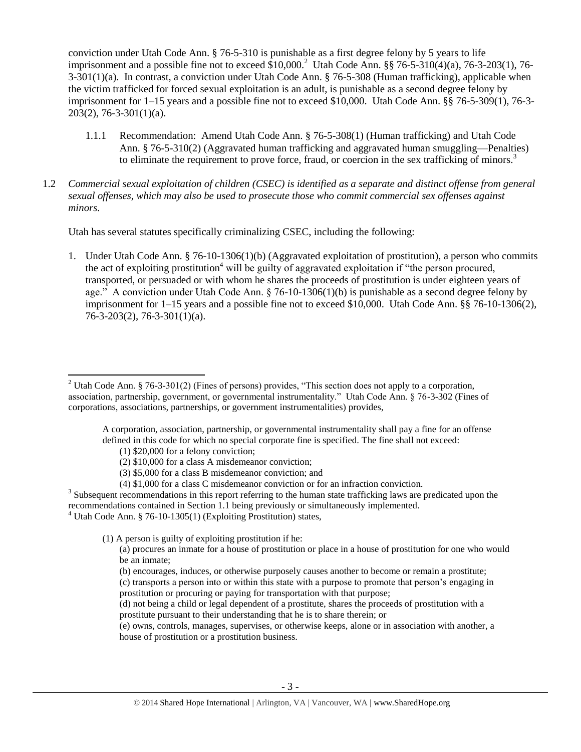conviction under Utah Code Ann. § 76-5-310 is punishable as a first degree felony by 5 years to life imprisonment and a possible fine not to exceed $10,000.[2] Utah Code Ann. §§ 76-5-310(4)(a), 76-3-203(1), 76-3-301(1)(a). In contrast, a conviction under Utah Code Ann. § 76-5-308 (Human trafficking), applicable when the victim trafficked for forced sexual exploitation is an adult, is punishable as a second degree felony by imprisonment for 1–15 years and a possible fine not to exceed $10,000. Utah Code Ann. §§ 76-5-309(1), 76-3-203(2), 76-3-301(1)(a).

1.1.1 Recommendation: Amend Utah Code Ann. § 76-5-308(1) (Human trafficking) and Utah Code Ann. § 76-5-310(2) (Aggravated human trafficking and aggravated human smuggling—Penalties) to eliminate the requirement to prove force, fraud, or coercion in the sex trafficking of minors.[3]

1.2 *Commercial sexual exploitation of children (CSEC) is identified as a separate and distinct offense from general sexual offenses, which may also be used to prosecute those who commit commercial sex offenses against minors.*

Utah has several statutes specifically criminalizing CSEC, including the following:

1. Under Utah Code Ann. § 76-10-1306(1)(b) (Aggravated exploitation of prostitution), a person who commits the act of exploiting prostitution[4] will be guilty of aggravated exploitation if "the person procured, transported, or persuaded or with whom he shares the proceeds of prostitution is under eighteen years of age." A conviction under Utah Code Ann. § 76-10-1306(1)(b) is punishable as a second degree felony by imprisonment for 1–15 years and a possible fine not to exceed $10,000. Utah Code Ann. §§ 76-10-1306(2), 76-3-203(2), 76-3-301(1)(a).

---

[2] Utah Code Ann. § 76-3-301(2) (Fines of persons) provides, "This section does not apply to a corporation, association, partnership, government, or governmental instrumentality." Utah Code Ann. § 76-3-302 (Fines of corporations, associations, partnerships, or government instrumentalities) provides,

> A corporation, association, partnership, or governmental instrumentality shall pay a fine for an offense defined in this code for which no special corporate fine is specified. The fine shall not exceed:
> (1) $20,000 for a felony conviction;
> (2) $10,000 for a class A misdemeanor conviction;
> (3) $5,000 for a class B misdemeanor conviction; and
> (4) $1,000 for a class C misdemeanor conviction or for an infraction conviction.

[3] Subsequent recommendations in this report referring to the human state trafficking laws are predicated upon the recommendations contained in Section 1.1 being previously or simultaneously implemented.

[4] Utah Code Ann. § 76-10-1305(1) (Exploiting Prostitution) states,

> (1) A person is guilty of exploiting prostitution if he:
> (a) procures an inmate for a house of prostitution or place in a house of prostitution for one who would be an inmate;
> (b) encourages, induces, or otherwise purposely causes another to become or remain a prostitute;
> (c) transports a person into or within this state with a purpose to promote that person's engaging in prostitution or procuring or paying for transportation with that purpose;
> (d) not being a child or legal dependent of a prostitute, shares the proceeds of prostitution with a prostitute pursuant to their understanding that he is to share therein; or
> (e) owns, controls, manages, supervises, or otherwise keeps, alone or in association with another, a house of prostitution or a prostitution business.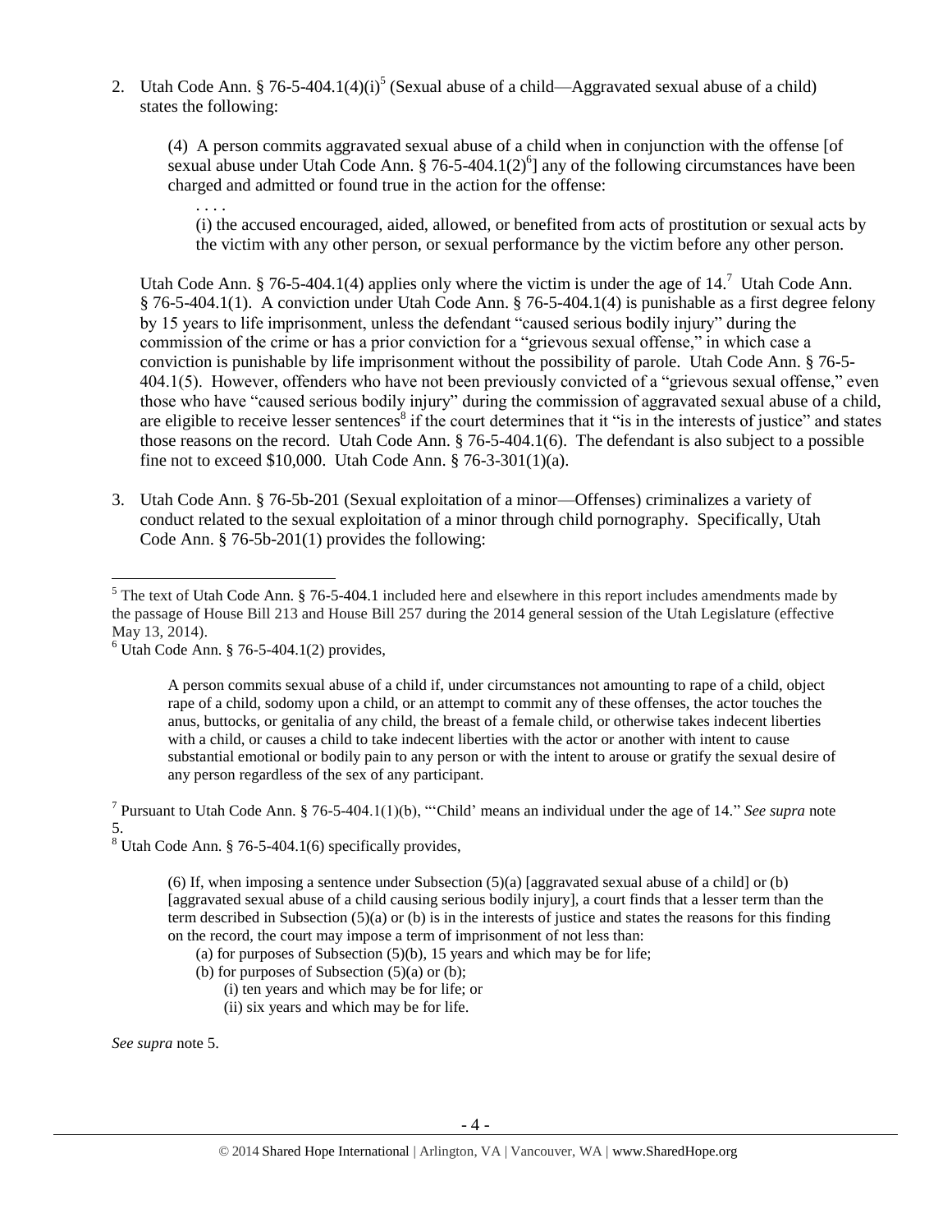2. Utah Code Ann. § 76-5-404.1(4)(i)[5] (Sexual abuse of a child—Aggravated sexual abuse of a child) states the following:

   > (4) A person commits aggravated sexual abuse of a child when in conjunction with the offense [of sexual abuse under Utah Code Ann. § 76-5-404.1(2)[6]] any of the following circumstances have been charged and admitted or found true in the action for the offense:
   >
   > . . . .
   >
   > (i) the accused encouraged, aided, allowed, or benefited from acts of prostitution or sexual acts by the victim with any other person, or sexual performance by the victim before any other person.

   Utah Code Ann. § 76-5-404.1(4) applies only where the victim is under the age of 14.[7] Utah Code Ann. § 76-5-404.1(1). A conviction under Utah Code Ann. § 76-5-404.1(4) is punishable as a first degree felony by 15 years to life imprisonment, unless the defendant "caused serious bodily injury" during the commission of the crime or has a prior conviction for a "grievous sexual offense," in which case a conviction is punishable by life imprisonment without the possibility of parole. Utah Code Ann. § 76-5-404.1(5). However, offenders who have not been previously convicted of a "grievous sexual offense," even those who have "caused serious bodily injury" during the commission of aggravated sexual abuse of a child, are eligible to receive lesser sentences[8] if the court determines that it "is in the interests of justice" and states those reasons on the record. Utah Code Ann. § 76-5-404.1(6). The defendant is also subject to a possible fine not to exceed $10,000. Utah Code Ann. § 76-3-301(1)(a).

3. Utah Code Ann. § 76-5b-201 (Sexual exploitation of a minor—Offenses) criminalizes a variety of conduct related to the sexual exploitation of a minor through child pornography. Specifically, Utah Code Ann. § 76-5b-201(1) provides the following:

---

[5] The text of Utah Code Ann. § 76-5-404.1 included here and elsewhere in this report includes amendments made by the passage of House Bill 213 and House Bill 257 during the 2014 general session of the Utah Legislature (effective May 13, 2014).

[6] Utah Code Ann. § 76-5-404.1(2) provides,

> A person commits sexual abuse of a child if, under circumstances not amounting to rape of a child, object rape of a child, sodomy upon a child, or an attempt to commit any of these offenses, the actor touches the anus, buttocks, or genitalia of any child, the breast of a female child, or otherwise takes indecent liberties with a child, or causes a child to take indecent liberties with the actor or another with intent to cause substantial emotional or bodily pain to any person or with the intent to arouse or gratify the sexual desire of any person regardless of the sex of any participant.

[7] Pursuant to Utah Code Ann. § 76-5-404.1(1)(b), "'Child' means an individual under the age of 14." *See supra* note 5.

[8] Utah Code Ann. § 76-5-404.1(6) specifically provides,

> (6) If, when imposing a sentence under Subsection (5)(a) [aggravated sexual abuse of a child] or (b) [aggravated sexual abuse of a child causing serious bodily injury], a court finds that a lesser term than the term described in Subsection (5)(a) or (b) is in the interests of justice and states the reasons for this finding on the record, the court may impose a term of imprisonment of not less than:
>
> (a) for purposes of Subsection (5)(b), 15 years and which may be for life;
>
> (b) for purposes of Subsection (5)(a) or (b);
>
> (i) ten years and which may be for life; or
>
> (ii) six years and which may be for life.

*See supra* note 5.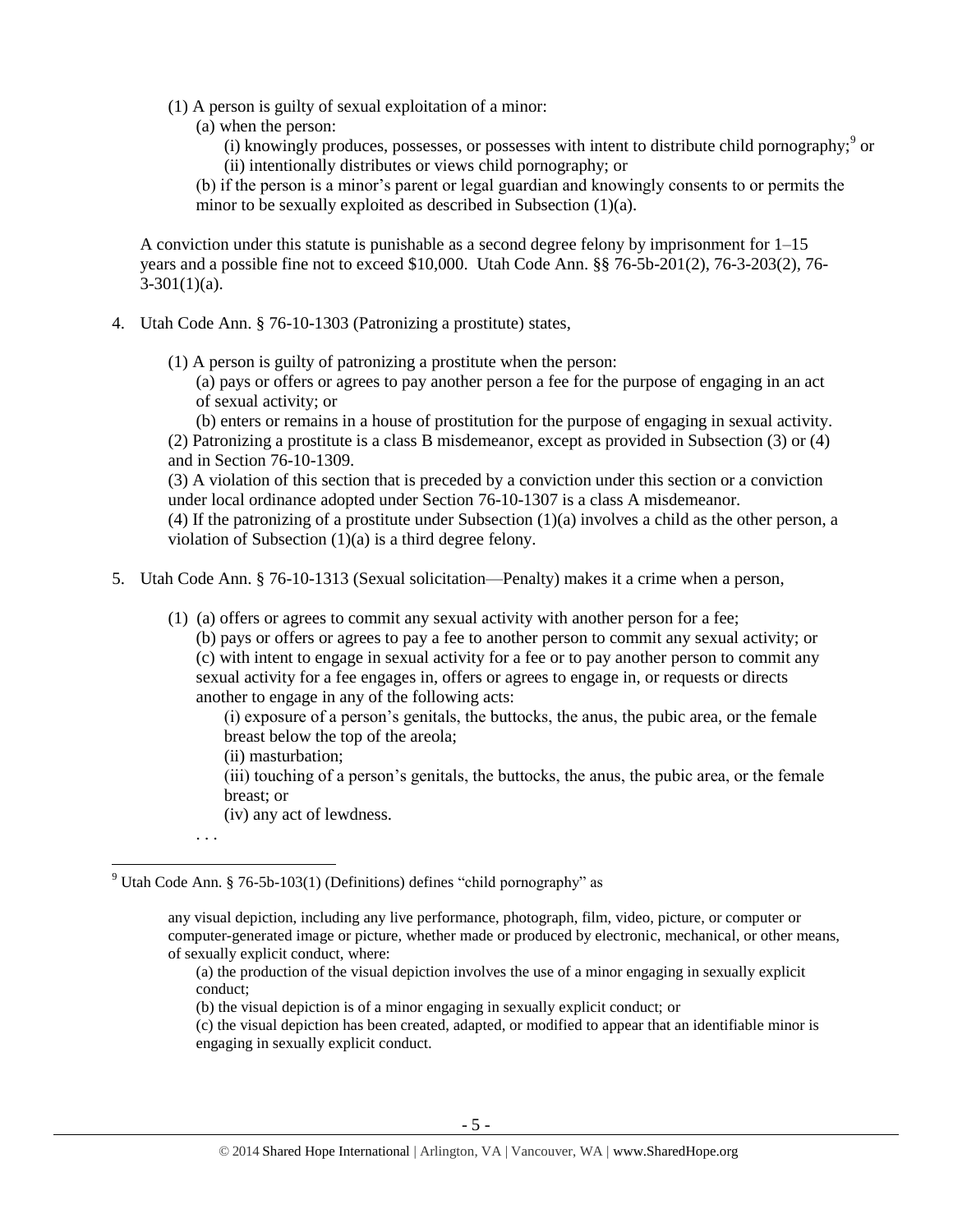(1) A person is guilty of sexual exploitation of a minor:

(a) when the person:

(i) knowingly produces, possesses, or possesses with intent to distribute child pornography;[9] or

(ii) intentionally distributes or views child pornography; or

(b) if the person is a minor's parent or legal guardian and knowingly consents to or permits the minor to be sexually exploited as described in Subsection (1)(a).

A conviction under this statute is punishable as a second degree felony by imprisonment for 1–15 years and a possible fine not to exceed $10,000. Utah Code Ann. §§ 76-5b-201(2), 76-3-203(2), 76-3-301(1)(a).

4. Utah Code Ann. § 76-10-1303 (Patronizing a prostitute) states,

(1) A person is guilty of patronizing a prostitute when the person:

(a) pays or offers or agrees to pay another person a fee for the purpose of engaging in an act of sexual activity; or

(b) enters or remains in a house of prostitution for the purpose of engaging in sexual activity.

(2) Patronizing a prostitute is a class B misdemeanor, except as provided in Subsection (3) or (4) and in Section 76-10-1309.

(3) A violation of this section that is preceded by a conviction under this section or a conviction under local ordinance adopted under Section 76-10-1307 is a class A misdemeanor.

(4) If the patronizing of a prostitute under Subsection (1)(a) involves a child as the other person, a violation of Subsection (1)(a) is a third degree felony.

5. Utah Code Ann. § 76-10-1313 (Sexual solicitation—Penalty) makes it a crime when a person,

(1) (a) offers or agrees to commit any sexual activity with another person for a fee;

(b) pays or offers or agrees to pay a fee to another person to commit any sexual activity; or

(c) with intent to engage in sexual activity for a fee or to pay another person to commit any sexual activity for a fee engages in, offers or agrees to engage in, or requests or directs another to engage in any of the following acts:

(i) exposure of a person's genitals, the buttocks, the anus, the pubic area, or the female breast below the top of the areola;

(ii) masturbation;

(iii) touching of a person's genitals, the buttocks, the anus, the pubic area, or the female breast; or

(iv) any act of lewdness.

. . .

---

[9] Utah Code Ann. § 76-5b-103(1) (Definitions) defines "child pornography" as

> any visual depiction, including any live performance, photograph, film, video, picture, or computer or computer-generated image or picture, whether made or produced by electronic, mechanical, or other means, of sexually explicit conduct, where:
>
> (a) the production of the visual depiction involves the use of a minor engaging in sexually explicit conduct;
>
> (b) the visual depiction is of a minor engaging in sexually explicit conduct; or
>
> (c) the visual depiction has been created, adapted, or modified to appear that an identifiable minor is engaging in sexually explicit conduct.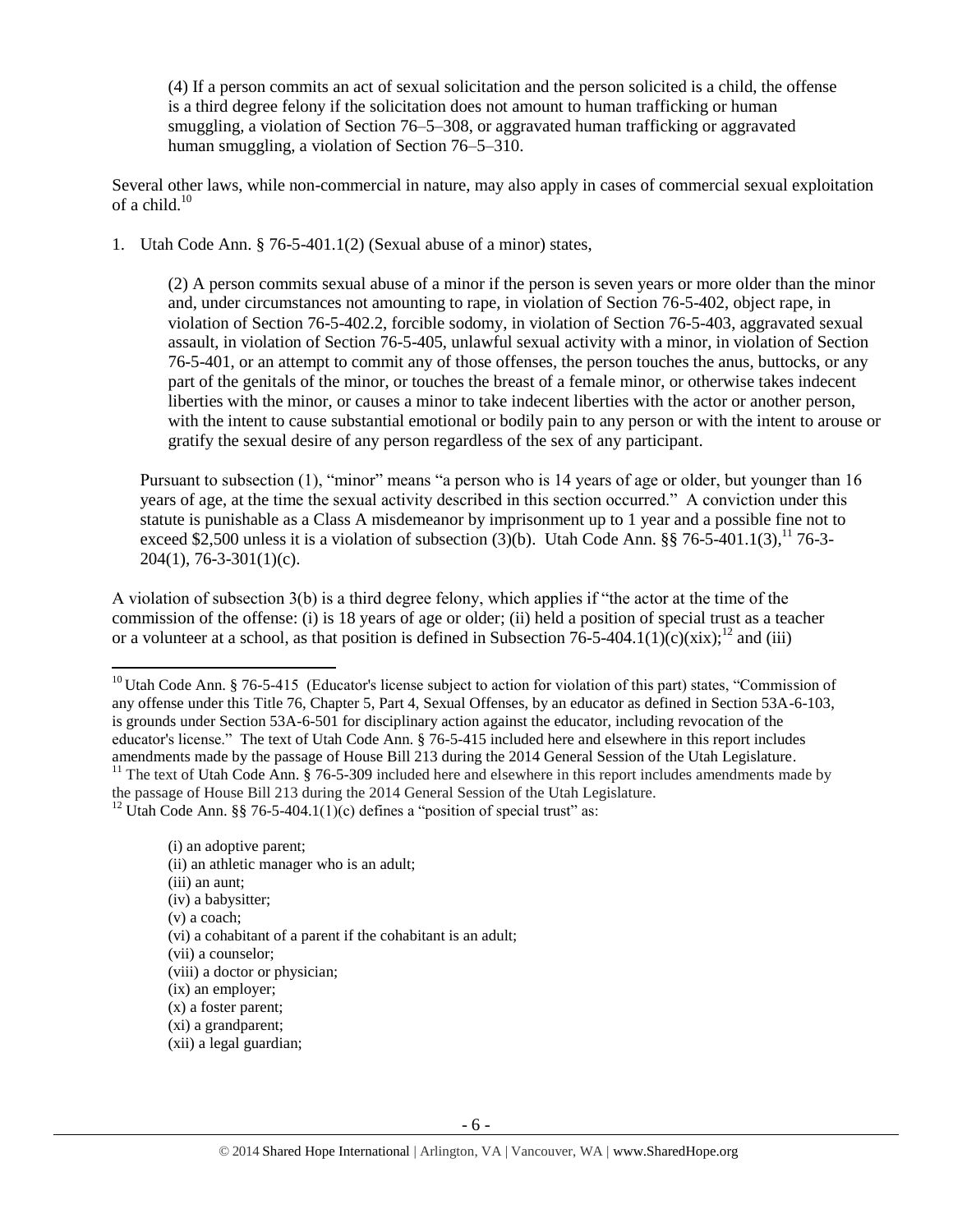(4) If a person commits an act of sexual solicitation and the person solicited is a child, the offense is a third degree felony if the solicitation does not amount to human trafficking or human smuggling, a violation of Section 76–5–308, or aggravated human trafficking or aggravated human smuggling, a violation of Section 76–5–310.

Several other laws, while non-commercial in nature, may also apply in cases of commercial sexual exploitation of a child.[10]

1. Utah Code Ann. § 76-5-401.1(2) (Sexual abuse of a minor) states,

   (2) A person commits sexual abuse of a minor if the person is seven years or more older than the minor and, under circumstances not amounting to rape, in violation of Section 76-5-402, object rape, in violation of Section 76-5-402.2, forcible sodomy, in violation of Section 76-5-403, aggravated sexual assault, in violation of Section 76-5-405, unlawful sexual activity with a minor, in violation of Section 76-5-401, or an attempt to commit any of those offenses, the person touches the anus, buttocks, or any part of the genitals of the minor, or touches the breast of a female minor, or otherwise takes indecent liberties with the minor, or causes a minor to take indecent liberties with the actor or another person, with the intent to cause substantial emotional or bodily pain to any person or with the intent to arouse or gratify the sexual desire of any person regardless of the sex of any participant.

   Pursuant to subsection (1), "minor" means "a person who is 14 years of age or older, but younger than 16 years of age, at the time the sexual activity described in this section occurred." A conviction under this statute is punishable as a Class A misdemeanor by imprisonment up to 1 year and a possible fine not to exceed $2,500 unless it is a violation of subsection (3)(b). Utah Code Ann. §§ 76-5-401.1(3),[11] 76-3-204(1), 76-3-301(1)(c).

A violation of subsection 3(b) is a third degree felony, which applies if "the actor at the time of the commission of the offense: (i) is 18 years of age or older; (ii) held a position of special trust as a teacher or a volunteer at a school, as that position is defined in Subsection 76-5-404.1(1)(c)(xix);[12] and (iii)

---

[10] Utah Code Ann. § 76-5-415 (Educator's license subject to action for violation of this part) states, "Commission of any offense under this Title 76, Chapter 5, Part 4, Sexual Offenses, by an educator as defined in Section 53A-6-103, is grounds under Section 53A-6-501 for disciplinary action against the educator, including revocation of the educator's license." The text of Utah Code Ann. § 76-5-415 included here and elsewhere in this report includes amendments made by the passage of House Bill 213 during the 2014 General Session of the Utah Legislature.

[11] The text of Utah Code Ann. § 76-5-309 included here and elsewhere in this report includes amendments made by the passage of House Bill 213 during the 2014 General Session of the Utah Legislature.

[12] Utah Code Ann. §§ 76-5-404.1(1)(c) defines a "position of special trust" as:

(i) an adoptive parent;
(ii) an athletic manager who is an adult;
(iii) an aunt;
(iv) a babysitter;
(v) a coach;
(vi) a cohabitant of a parent if the cohabitant is an adult;
(vii) a counselor;
(viii) a doctor or physician;
(ix) an employer;
(x) a foster parent;
(xi) a grandparent;
(xii) a legal guardian;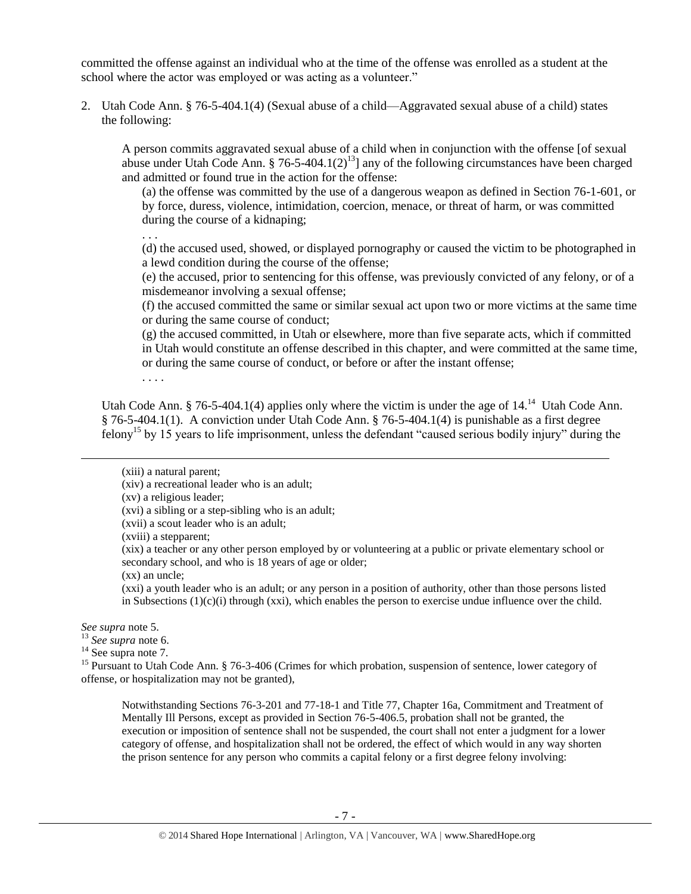committed the offense against an individual who at the time of the offense was enrolled as a student at the school where the actor was employed or was acting as a volunteer."

2. Utah Code Ann. § 76-5-404.1(4) (Sexual abuse of a child—Aggravated sexual abuse of a child) states the following:

   A person commits aggravated sexual abuse of a child when in conjunction with the offense [of sexual abuse under Utah Code Ann. § 76-5-404.1(2)[13]] any of the following circumstances have been charged and admitted or found true in the action for the offense:

   (a) the offense was committed by the use of a dangerous weapon as defined in Section 76-1-601, or by force, duress, violence, intimidation, coercion, menace, or threat of harm, or was committed during the course of a kidnaping;

   . . .

   (d) the accused used, showed, or displayed pornography or caused the victim to be photographed in a lewd condition during the course of the offense;

   (e) the accused, prior to sentencing for this offense, was previously convicted of any felony, or of a misdemeanor involving a sexual offense;

   (f) the accused committed the same or similar sexual act upon two or more victims at the same time or during the same course of conduct;

   (g) the accused committed, in Utah or elsewhere, more than five separate acts, which if committed in Utah would constitute an offense described in this chapter, and were committed at the same time, or during the same course of conduct, or before or after the instant offense;

   . . . .

   Utah Code Ann. § 76-5-404.1(4) applies only where the victim is under the age of 14.[14] Utah Code Ann. § 76-5-404.1(1). A conviction under Utah Code Ann. § 76-5-404.1(4) is punishable as a first degree felony[15] by 15 years to life imprisonment, unless the defendant "caused serious bodily injury" during the

---

(xiii) a natural parent;
(xiv) a recreational leader who is an adult;
(xv) a religious leader;
(xvi) a sibling or a step-sibling who is an adult;
(xvii) a scout leader who is an adult;
(xviii) a stepparent;
(xix) a teacher or any other person employed by or volunteering at a public or private elementary school or secondary school, and who is 18 years of age or older;
(xx) an uncle;
(xxi) a youth leader who is an adult; or any person in a position of authority, other than those persons listed in Subsections (1)(c)(i) through (xxi), which enables the person to exercise undue influence over the child.

*See supra* note 5.

[13] *See supra* note 6.

[14] See supra note 7.

[15] Pursuant to Utah Code Ann. § 76-3-406 (Crimes for which probation, suspension of sentence, lower category of offense, or hospitalization may not be granted),

> Notwithstanding Sections 76-3-201 and 77-18-1 and Title 77, Chapter 16a, Commitment and Treatment of Mentally Ill Persons, except as provided in Section 76-5-406.5, probation shall not be granted, the execution or imposition of sentence shall not be suspended, the court shall not enter a judgment for a lower category of offense, and hospitalization shall not be ordered, the effect of which would in any way shorten the prison sentence for any person who commits a capital felony or a first degree felony involving: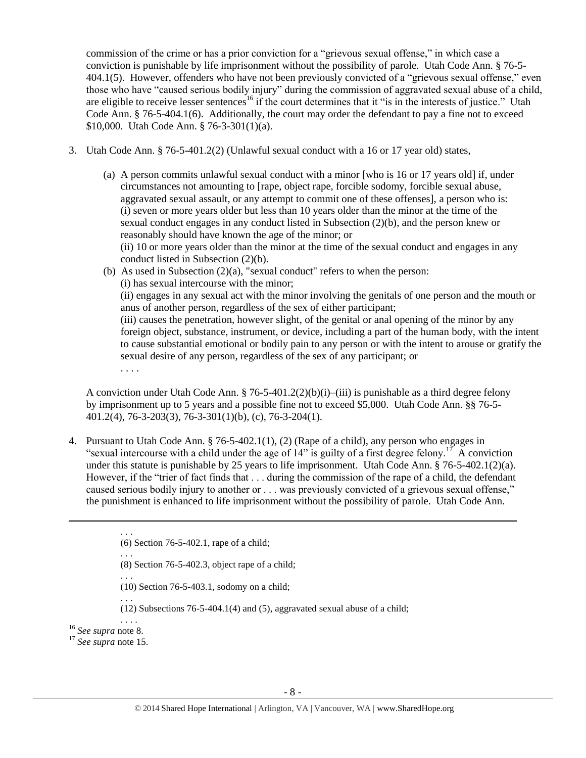commission of the crime or has a prior conviction for a "grievous sexual offense," in which case a conviction is punishable by life imprisonment without the possibility of parole. Utah Code Ann. § 76-5-404.1(5). However, offenders who have not been previously convicted of a "grievous sexual offense," even those who have "caused serious bodily injury" during the commission of aggravated sexual abuse of a child, are eligible to receive lesser sentences[16] if the court determines that it "is in the interests of justice." Utah Code Ann. § 76-5-404.1(6). Additionally, the court may order the defendant to pay a fine not to exceed $10,000. Utah Code Ann. § 76-3-301(1)(a).

3. Utah Code Ann. § 76-5-401.2(2) (Unlawful sexual conduct with a 16 or 17 year old) states,

   (a) A person commits unlawful sexual conduct with a minor [who is 16 or 17 years old] if, under circumstances not amounting to [rape, object rape, forcible sodomy, forcible sexual abuse, aggravated sexual assault, or any attempt to commit one of these offenses], a person who is:
   (i) seven or more years older but less than 10 years older than the minor at the time of the sexual conduct engages in any conduct listed in Subsection (2)(b), and the person knew or reasonably should have known the age of the minor; or
   (ii) 10 or more years older than the minor at the time of the sexual conduct and engages in any conduct listed in Subsection (2)(b).

   (b) As used in Subsection (2)(a), "sexual conduct" refers to when the person:
   (i) has sexual intercourse with the minor;
   (ii) engages in any sexual act with the minor involving the genitals of one person and the mouth or anus of another person, regardless of the sex of either participant;
   (iii) causes the penetration, however slight, of the genital or anal opening of the minor by any foreign object, substance, instrument, or device, including a part of the human body, with the intent to cause substantial emotional or bodily pain to any person or with the intent to arouse or gratify the sexual desire of any person, regardless of the sex of any participant; or
   . . . .

   A conviction under Utah Code Ann. § 76-5-401.2(2)(b)(i)–(iii) is punishable as a third degree felony by imprisonment up to 5 years and a possible fine not to exceed $5,000. Utah Code Ann. §§ 76-5-401.2(4), 76-3-203(3), 76-3-301(1)(b), (c), 76-3-204(1).

4. Pursuant to Utah Code Ann. § 76-5-402.1(1), (2) (Rape of a child), any person who engages in "sexual intercourse with a child under the age of 14" is guilty of a first degree felony.[17] A conviction under this statute is punishable by 25 years to life imprisonment. Utah Code Ann. § 76-5-402.1(2)(a). However, if the "trier of fact finds that . . . during the commission of the rape of a child, the defendant caused serious bodily injury to another or . . . was previously convicted of a grievous sexual offense," the punishment is enhanced to life imprisonment without the possibility of parole. Utah Code Ann.

---

. . .
(6) Section 76-5-402.1, rape of a child;
. . .
(8) Section 76-5-402.3, object rape of a child;
. . .
(10) Section 76-5-403.1, sodomy on a child;
. . .
(12) Subsections 76-5-404.1(4) and (5), aggravated sexual abuse of a child;
. . . .

[16] *See supra* note 8.

[17] *See supra* note 15.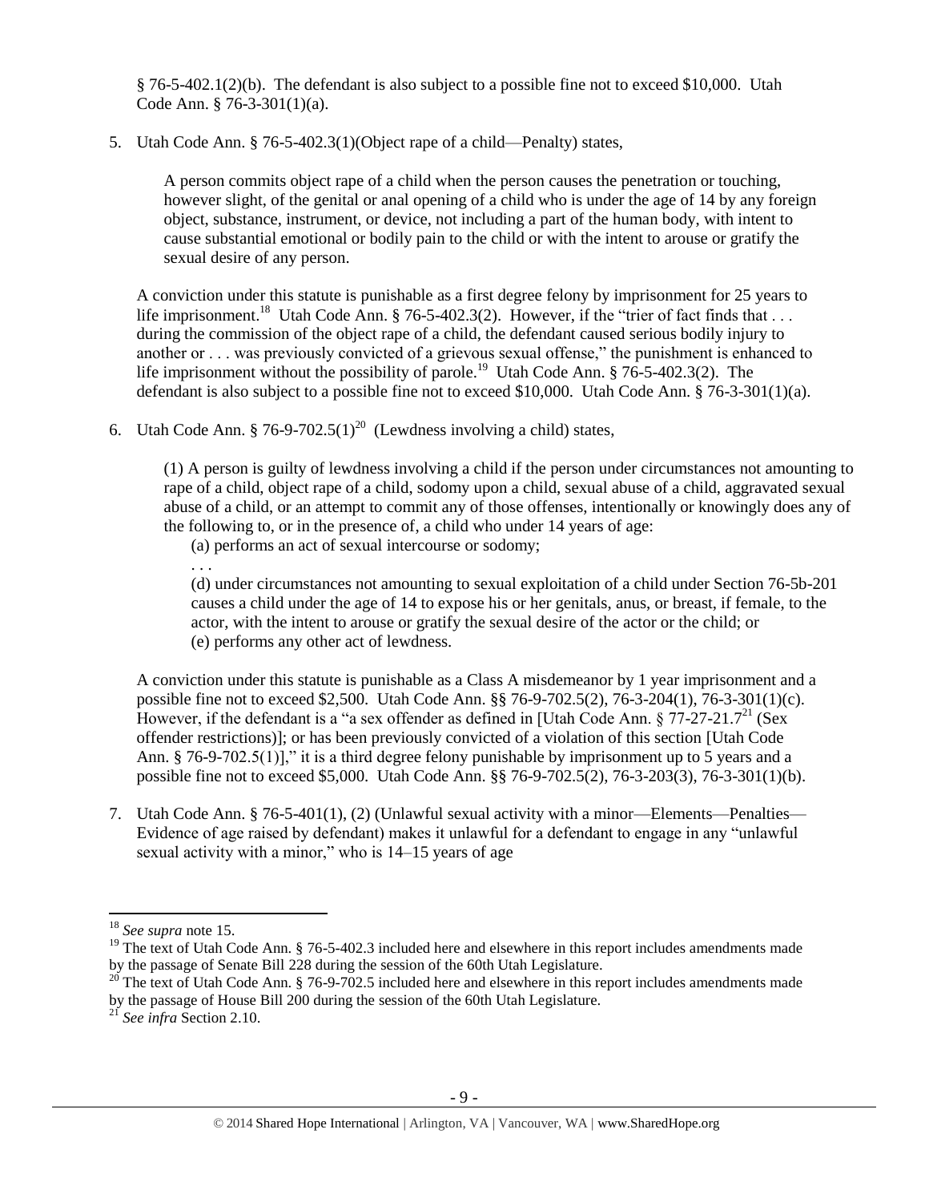§ 76-5-402.1(2)(b). The defendant is also subject to a possible fine not to exceed $10,000. Utah Code Ann. § 76-3-301(1)(a).

5. Utah Code Ann. § 76-5-402.3(1)(Object rape of a child—Penalty) states,

   > A person commits object rape of a child when the person causes the penetration or touching, however slight, of the genital or anal opening of a child who is under the age of 14 by any foreign object, substance, instrument, or device, not including a part of the human body, with intent to cause substantial emotional or bodily pain to the child or with the intent to arouse or gratify the sexual desire of any person.

   A conviction under this statute is punishable as a first degree felony by imprisonment for 25 years to life imprisonment.[18] Utah Code Ann. § 76-5-402.3(2). However, if the "trier of fact finds that . . . during the commission of the object rape of a child, the defendant caused serious bodily injury to another or . . . was previously convicted of a grievous sexual offense," the punishment is enhanced to life imprisonment without the possibility of parole.[19] Utah Code Ann. § 76-5-402.3(2). The defendant is also subject to a possible fine not to exceed $10,000. Utah Code Ann. § 76-3-301(1)(a).

6. Utah Code Ann. § 76-9-702.5(1)[20] (Lewdness involving a child) states,

   > (1) A person is guilty of lewdness involving a child if the person under circumstances not amounting to rape of a child, object rape of a child, sodomy upon a child, sexual abuse of a child, aggravated sexual abuse of a child, or an attempt to commit any of those offenses, intentionally or knowingly does any of the following to, or in the presence of, a child who under 14 years of age:
   >
   > (a) performs an act of sexual intercourse or sodomy;
   >
   > . . .
   >
   > (d) under circumstances not amounting to sexual exploitation of a child under Section 76-5b-201 causes a child under the age of 14 to expose his or her genitals, anus, or breast, if female, to the actor, with the intent to arouse or gratify the sexual desire of the actor or the child; or
   >
   > (e) performs any other act of lewdness.

   A conviction under this statute is punishable as a Class A misdemeanor by 1 year imprisonment and a possible fine not to exceed $2,500. Utah Code Ann. §§ 76-9-702.5(2), 76-3-204(1), 76-3-301(1)(c). However, if the defendant is a "a sex offender as defined in [Utah Code Ann. § 77-27-21.7[21] (Sex offender restrictions)]; or has been previously convicted of a violation of this section [Utah Code Ann. § 76-9-702.5(1)]," it is a third degree felony punishable by imprisonment up to 5 years and a possible fine not to exceed $5,000. Utah Code Ann. §§ 76-9-702.5(2), 76-3-203(3), 76-3-301(1)(b).

7. Utah Code Ann. § 76-5-401(1), (2) (Unlawful sexual activity with a minor—Elements—Penalties—Evidence of age raised by defendant) makes it unlawful for a defendant to engage in any "unlawful sexual activity with a minor," who is 14–15 years of age

---

[18] *See supra* note 15.

[19] The text of Utah Code Ann. § 76-5-402.3 included here and elsewhere in this report includes amendments made by the passage of Senate Bill 228 during the session of the 60th Utah Legislature.

[20] The text of Utah Code Ann. § 76-9-702.5 included here and elsewhere in this report includes amendments made by the passage of House Bill 200 during the session of the 60th Utah Legislature.

[21] *See infra* Section 2.10.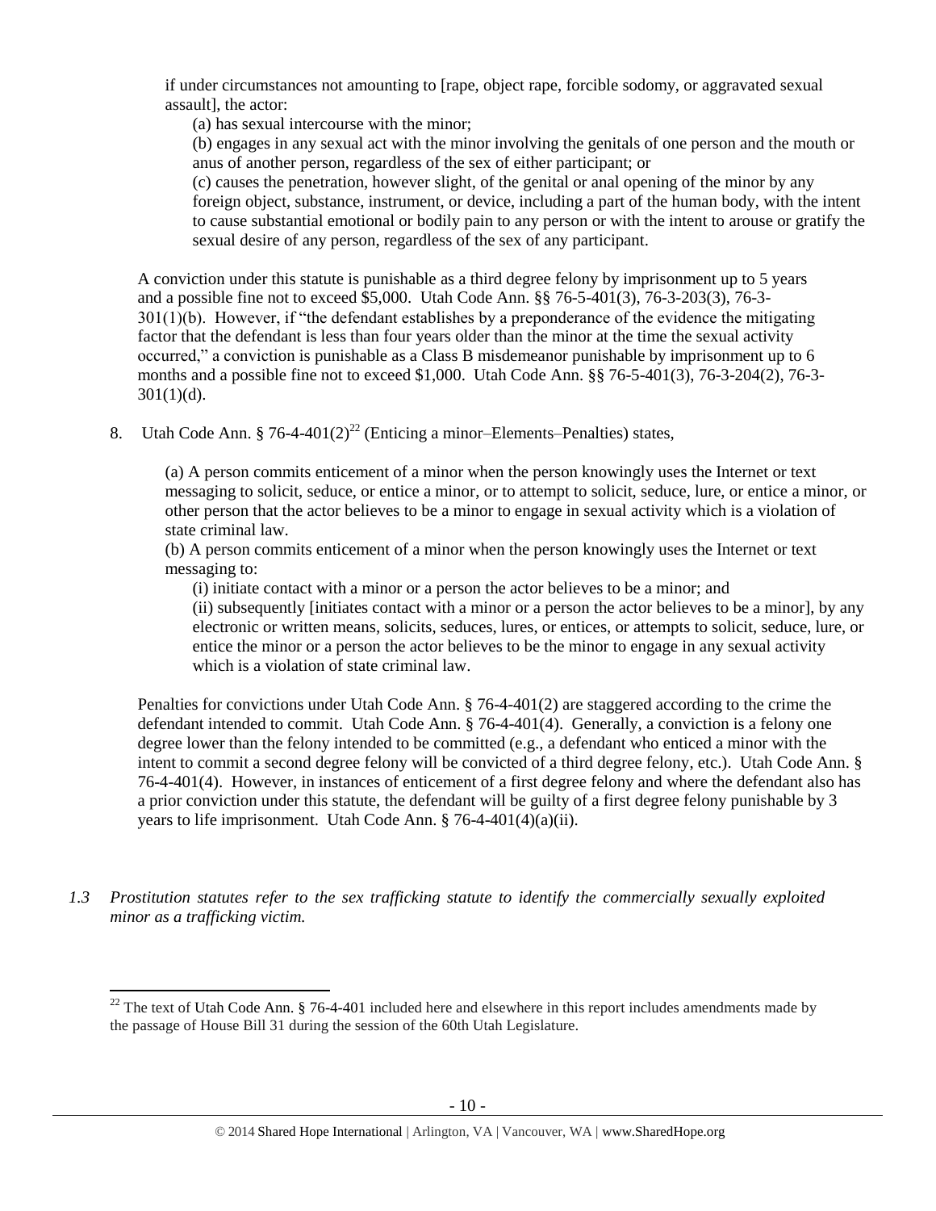if under circumstances not amounting to [rape, object rape, forcible sodomy, or aggravated sexual assault], the actor:

(a) has sexual intercourse with the minor;

(b) engages in any sexual act with the minor involving the genitals of one person and the mouth or anus of another person, regardless of the sex of either participant; or

(c) causes the penetration, however slight, of the genital or anal opening of the minor by any foreign object, substance, instrument, or device, including a part of the human body, with the intent to cause substantial emotional or bodily pain to any person or with the intent to arouse or gratify the sexual desire of any person, regardless of the sex of any participant.

A conviction under this statute is punishable as a third degree felony by imprisonment up to 5 years and a possible fine not to exceed $5,000. Utah Code Ann. §§ 76-5-401(3), 76-3-203(3), 76-3-301(1)(b). However, if "the defendant establishes by a preponderance of the evidence the mitigating factor that the defendant is less than four years older than the minor at the time the sexual activity occurred," a conviction is punishable as a Class B misdemeanor punishable by imprisonment up to 6 months and a possible fine not to exceed $1,000. Utah Code Ann. §§ 76-5-401(3), 76-3-204(2), 76-3-301(1)(d).

8. Utah Code Ann. § 76-4-401(2)[22] (Enticing a minor–Elements–Penalties) states,

(a) A person commits enticement of a minor when the person knowingly uses the Internet or text messaging to solicit, seduce, or entice a minor, or to attempt to solicit, seduce, lure, or entice a minor, or other person that the actor believes to be a minor to engage in sexual activity which is a violation of state criminal law.

(b) A person commits enticement of a minor when the person knowingly uses the Internet or text messaging to:

(i) initiate contact with a minor or a person the actor believes to be a minor; and

(ii) subsequently [initiates contact with a minor or a person the actor believes to be a minor], by any electronic or written means, solicits, seduces, lures, or entices, or attempts to solicit, seduce, lure, or entice the minor or a person the actor believes to be the minor to engage in any sexual activity which is a violation of state criminal law.

Penalties for convictions under Utah Code Ann. § 76-4-401(2) are staggered according to the crime the defendant intended to commit. Utah Code Ann. § 76-4-401(4). Generally, a conviction is a felony one degree lower than the felony intended to be committed (e.g., a defendant who enticed a minor with the intent to commit a second degree felony will be convicted of a third degree felony, etc.). Utah Code Ann. § 76-4-401(4). However, in instances of enticement of a first degree felony and where the defendant also has a prior conviction under this statute, the defendant will be guilty of a first degree felony punishable by 3 years to life imprisonment. Utah Code Ann. § 76-4-401(4)(a)(ii).

*1.3 Prostitution statutes refer to the sex trafficking statute to identify the commercially sexually exploited minor as a trafficking victim.*

[22] The text of Utah Code Ann. § 76-4-401 included here and elsewhere in this report includes amendments made by the passage of House Bill 31 during the session of the 60th Utah Legislature.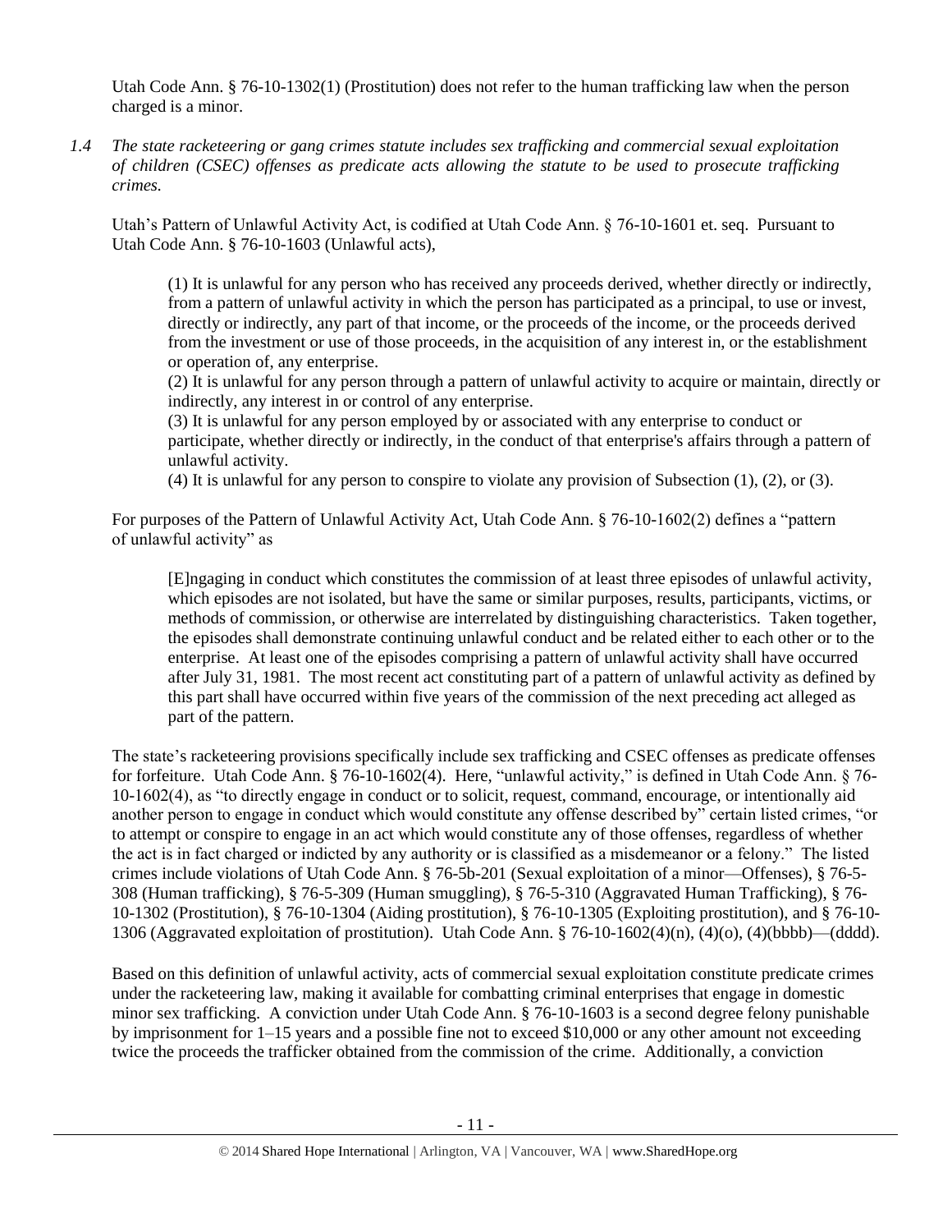Utah Code Ann. § 76-10-1302(1) (Prostitution) does not refer to the human trafficking law when the person charged is a minor.

*1.4 The state racketeering or gang crimes statute includes sex trafficking and commercial sexual exploitation of children (CSEC) offenses as predicate acts allowing the statute to be used to prosecute trafficking crimes.*

Utah's Pattern of Unlawful Activity Act, is codified at Utah Code Ann. § 76-10-1601 et. seq. Pursuant to Utah Code Ann. § 76-10-1603 (Unlawful acts),

> (1) It is unlawful for any person who has received any proceeds derived, whether directly or indirectly, from a pattern of unlawful activity in which the person has participated as a principal, to use or invest, directly or indirectly, any part of that income, or the proceeds of the income, or the proceeds derived from the investment or use of those proceeds, in the acquisition of any interest in, or the establishment or operation of, any enterprise.
> (2) It is unlawful for any person through a pattern of unlawful activity to acquire or maintain, directly or indirectly, any interest in or control of any enterprise.
> (3) It is unlawful for any person employed by or associated with any enterprise to conduct or participate, whether directly or indirectly, in the conduct of that enterprise's affairs through a pattern of unlawful activity.
> (4) It is unlawful for any person to conspire to violate any provision of Subsection (1), (2), or (3).

For purposes of the Pattern of Unlawful Activity Act, Utah Code Ann. § 76-10-1602(2) defines a "pattern of unlawful activity" as

> [E]ngaging in conduct which constitutes the commission of at least three episodes of unlawful activity, which episodes are not isolated, but have the same or similar purposes, results, participants, victims, or methods of commission, or otherwise are interrelated by distinguishing characteristics. Taken together, the episodes shall demonstrate continuing unlawful conduct and be related either to each other or to the enterprise. At least one of the episodes comprising a pattern of unlawful activity shall have occurred after July 31, 1981. The most recent act constituting part of a pattern of unlawful activity as defined by this part shall have occurred within five years of the commission of the next preceding act alleged as part of the pattern.

The state's racketeering provisions specifically include sex trafficking and CSEC offenses as predicate offenses for forfeiture. Utah Code Ann. § 76-10-1602(4). Here, "unlawful activity," is defined in Utah Code Ann. § 76-10-1602(4), as "to directly engage in conduct or to solicit, request, command, encourage, or intentionally aid another person to engage in conduct which would constitute any offense described by" certain listed crimes, "or to attempt or conspire to engage in an act which would constitute any of those offenses, regardless of whether the act is in fact charged or indicted by any authority or is classified as a misdemeanor or a felony." The listed crimes include violations of Utah Code Ann. § 76-5b-201 (Sexual exploitation of a minor—Offenses), § 76-5-308 (Human trafficking), § 76-5-309 (Human smuggling), § 76-5-310 (Aggravated Human Trafficking), § 76-10-1302 (Prostitution), § 76-10-1304 (Aiding prostitution), § 76-10-1305 (Exploiting prostitution), and § 76-10-1306 (Aggravated exploitation of prostitution). Utah Code Ann. § 76-10-1602(4)(n), (4)(o), (4)(bbbb)—(dddd).

Based on this definition of unlawful activity, acts of commercial sexual exploitation constitute predicate crimes under the racketeering law, making it available for combatting criminal enterprises that engage in domestic minor sex trafficking. A conviction under Utah Code Ann. § 76-10-1603 is a second degree felony punishable by imprisonment for 1–15 years and a possible fine not to exceed $10,000 or any other amount not exceeding twice the proceeds the trafficker obtained from the commission of the crime. Additionally, a conviction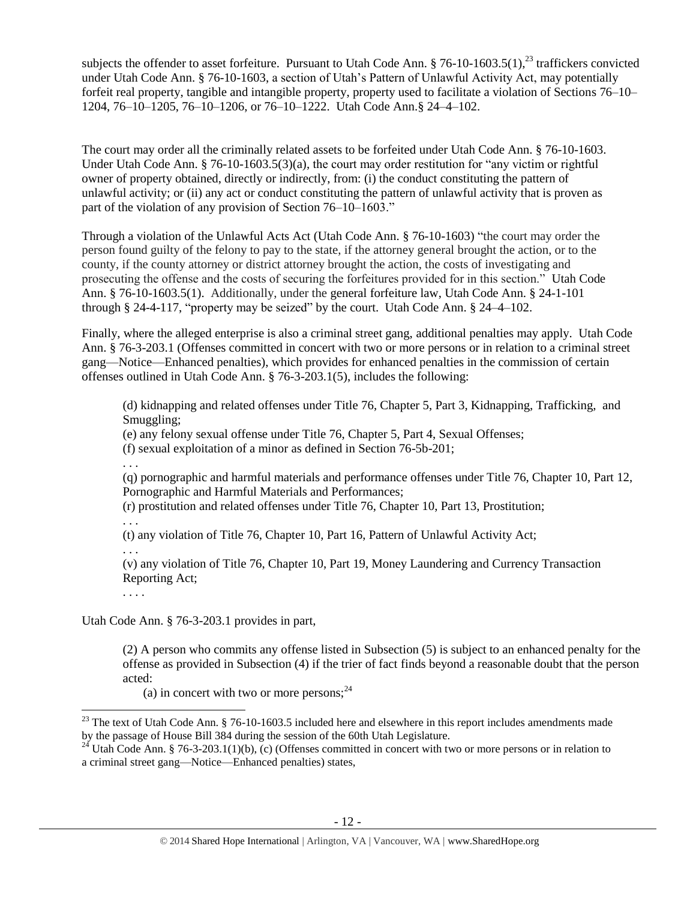subjects the offender to asset forfeiture. Pursuant to Utah Code Ann. § 76-10-1603.5(1),[23] traffickers convicted under Utah Code Ann. § 76-10-1603, a section of Utah's Pattern of Unlawful Activity Act, may potentially forfeit real property, tangible and intangible property, property used to facilitate a violation of Sections 76–10–1204, 76–10–1205, 76–10–1206, or 76–10–1222. Utah Code Ann.§ 24–4–102.

The court may order all the criminally related assets to be forfeited under Utah Code Ann. § 76-10-1603. Under Utah Code Ann. § 76-10-1603.5(3)(a), the court may order restitution for "any victim or rightful owner of property obtained, directly or indirectly, from: (i) the conduct constituting the pattern of unlawful activity; or (ii) any act or conduct constituting the pattern of unlawful activity that is proven as part of the violation of any provision of Section 76–10–1603."

Through a violation of the Unlawful Acts Act (Utah Code Ann. § 76-10-1603) "the court may order the person found guilty of the felony to pay to the state, if the attorney general brought the action, or to the county, if the county attorney or district attorney brought the action, the costs of investigating and prosecuting the offense and the costs of securing the forfeitures provided for in this section." Utah Code Ann. § 76-10-1603.5(1). Additionally, under the general forfeiture law, Utah Code Ann. § 24-1-101 through § 24-4-117, "property may be seized" by the court. Utah Code Ann. § 24–4–102.

Finally, where the alleged enterprise is also a criminal street gang, additional penalties may apply. Utah Code Ann. § 76-3-203.1 (Offenses committed in concert with two or more persons or in relation to a criminal street gang—Notice—Enhanced penalties), which provides for enhanced penalties in the commission of certain offenses outlined in Utah Code Ann. § 76-3-203.1(5), includes the following:

> (d) kidnapping and related offenses under Title 76, Chapter 5, Part 3, Kidnapping, Trafficking, and Smuggling;
> (e) any felony sexual offense under Title 76, Chapter 5, Part 4, Sexual Offenses;
> (f) sexual exploitation of a minor as defined in Section 76-5b-201;
> . . .
> (q) pornographic and harmful materials and performance offenses under Title 76, Chapter 10, Part 12, Pornographic and Harmful Materials and Performances;
> (r) prostitution and related offenses under Title 76, Chapter 10, Part 13, Prostitution;
> . . .
> (t) any violation of Title 76, Chapter 10, Part 16, Pattern of Unlawful Activity Act;
> . . .
> (v) any violation of Title 76, Chapter 10, Part 19, Money Laundering and Currency Transaction Reporting Act;
> . . . .

Utah Code Ann. § 76-3-203.1 provides in part,

> (2) A person who commits any offense listed in Subsection (5) is subject to an enhanced penalty for the offense as provided in Subsection (4) if the trier of fact finds beyond a reasonable doubt that the person acted:
>
> (a) in concert with two or more persons;[24]

---

[23] The text of Utah Code Ann. § 76-10-1603.5 included here and elsewhere in this report includes amendments made by the passage of House Bill 384 during the session of the 60th Utah Legislature.

[24] Utah Code Ann. § 76-3-203.1(1)(b), (c) (Offenses committed in concert with two or more persons or in relation to a criminal street gang—Notice—Enhanced penalties) states,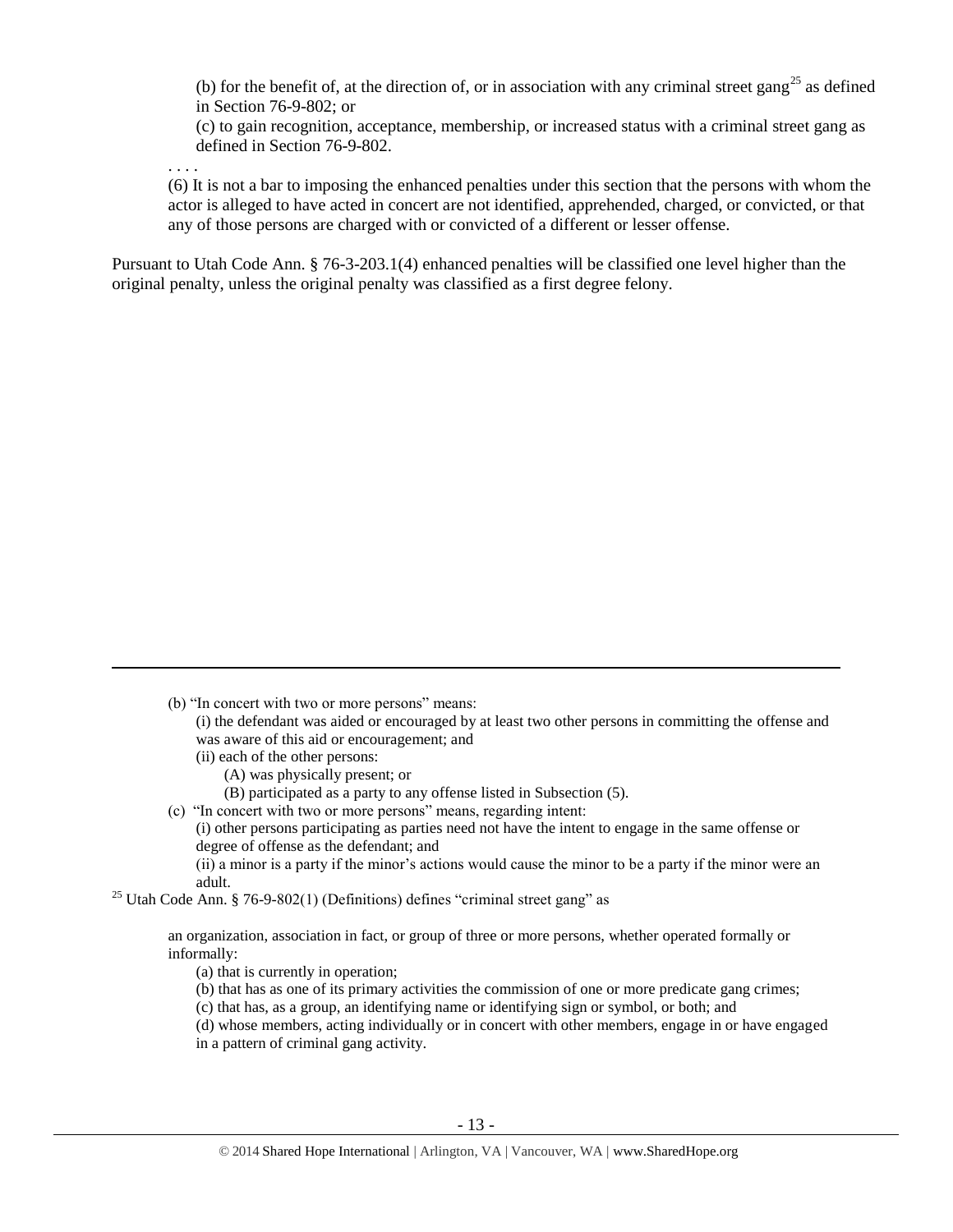(b) for the benefit of, at the direction of, or in association with any criminal street gang[25] as defined in Section 76-9-802; or

(c) to gain recognition, acceptance, membership, or increased status with a criminal street gang as defined in Section 76-9-802.

. . . .

(6) It is not a bar to imposing the enhanced penalties under this section that the persons with whom the actor is alleged to have acted in concert are not identified, apprehended, charged, or convicted, or that any of those persons are charged with or convicted of a different or lesser offense.

Pursuant to Utah Code Ann. § 76-3-203.1(4) enhanced penalties will be classified one level higher than the original penalty, unless the original penalty was classified as a first degree felony.

---

(b) "In concert with two or more persons" means:

(i) the defendant was aided or encouraged by at least two other persons in committing the offense and was aware of this aid or encouragement; and

(ii) each of the other persons:

(A) was physically present; or

(B) participated as a party to any offense listed in Subsection (5).

(c) "In concert with two or more persons" means, regarding intent:

(i) other persons participating as parties need not have the intent to engage in the same offense or degree of offense as the defendant; and

(ii) a minor is a party if the minor's actions would cause the minor to be a party if the minor were an adult.

[25] Utah Code Ann. § 76-9-802(1) (Definitions) defines "criminal street gang" as

an organization, association in fact, or group of three or more persons, whether operated formally or informally:

(a) that is currently in operation;

(b) that has as one of its primary activities the commission of one or more predicate gang crimes;

(c) that has, as a group, an identifying name or identifying sign or symbol, or both; and

(d) whose members, acting individually or in concert with other members, engage in or have engaged in a pattern of criminal gang activity.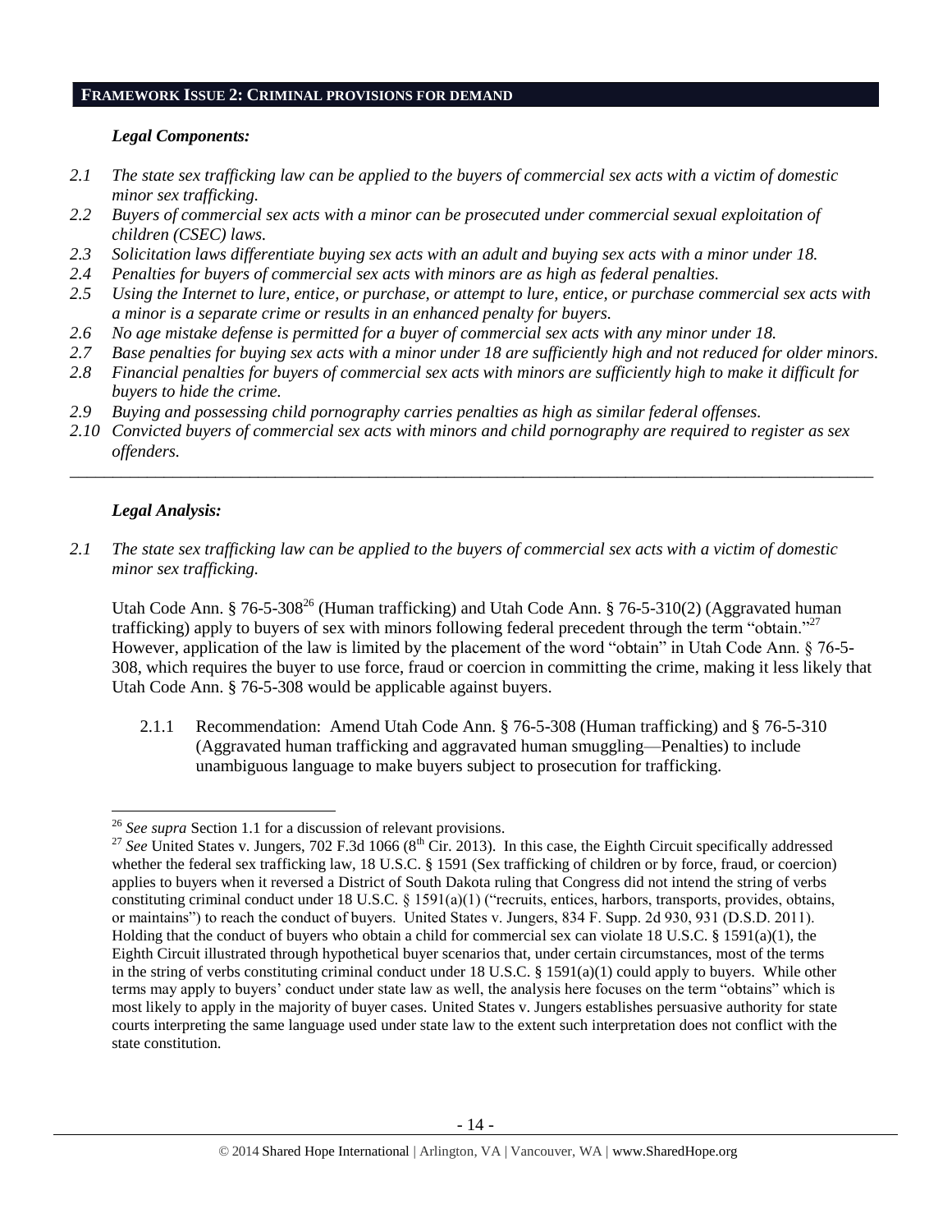## FRAMEWORK ISSUE 2: CRIMINAL PROVISIONS FOR DEMAND

### *Legal Components:*

*2.1 The state sex trafficking law can be applied to the buyers of commercial sex acts with a victim of domestic minor sex trafficking.*

*2.2 Buyers of commercial sex acts with a minor can be prosecuted under commercial sexual exploitation of children (CSEC) laws.*

*2.3 Solicitation laws differentiate buying sex acts with an adult and buying sex acts with a minor under 18.*

*2.4 Penalties for buyers of commercial sex acts with minors are as high as federal penalties.*

*2.5 Using the Internet to lure, entice, or purchase, or attempt to lure, entice, or purchase commercial sex acts with a minor is a separate crime or results in an enhanced penalty for buyers.*

*2.6 No age mistake defense is permitted for a buyer of commercial sex acts with any minor under 18.*

*2.7 Base penalties for buying sex acts with a minor under 18 are sufficiently high and not reduced for older minors.*

*2.8 Financial penalties for buyers of commercial sex acts with minors are sufficiently high to make it difficult for buyers to hide the crime.*

*2.9 Buying and possessing child pornography carries penalties as high as similar federal offenses.*

*2.10 Convicted buyers of commercial sex acts with minors and child pornography are required to register as sex offenders.*

---

### *Legal Analysis:*

*2.1 The state sex trafficking law can be applied to the buyers of commercial sex acts with a victim of domestic minor sex trafficking.*

Utah Code Ann. § 76-5-308[26] (Human trafficking) and Utah Code Ann. § 76-5-310(2) (Aggravated human trafficking) apply to buyers of sex with minors following federal precedent through the term "obtain."[27] However, application of the law is limited by the placement of the word "obtain" in Utah Code Ann. § 76-5-308, which requires the buyer to use force, fraud or coercion in committing the crime, making it less likely that Utah Code Ann. § 76-5-308 would be applicable against buyers.

2.1.1 Recommendation: Amend Utah Code Ann. § 76-5-308 (Human trafficking) and § 76-5-310 (Aggravated human trafficking and aggravated human smuggling—Penalties) to include unambiguous language to make buyers subject to prosecution for trafficking.

---

[26] *See supra* Section 1.1 for a discussion of relevant provisions.

[27] *See* United States v. Jungers, 702 F.3d 1066 (8th Cir. 2013). In this case, the Eighth Circuit specifically addressed whether the federal sex trafficking law, 18 U.S.C. § 1591 (Sex trafficking of children or by force, fraud, or coercion) applies to buyers when it reversed a District of South Dakota ruling that Congress did not intend the string of verbs constituting criminal conduct under 18 U.S.C. § 1591(a)(1) ("recruits, entices, harbors, transports, provides, obtains, or maintains") to reach the conduct of buyers. United States v. Jungers, 834 F. Supp. 2d 930, 931 (D.S.D. 2011). Holding that the conduct of buyers who obtain a child for commercial sex can violate 18 U.S.C. § 1591(a)(1), the Eighth Circuit illustrated through hypothetical buyer scenarios that, under certain circumstances, most of the terms in the string of verbs constituting criminal conduct under 18 U.S.C. § 1591(a)(1) could apply to buyers. While other terms may apply to buyers' conduct under state law as well, the analysis here focuses on the term "obtains" which is most likely to apply in the majority of buyer cases. United States v. Jungers establishes persuasive authority for state courts interpreting the same language used under state law to the extent such interpretation does not conflict with the state constitution.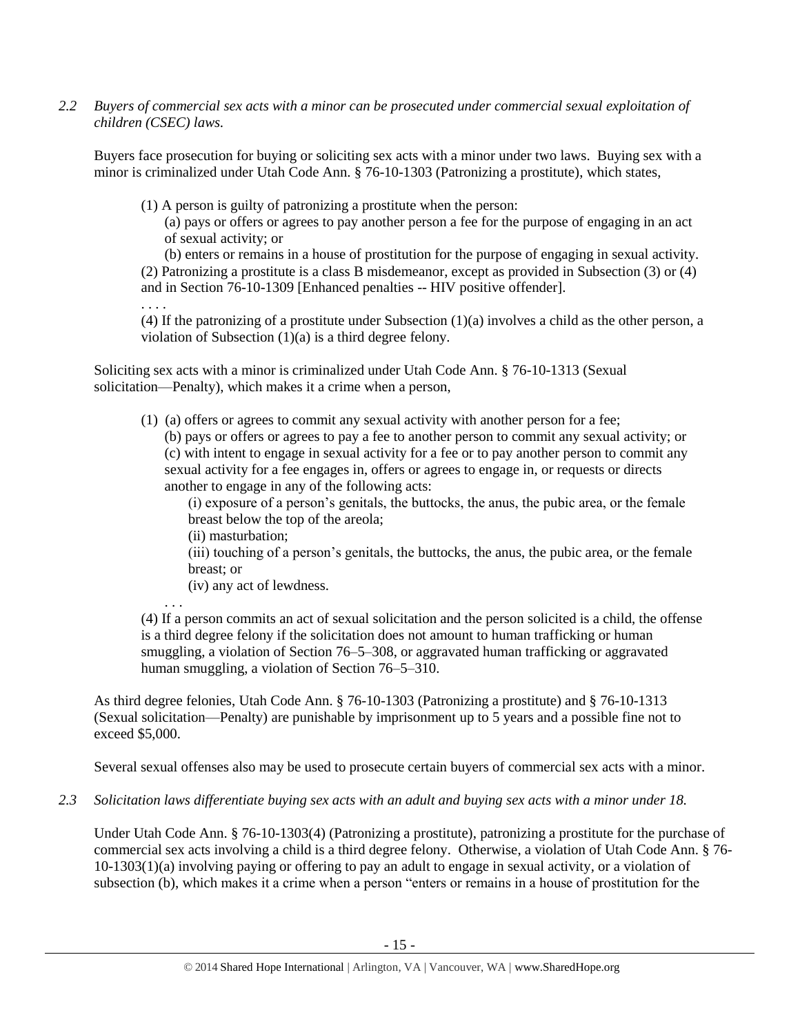*2.2 Buyers of commercial sex acts with a minor can be prosecuted under commercial sexual exploitation of children (CSEC) laws.*

Buyers face prosecution for buying or soliciting sex acts with a minor under two laws. Buying sex with a minor is criminalized under Utah Code Ann. § 76-10-1303 (Patronizing a prostitute), which states,

> (1) A person is guilty of patronizing a prostitute when the person:
>
> (a) pays or offers or agrees to pay another person a fee for the purpose of engaging in an act of sexual activity; or
>
> (b) enters or remains in a house of prostitution for the purpose of engaging in sexual activity.
>
> (2) Patronizing a prostitute is a class B misdemeanor, except as provided in Subsection (3) or (4) and in Section 76-10-1309 [Enhanced penalties -- HIV positive offender].
>
> . . . .
>
> (4) If the patronizing of a prostitute under Subsection (1)(a) involves a child as the other person, a violation of Subsection (1)(a) is a third degree felony.

Soliciting sex acts with a minor is criminalized under Utah Code Ann. § 76-10-1313 (Sexual solicitation—Penalty), which makes it a crime when a person,

> (1) (a) offers or agrees to commit any sexual activity with another person for a fee;
>
> (b) pays or offers or agrees to pay a fee to another person to commit any sexual activity; or
>
> (c) with intent to engage in sexual activity for a fee or to pay another person to commit any sexual activity for a fee engages in, offers or agrees to engage in, or requests or directs another to engage in any of the following acts:
>
> (i) exposure of a person's genitals, the buttocks, the anus, the pubic area, or the female breast below the top of the areola;
>
> (ii) masturbation;
>
> (iii) touching of a person's genitals, the buttocks, the anus, the pubic area, or the female breast; or
>
> (iv) any act of lewdness.
>
> . . .
>
> (4) If a person commits an act of sexual solicitation and the person solicited is a child, the offense is a third degree felony if the solicitation does not amount to human trafficking or human smuggling, a violation of Section 76–5–308, or aggravated human trafficking or aggravated human smuggling, a violation of Section 76–5–310.

As third degree felonies, Utah Code Ann. § 76-10-1303 (Patronizing a prostitute) and § 76-10-1313 (Sexual solicitation—Penalty) are punishable by imprisonment up to 5 years and a possible fine not to exceed $5,000.

Several sexual offenses also may be used to prosecute certain buyers of commercial sex acts with a minor.

*2.3 Solicitation laws differentiate buying sex acts with an adult and buying sex acts with a minor under 18.*

Under Utah Code Ann. § 76-10-1303(4) (Patronizing a prostitute), patronizing a prostitute for the purchase of commercial sex acts involving a child is a third degree felony. Otherwise, a violation of Utah Code Ann. § 76-10-1303(1)(a) involving paying or offering to pay an adult to engage in sexual activity, or a violation of subsection (b), which makes it a crime when a person "enters or remains in a house of prostitution for the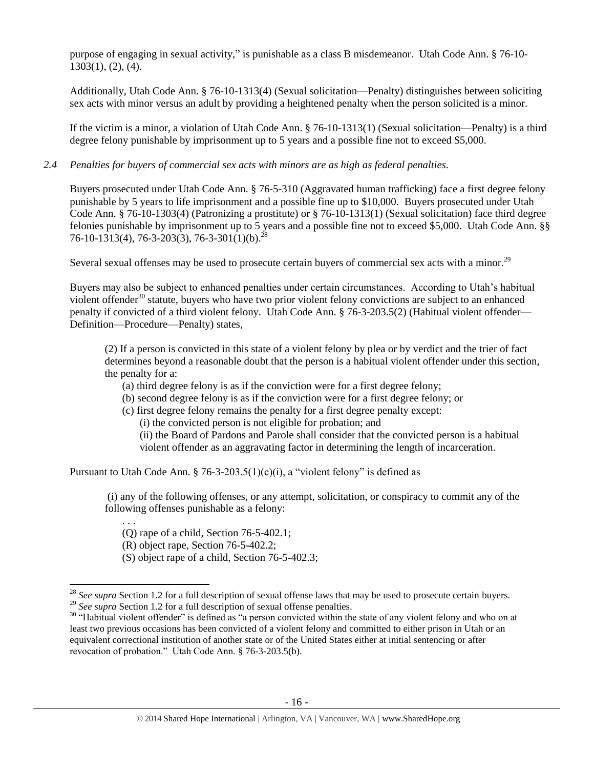purpose of engaging in sexual activity," is punishable as a class B misdemeanor. Utah Code Ann. § 76-10-1303(1), (2), (4).

Additionally, Utah Code Ann. § 76-10-1313(4) (Sexual solicitation—Penalty) distinguishes between soliciting sex acts with minor versus an adult by providing a heightened penalty when the person solicited is a minor.

If the victim is a minor, a violation of Utah Code Ann. § 76-10-1313(1) (Sexual solicitation—Penalty) is a third degree felony punishable by imprisonment up to 5 years and a possible fine not to exceed $5,000.

*2.4 Penalties for buyers of commercial sex acts with minors are as high as federal penalties.*

Buyers prosecuted under Utah Code Ann. § 76-5-310 (Aggravated human trafficking) face a first degree felony punishable by 5 years to life imprisonment and a possible fine up to $10,000. Buyers prosecuted under Utah Code Ann. § 76-10-1303(4) (Patronizing a prostitute) or § 76-10-1313(1) (Sexual solicitation) face third degree felonies punishable by imprisonment up to 5 years and a possible fine not to exceed $5,000. Utah Code Ann. §§ 76-10-1313(4), 76-3-203(3), 76-3-301(1)(b).[28]

Several sexual offenses may be used to prosecute certain buyers of commercial sex acts with a minor.[29]

Buyers may also be subject to enhanced penalties under certain circumstances. According to Utah's habitual violent offender[30] statute, buyers who have two prior violent felony convictions are subject to an enhanced penalty if convicted of a third violent felony. Utah Code Ann. § 76-3-203.5(2) (Habitual violent offender—Definition—Procedure—Penalty) states,

> (2) If a person is convicted in this state of a violent felony by plea or by verdict and the trier of fact determines beyond a reasonable doubt that the person is a habitual violent offender under this section, the penalty for a:
>
> (a) third degree felony is as if the conviction were for a first degree felony;
>
> (b) second degree felony is as if the conviction were for a first degree felony; or
>
> (c) first degree felony remains the penalty for a first degree penalty except:
>
> (i) the convicted person is not eligible for probation; and
>
> (ii) the Board of Pardons and Parole shall consider that the convicted person is a habitual violent offender as an aggravating factor in determining the length of incarceration.

Pursuant to Utah Code Ann. § 76-3-203.5(1)(c)(i), a "violent felony" is defined as

> (i) any of the following offenses, or any attempt, solicitation, or conspiracy to commit any of the following offenses punishable as a felony:
>
> . . .
>
> (Q) rape of a child, Section 76-5-402.1;
>
> (R) object rape, Section 76-5-402.2;
>
> (S) object rape of a child, Section 76-5-402.3;

---

[28] *See supra* Section 1.2 for a full description of sexual offense laws that may be used to prosecute certain buyers.

[29] *See supra* Section 1.2 for a full description of sexual offense penalties.

[30] "Habitual violent offender" is defined as "a person convicted within the state of any violent felony and who on at least two previous occasions has been convicted of a violent felony and committed to either prison in Utah or an equivalent correctional institution of another state or of the United States either at initial sentencing or after revocation of probation." Utah Code Ann. § 76-3-203.5(b).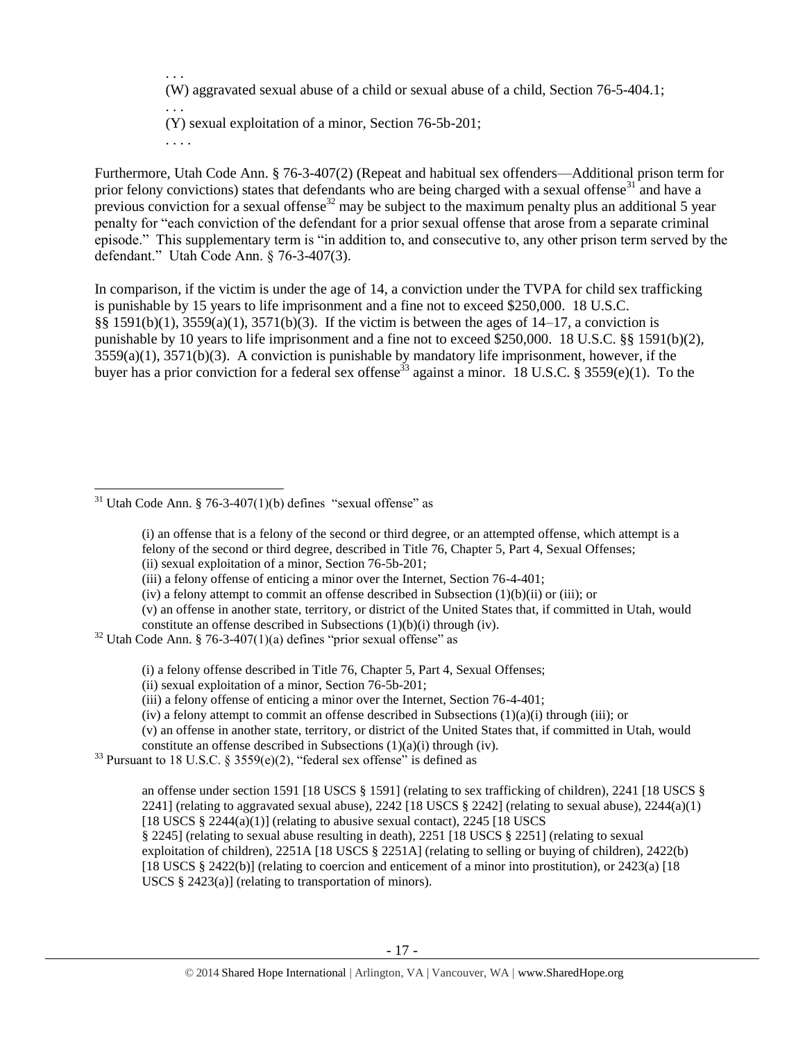> . . .
> (W) aggravated sexual abuse of a child or sexual abuse of a child, Section 76-5-404.1;
> . . .
> (Y) sexual exploitation of a minor, Section 76-5b-201;
> . . . .

Furthermore, Utah Code Ann. § 76-3-407(2) (Repeat and habitual sex offenders—Additional prison term for prior felony convictions) states that defendants who are being charged with a sexual offense[31] and have a previous conviction for a sexual offense[32] may be subject to the maximum penalty plus an additional 5 year penalty for "each conviction of the defendant for a prior sexual offense that arose from a separate criminal episode." This supplementary term is "in addition to, and consecutive to, any other prison term served by the defendant." Utah Code Ann. § 76-3-407(3).

In comparison, if the victim is under the age of 14, a conviction under the TVPA for child sex trafficking is punishable by 15 years to life imprisonment and a fine not to exceed $250,000. 18 U.S.C. §§ 1591(b)(1), 3559(a)(1), 3571(b)(3). If the victim is between the ages of 14–17, a conviction is punishable by 10 years to life imprisonment and a fine not to exceed $250,000. 18 U.S.C. §§ 1591(b)(2), 3559(a)(1), 3571(b)(3). A conviction is punishable by mandatory life imprisonment, however, if the buyer has a prior conviction for a federal sex offense[33] against a minor. 18 U.S.C. § 3559(e)(1). To the

---

[31] Utah Code Ann. § 76-3-407(1)(b) defines "sexual offense" as

> (i) an offense that is a felony of the second or third degree, or an attempted offense, which attempt is a felony of the second or third degree, described in Title 76, Chapter 5, Part 4, Sexual Offenses;
> (ii) sexual exploitation of a minor, Section 76-5b-201;
> (iii) a felony offense of enticing a minor over the Internet, Section 76-4-401;
> (iv) a felony attempt to commit an offense described in Subsection (1)(b)(ii) or (iii); or
> (v) an offense in another state, territory, or district of the United States that, if committed in Utah, would constitute an offense described in Subsections (1)(b)(i) through (iv).

[32] Utah Code Ann. § 76-3-407(1)(a) defines "prior sexual offense" as

> (i) a felony offense described in Title 76, Chapter 5, Part 4, Sexual Offenses;
> (ii) sexual exploitation of a minor, Section 76-5b-201;
> (iii) a felony offense of enticing a minor over the Internet, Section 76-4-401;
> (iv) a felony attempt to commit an offense described in Subsections (1)(a)(i) through (iii); or
> (v) an offense in another state, territory, or district of the United States that, if committed in Utah, would constitute an offense described in Subsections (1)(a)(i) through (iv).

[33] Pursuant to 18 U.S.C. § 3559(e)(2), "federal sex offense" is defined as

> an offense under section 1591 [18 USCS § 1591] (relating to sex trafficking of children), 2241 [18 USCS § 2241] (relating to aggravated sexual abuse), 2242 [18 USCS § 2242] (relating to sexual abuse), 2244(a)(1) [18 USCS § 2244(a)(1)] (relating to abusive sexual contact), 2245 [18 USCS § 2245] (relating to sexual abuse resulting in death), 2251 [18 USCS § 2251] (relating to sexual exploitation of children), 2251A [18 USCS § 2251A] (relating to selling or buying of children), 2422(b) [18 USCS § 2422(b)] (relating to coercion and enticement of a minor into prostitution), or 2423(a) [18 USCS § 2423(a)] (relating to transportation of minors).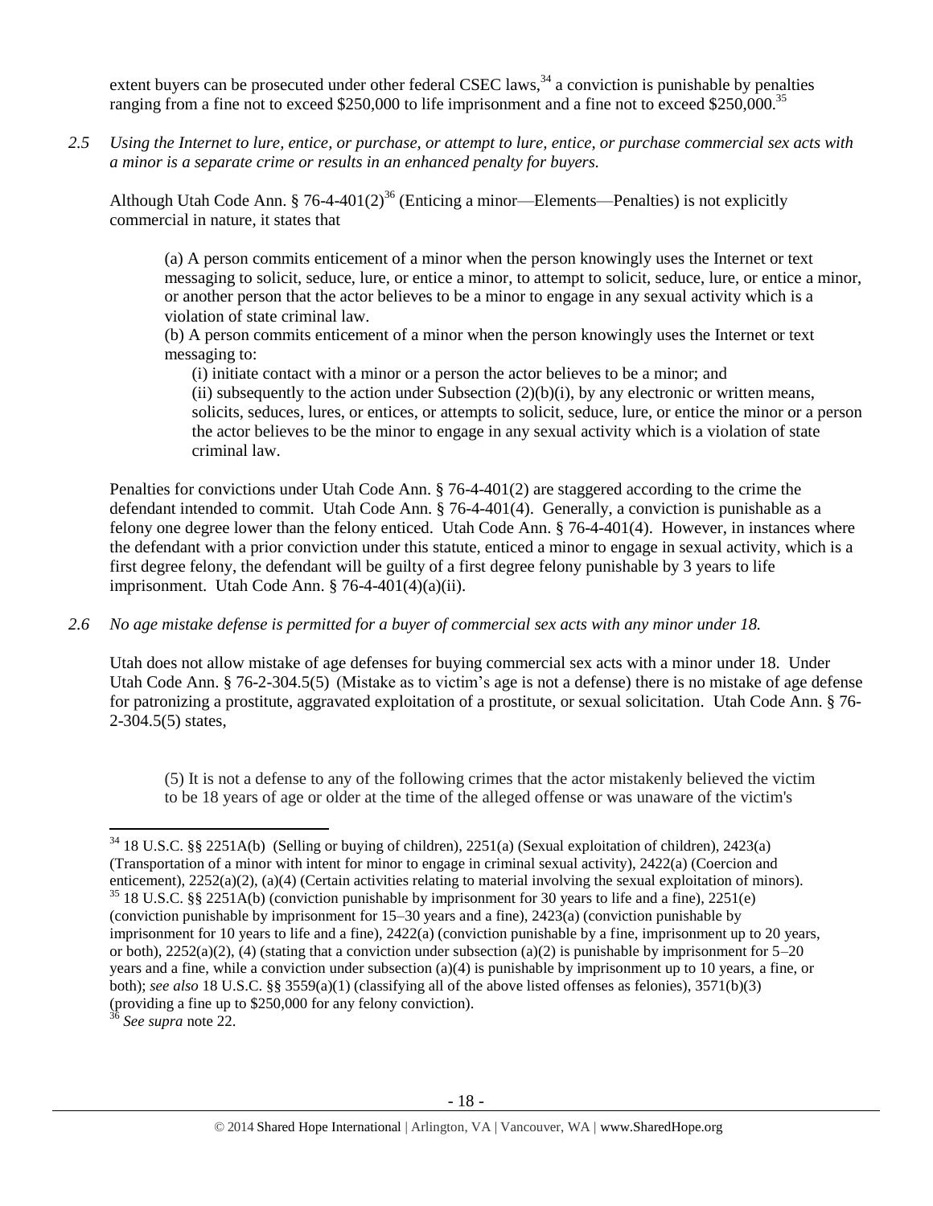extent buyers can be prosecuted under other federal CSEC laws,[34] a conviction is punishable by penalties ranging from a fine not to exceed $250,000 to life imprisonment and a fine not to exceed $250,000.[35]

*2.5 Using the Internet to lure, entice, or purchase, or attempt to lure, entice, or purchase commercial sex acts with a minor is a separate crime or results in an enhanced penalty for buyers.*

Although Utah Code Ann. § 76-4-401(2)[36] (Enticing a minor—Elements—Penalties) is not explicitly commercial in nature, it states that

> (a) A person commits enticement of a minor when the person knowingly uses the Internet or text messaging to solicit, seduce, lure, or entice a minor, to attempt to solicit, seduce, lure, or entice a minor, or another person that the actor believes to be a minor to engage in any sexual activity which is a violation of state criminal law.
>
> (b) A person commits enticement of a minor when the person knowingly uses the Internet or text messaging to:
>
> (i) initiate contact with a minor or a person the actor believes to be a minor; and
>
> (ii) subsequently to the action under Subsection (2)(b)(i), by any electronic or written means, solicits, seduces, lures, or entices, or attempts to solicit, seduce, lure, or entice the minor or a person the actor believes to be the minor to engage in any sexual activity which is a violation of state criminal law.

Penalties for convictions under Utah Code Ann. § 76-4-401(2) are staggered according to the crime the defendant intended to commit. Utah Code Ann. § 76-4-401(4). Generally, a conviction is punishable as a felony one degree lower than the felony enticed. Utah Code Ann. § 76-4-401(4). However, in instances where the defendant with a prior conviction under this statute, enticed a minor to engage in sexual activity, which is a first degree felony, the defendant will be guilty of a first degree felony punishable by 3 years to life imprisonment. Utah Code Ann. § 76-4-401(4)(a)(ii).

*2.6 No age mistake defense is permitted for a buyer of commercial sex acts with any minor under 18.*

Utah does not allow mistake of age defenses for buying commercial sex acts with a minor under 18. Under Utah Code Ann. § 76-2-304.5(5) (Mistake as to victim's age is not a defense) there is no mistake of age defense for patronizing a prostitute, aggravated exploitation of a prostitute, or sexual solicitation. Utah Code Ann. § 76-2-304.5(5) states,

> (5) It is not a defense to any of the following crimes that the actor mistakenly believed the victim to be 18 years of age or older at the time of the alleged offense or was unaware of the victim's

---

[34] 18 U.S.C. §§ 2251A(b) (Selling or buying of children), 2251(a) (Sexual exploitation of children), 2423(a) (Transportation of a minor with intent for minor to engage in criminal sexual activity), 2422(a) (Coercion and enticement), 2252(a)(2), (a)(4) (Certain activities relating to material involving the sexual exploitation of minors).

[35] 18 U.S.C. §§ 2251A(b) (conviction punishable by imprisonment for 30 years to life and a fine), 2251(e) (conviction punishable by imprisonment for 15–30 years and a fine), 2423(a) (conviction punishable by imprisonment for 10 years to life and a fine), 2422(a) (conviction punishable by a fine, imprisonment up to 20 years, or both), 2252(a)(2), (4) (stating that a conviction under subsection (a)(2) is punishable by imprisonment for 5–20 years and a fine, while a conviction under subsection (a)(4) is punishable by imprisonment up to 10 years, a fine, or both); *see also* 18 U.S.C. §§ 3559(a)(1) (classifying all of the above listed offenses as felonies), 3571(b)(3) (providing a fine up to $250,000 for any felony conviction).

[36] *See supra* note 22.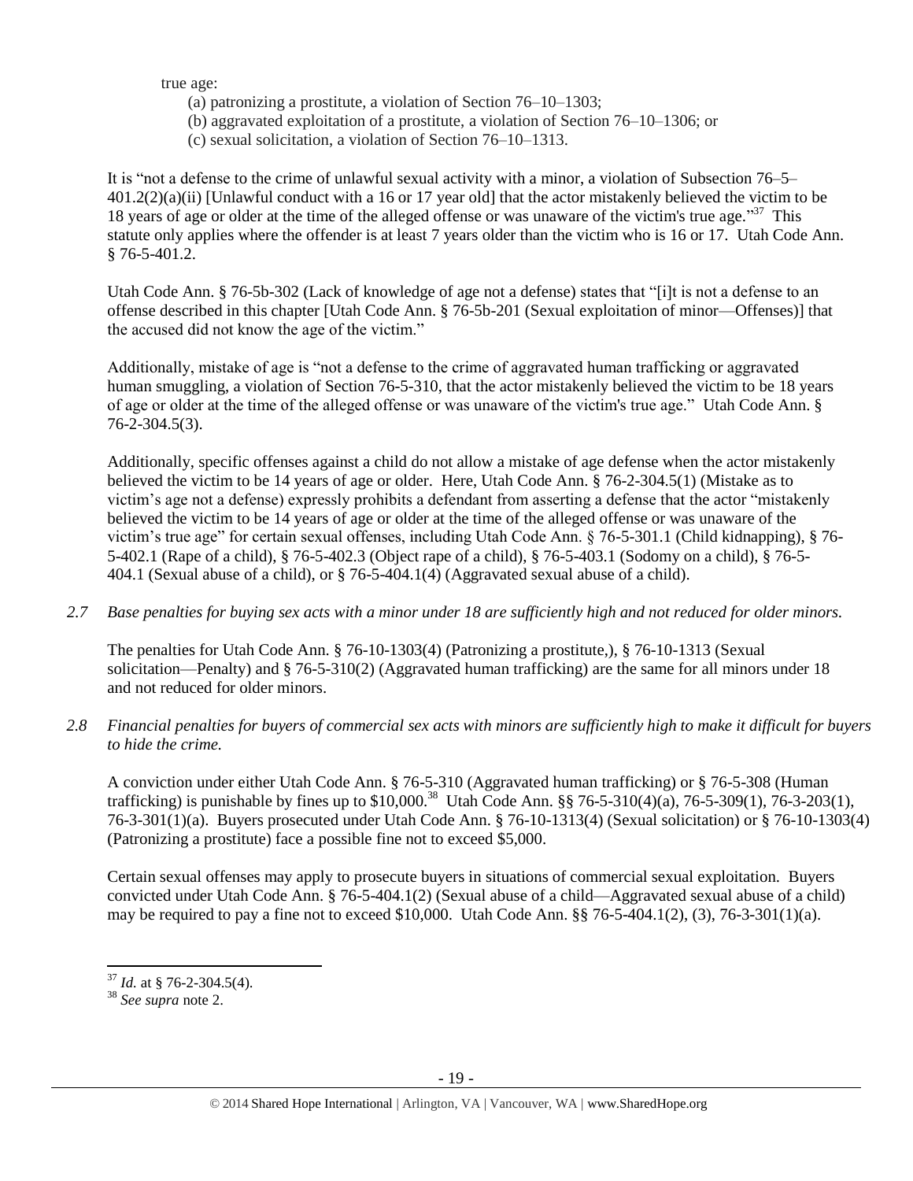true age:

(a) patronizing a prostitute, a violation of Section 76–10–1303;
(b) aggravated exploitation of a prostitute, a violation of Section 76–10–1306; or
(c) sexual solicitation, a violation of Section 76–10–1313.

It is "not a defense to the crime of unlawful sexual activity with a minor, a violation of Subsection 76–5–401.2(2)(a)(ii) [Unlawful conduct with a 16 or 17 year old] that the actor mistakenly believed the victim to be 18 years of age or older at the time of the alleged offense or was unaware of the victim's true age."[37] This statute only applies where the offender is at least 7 years older than the victim who is 16 or 17. Utah Code Ann. § 76-5-401.2.

Utah Code Ann. § 76-5b-302 (Lack of knowledge of age not a defense) states that "[i]t is not a defense to an offense described in this chapter [Utah Code Ann. § 76-5b-201 (Sexual exploitation of minor—Offenses)] that the accused did not know the age of the victim."

Additionally, mistake of age is "not a defense to the crime of aggravated human trafficking or aggravated human smuggling, a violation of Section 76-5-310, that the actor mistakenly believed the victim to be 18 years of age or older at the time of the alleged offense or was unaware of the victim's true age." Utah Code Ann. § 76-2-304.5(3).

Additionally, specific offenses against a child do not allow a mistake of age defense when the actor mistakenly believed the victim to be 14 years of age or older. Here, Utah Code Ann. § 76-2-304.5(1) (Mistake as to victim's age not a defense) expressly prohibits a defendant from asserting a defense that the actor "mistakenly believed the victim to be 14 years of age or older at the time of the alleged offense or was unaware of the victim's true age" for certain sexual offenses, including Utah Code Ann. § 76-5-301.1 (Child kidnapping), § 76-5-402.1 (Rape of a child), § 76-5-402.3 (Object rape of a child), § 76-5-403.1 (Sodomy on a child), § 76-5-404.1 (Sexual abuse of a child), or § 76-5-404.1(4) (Aggravated sexual abuse of a child).

*2.7 Base penalties for buying sex acts with a minor under 18 are sufficiently high and not reduced for older minors.*

The penalties for Utah Code Ann. § 76-10-1303(4) (Patronizing a prostitute,), § 76-10-1313 (Sexual solicitation—Penalty) and § 76-5-310(2) (Aggravated human trafficking) are the same for all minors under 18 and not reduced for older minors.

*2.8 Financial penalties for buyers of commercial sex acts with minors are sufficiently high to make it difficult for buyers to hide the crime.*

A conviction under either Utah Code Ann. § 76-5-310 (Aggravated human trafficking) or § 76-5-308 (Human trafficking) is punishable by fines up to $10,000.[38] Utah Code Ann. §§ 76-5-310(4)(a), 76-5-309(1), 76-3-203(1), 76-3-301(1)(a). Buyers prosecuted under Utah Code Ann. § 76-10-1313(4) (Sexual solicitation) or § 76-10-1303(4) (Patronizing a prostitute) face a possible fine not to exceed $5,000.

Certain sexual offenses may apply to prosecute buyers in situations of commercial sexual exploitation. Buyers convicted under Utah Code Ann. § 76-5-404.1(2) (Sexual abuse of a child—Aggravated sexual abuse of a child) may be required to pay a fine not to exceed $10,000. Utah Code Ann. §§ 76-5-404.1(2), (3), 76-3-301(1)(a).

---

[37] *Id.* at § 76-2-304.5(4).

[38] *See supra* note 2.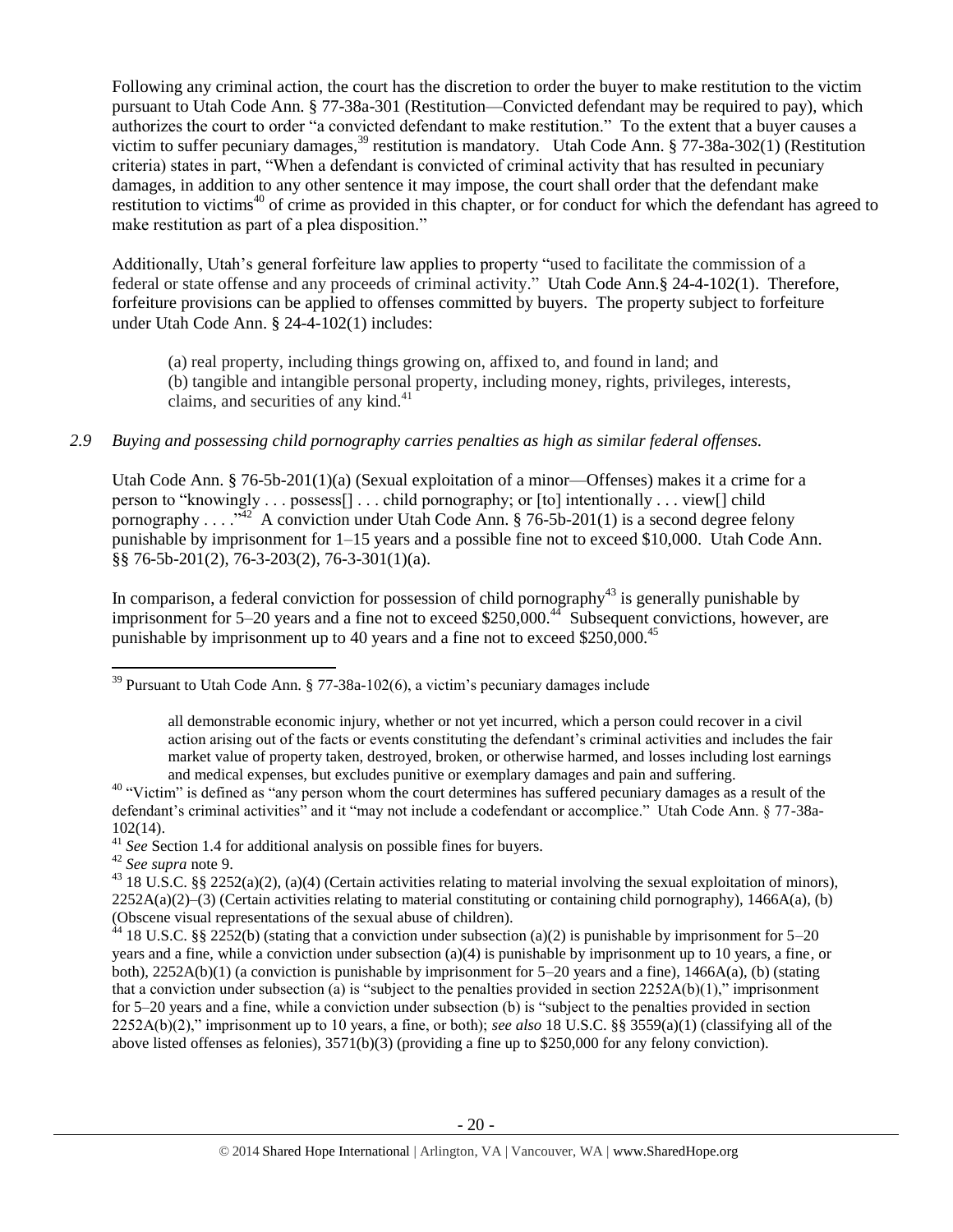Following any criminal action, the court has the discretion to order the buyer to make restitution to the victim pursuant to Utah Code Ann. § 77-38a-301 (Restitution—Convicted defendant may be required to pay), which authorizes the court to order "a convicted defendant to make restitution." To the extent that a buyer causes a victim to suffer pecuniary damages,[39] restitution is mandatory. Utah Code Ann. § 77-38a-302(1) (Restitution criteria) states in part, "When a defendant is convicted of criminal activity that has resulted in pecuniary damages, in addition to any other sentence it may impose, the court shall order that the defendant make restitution to victims[40] of crime as provided in this chapter, or for conduct for which the defendant has agreed to make restitution as part of a plea disposition."

Additionally, Utah's general forfeiture law applies to property "used to facilitate the commission of a federal or state offense and any proceeds of criminal activity." Utah Code Ann.§ 24-4-102(1). Therefore, forfeiture provisions can be applied to offenses committed by buyers. The property subject to forfeiture under Utah Code Ann. § 24-4-102(1) includes:

> (a) real property, including things growing on, affixed to, and found in land; and
> (b) tangible and intangible personal property, including money, rights, privileges, interests, claims, and securities of any kind.[41]

*2.9 Buying and possessing child pornography carries penalties as high as similar federal offenses.*

Utah Code Ann. § 76-5b-201(1)(a) (Sexual exploitation of a minor—Offenses) makes it a crime for a person to "knowingly . . . possess[] . . . child pornography; or [to] intentionally . . . view[] child pornography . . . ."[42] A conviction under Utah Code Ann. § 76-5b-201(1) is a second degree felony punishable by imprisonment for 1–15 years and a possible fine not to exceed $10,000. Utah Code Ann. §§ 76-5b-201(2), 76-3-203(2), 76-3-301(1)(a).

In comparison, a federal conviction for possession of child pornography[43] is generally punishable by imprisonment for 5–20 years and a fine not to exceed $250,000.[44] Subsequent convictions, however, are punishable by imprisonment up to 40 years and a fine not to exceed $250,000.[45]

---

[39] Pursuant to Utah Code Ann. § 77-38a-102(6), a victim's pecuniary damages include

> all demonstrable economic injury, whether or not yet incurred, which a person could recover in a civil action arising out of the facts or events constituting the defendant's criminal activities and includes the fair market value of property taken, destroyed, broken, or otherwise harmed, and losses including lost earnings and medical expenses, but excludes punitive or exemplary damages and pain and suffering.

[40] "Victim" is defined as "any person whom the court determines has suffered pecuniary damages as a result of the defendant's criminal activities" and it "may not include a codefendant or accomplice." Utah Code Ann. § 77-38a-102(14).

[41] *See* Section 1.4 for additional analysis on possible fines for buyers.

[42] *See supra* note 9.

[43] 18 U.S.C. §§ 2252(a)(2), (a)(4) (Certain activities relating to material involving the sexual exploitation of minors), 2252A(a)(2)–(3) (Certain activities relating to material constituting or containing child pornography), 1466A(a), (b) (Obscene visual representations of the sexual abuse of children).

[44] 18 U.S.C. §§ 2252(b) (stating that a conviction under subsection (a)(2) is punishable by imprisonment for 5–20 years and a fine, while a conviction under subsection (a)(4) is punishable by imprisonment up to 10 years, a fine, or both), 2252A(b)(1) (a conviction is punishable by imprisonment for 5–20 years and a fine), 1466A(a), (b) (stating that a conviction under subsection (a) is "subject to the penalties provided in section 2252A(b)(1)," imprisonment for 5–20 years and a fine, while a conviction under subsection (b) is "subject to the penalties provided in section 2252A(b)(2)," imprisonment up to 10 years, a fine, or both); *see also* 18 U.S.C. §§ 3559(a)(1) (classifying all of the above listed offenses as felonies), 3571(b)(3) (providing a fine up to $250,000 for any felony conviction).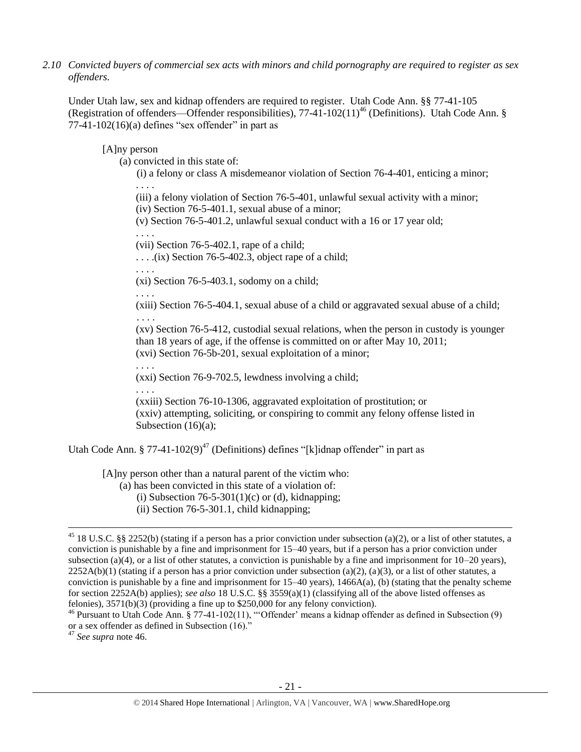*2.10 Convicted buyers of commercial sex acts with minors and child pornography are required to register as sex offenders.*

Under Utah law, sex and kidnap offenders are required to register. Utah Code Ann. §§ 77-41-105 (Registration of offenders—Offender responsibilities), 77-41-102(11)[46] (Definitions). Utah Code Ann. § 77-41-102(16)(a) defines "sex offender" in part as

> [A]ny person
>
> (a) convicted in this state of:
>
> (i) a felony or class A misdemeanor violation of Section 76-4-401, enticing a minor;
>
> . . . .
>
> (iii) a felony violation of Section 76-5-401, unlawful sexual activity with a minor;
>
> (iv) Section 76-5-401.1, sexual abuse of a minor;
>
> (v) Section 76-5-401.2, unlawful sexual conduct with a 16 or 17 year old;
>
> . . . .
>
> (vii) Section 76-5-402.1, rape of a child;
>
> . . . .(ix) Section 76-5-402.3, object rape of a child;
>
> . . . .
>
> (xi) Section 76-5-403.1, sodomy on a child;
>
> . . . .
>
> (xiii) Section 76-5-404.1, sexual abuse of a child or aggravated sexual abuse of a child;
>
> . . . .
>
> (xv) Section 76-5-412, custodial sexual relations, when the person in custody is younger than 18 years of age, if the offense is committed on or after May 10, 2011;
>
> (xvi) Section 76-5b-201, sexual exploitation of a minor;
>
> . . . .
>
> (xxi) Section 76-9-702.5, lewdness involving a child;
>
> . . . .
>
> (xxiii) Section 76-10-1306, aggravated exploitation of prostitution; or
>
> (xxiv) attempting, soliciting, or conspiring to commit any felony offense listed in Subsection (16)(a);

Utah Code Ann. § 77-41-102(9)[47] (Definitions) defines "[k]idnap offender" in part as

> [A]ny person other than a natural parent of the victim who:
>
> (a) has been convicted in this state of a violation of:
>
> (i) Subsection 76-5-301(1)(c) or (d), kidnapping;
>
> (ii) Section 76-5-301.1, child kidnapping;

---

[45] 18 U.S.C. §§ 2252(b) (stating if a person has a prior conviction under subsection (a)(2), or a list of other statutes, a conviction is punishable by a fine and imprisonment for 15–40 years, but if a person has a prior conviction under subsection (a)(4), or a list of other statutes, a conviction is punishable by a fine and imprisonment for 10–20 years), 2252A(b)(1) (stating if a person has a prior conviction under subsection (a)(2), (a)(3), or a list of other statutes, a conviction is punishable by a fine and imprisonment for 15–40 years), 1466A(a), (b) (stating that the penalty scheme for section 2252A(b) applies); *see also* 18 U.S.C. §§ 3559(a)(1) (classifying all of the above listed offenses as felonies), 3571(b)(3) (providing a fine up to $250,000 for any felony conviction).

[46] Pursuant to Utah Code Ann. § 77-41-102(11), "'Offender' means a kidnap offender as defined in Subsection (9) or a sex offender as defined in Subsection (16)."

[47] *See supra* note 46.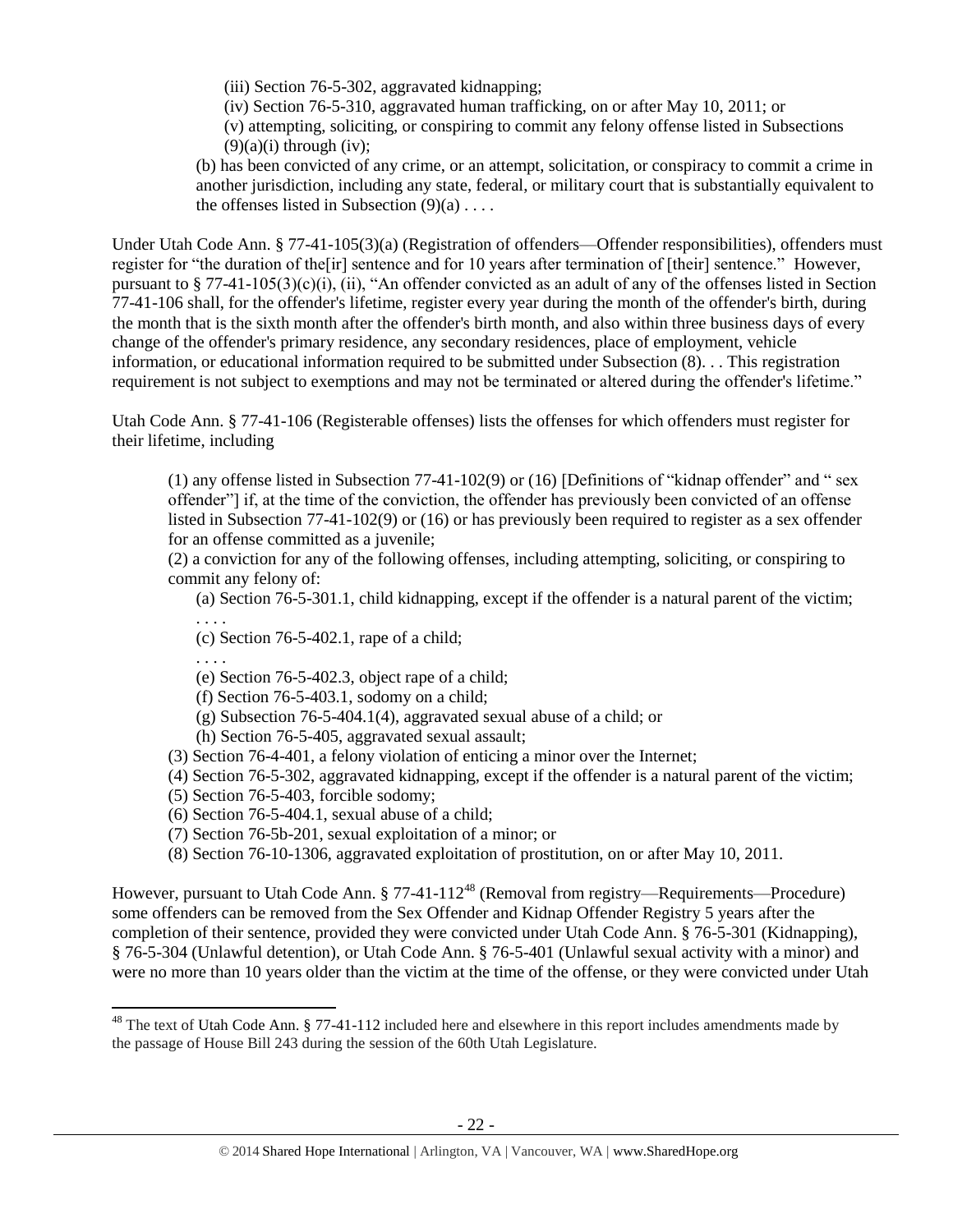(iii) Section 76-5-302, aggravated kidnapping;

(iv) Section 76-5-310, aggravated human trafficking, on or after May 10, 2011; or

(v) attempting, soliciting, or conspiring to commit any felony offense listed in Subsections (9)(a)(i) through (iv);

(b) has been convicted of any crime, or an attempt, solicitation, or conspiracy to commit a crime in another jurisdiction, including any state, federal, or military court that is substantially equivalent to the offenses listed in Subsection (9)(a) . . . .

Under Utah Code Ann. § 77-41-105(3)(a) (Registration of offenders—Offender responsibilities), offenders must register for "the duration of the[ir] sentence and for 10 years after termination of [their] sentence." However, pursuant to § 77-41-105(3)(c)(i), (ii), "An offender convicted as an adult of any of the offenses listed in Section 77-41-106 shall, for the offender's lifetime, register every year during the month of the offender's birth, during the month that is the sixth month after the offender's birth month, and also within three business days of every change of the offender's primary residence, any secondary residences, place of employment, vehicle information, or educational information required to be submitted under Subsection (8). . . This registration requirement is not subject to exemptions and may not be terminated or altered during the offender's lifetime."

Utah Code Ann. § 77-41-106 (Registerable offenses) lists the offenses for which offenders must register for their lifetime, including

(1) any offense listed in Subsection 77-41-102(9) or (16) [Definitions of "kidnap offender" and " sex offender"] if, at the time of the conviction, the offender has previously been convicted of an offense listed in Subsection 77-41-102(9) or (16) or has previously been required to register as a sex offender for an offense committed as a juvenile;

(2) a conviction for any of the following offenses, including attempting, soliciting, or conspiring to commit any felony of:

(a) Section 76-5-301.1, child kidnapping, except if the offender is a natural parent of the victim;

. . . .

(c) Section 76-5-402.1, rape of a child;

. . . .

(e) Section 76-5-402.3, object rape of a child;

(f) Section 76-5-403.1, sodomy on a child;

(g) Subsection 76-5-404.1(4), aggravated sexual abuse of a child; or

(h) Section 76-5-405, aggravated sexual assault;

(3) Section 76-4-401, a felony violation of enticing a minor over the Internet;

(4) Section 76-5-302, aggravated kidnapping, except if the offender is a natural parent of the victim;

(5) Section 76-5-403, forcible sodomy;

(6) Section 76-5-404.1, sexual abuse of a child;

(7) Section 76-5b-201, sexual exploitation of a minor; or

(8) Section 76-10-1306, aggravated exploitation of prostitution, on or after May 10, 2011.

However, pursuant to Utah Code Ann. § 77-41-112[48] (Removal from registry—Requirements—Procedure) some offenders can be removed from the Sex Offender and Kidnap Offender Registry 5 years after the completion of their sentence, provided they were convicted under Utah Code Ann. § 76-5-301 (Kidnapping), § 76-5-304 (Unlawful detention), or Utah Code Ann. § 76-5-401 (Unlawful sexual activity with a minor) and were no more than 10 years older than the victim at the time of the offense, or they were convicted under Utah

[48] The text of Utah Code Ann. § 77-41-112 included here and elsewhere in this report includes amendments made by the passage of House Bill 243 during the session of the 60th Utah Legislature.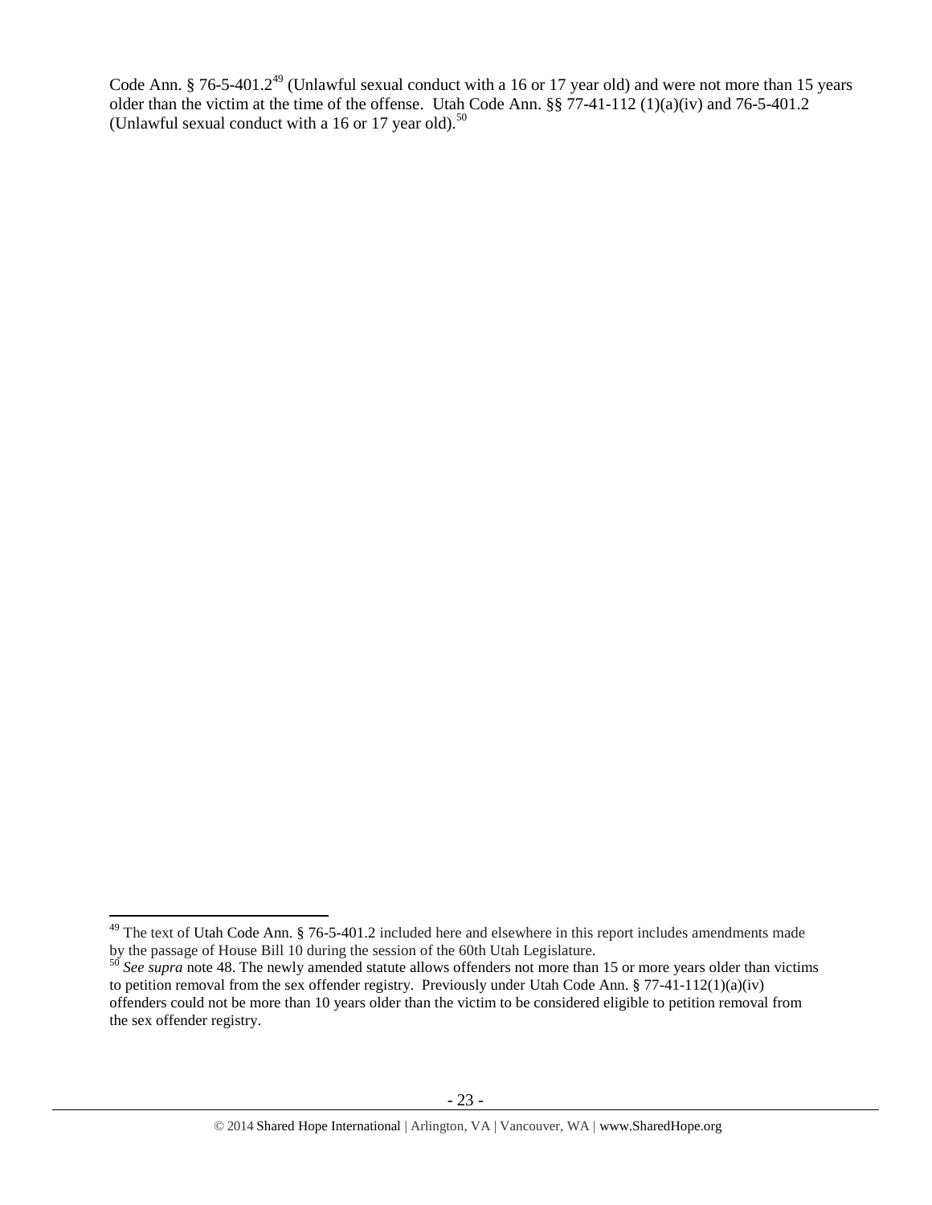Code Ann. § 76-5-401.2[49] (Unlawful sexual conduct with a 16 or 17 year old) and were not more than 15 years older than the victim at the time of the offense. Utah Code Ann. §§ 77-41-112 (1)(a)(iv) and 76-5-401.2 (Unlawful sexual conduct with a 16 or 17 year old).[50]

---

[49] The text of Utah Code Ann. § 76-5-401.2 included here and elsewhere in this report includes amendments made by the passage of House Bill 10 during the session of the 60th Utah Legislature.

[50] *See supra* note 48. The newly amended statute allows offenders not more than 15 or more years older than victims to petition removal from the sex offender registry. Previously under Utah Code Ann. § 77-41-112(1)(a)(iv) offenders could not be more than 10 years older than the victim to be considered eligible to petition removal from the sex offender registry.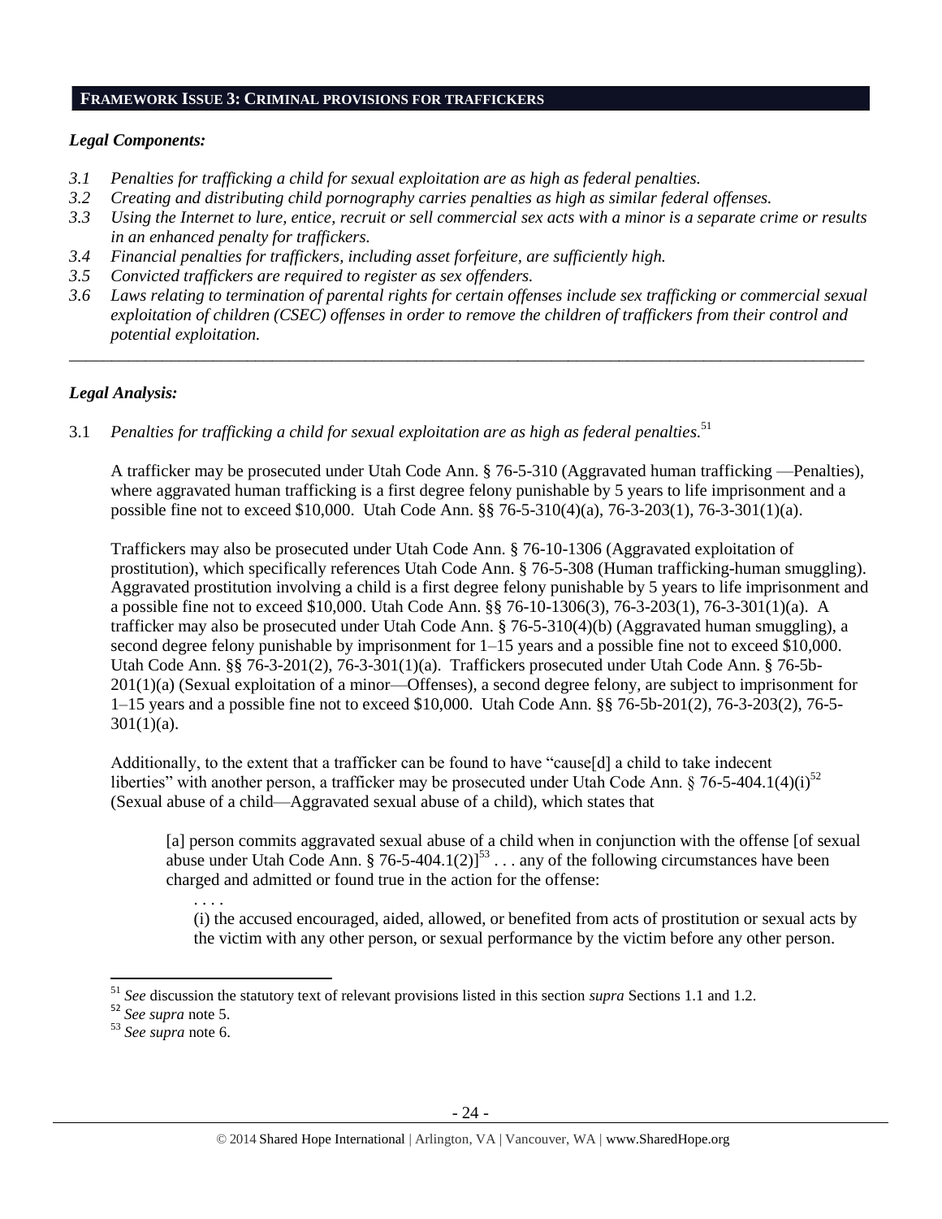## FRAMEWORK ISSUE 3: CRIMINAL PROVISIONS FOR TRAFFICKERS

### *Legal Components:*

*3.1 Penalties for trafficking a child for sexual exploitation are as high as federal penalties.*
*3.2 Creating and distributing child pornography carries penalties as high as similar federal offenses.*
*3.3 Using the Internet to lure, entice, recruit or sell commercial sex acts with a minor is a separate crime or results in an enhanced penalty for traffickers.*
*3.4 Financial penalties for traffickers, including asset forfeiture, are sufficiently high.*
*3.5 Convicted traffickers are required to register as sex offenders.*
*3.6 Laws relating to termination of parental rights for certain offenses include sex trafficking or commercial sexual exploitation of children (CSEC) offenses in order to remove the children of traffickers from their control and potential exploitation.*

---

### *Legal Analysis:*

3.1 *Penalties for trafficking a child for sexual exploitation are as high as federal penalties.*[51]

A trafficker may be prosecuted under Utah Code Ann. § 76-5-310 (Aggravated human trafficking —Penalties), where aggravated human trafficking is a first degree felony punishable by 5 years to life imprisonment and a possible fine not to exceed $10,000. Utah Code Ann. §§ 76-5-310(4)(a), 76-3-203(1), 76-3-301(1)(a).

Traffickers may also be prosecuted under Utah Code Ann. § 76-10-1306 (Aggravated exploitation of prostitution), which specifically references Utah Code Ann. § 76-5-308 (Human trafficking-human smuggling). Aggravated prostitution involving a child is a first degree felony punishable by 5 years to life imprisonment and a possible fine not to exceed $10,000. Utah Code Ann. §§ 76-10-1306(3), 76-3-203(1), 76-3-301(1)(a). A trafficker may also be prosecuted under Utah Code Ann. § 76-5-310(4)(b) (Aggravated human smuggling), a second degree felony punishable by imprisonment for 1–15 years and a possible fine not to exceed $10,000. Utah Code Ann. §§ 76-3-201(2), 76-3-301(1)(a). Traffickers prosecuted under Utah Code Ann. § 76-5b-201(1)(a) (Sexual exploitation of a minor—Offenses), a second degree felony, are subject to imprisonment for 1–15 years and a possible fine not to exceed $10,000. Utah Code Ann. §§ 76-5b-201(2), 76-3-203(2), 76-5-301(1)(a).

Additionally, to the extent that a trafficker can be found to have "cause[d] a child to take indecent liberties" with another person, a trafficker may be prosecuted under Utah Code Ann. § 76-5-404.1(4)(i)[52] (Sexual abuse of a child—Aggravated sexual abuse of a child), which states that

> [a] person commits aggravated sexual abuse of a child when in conjunction with the offense [of sexual abuse under Utah Code Ann. § 76-5-404.1(2)][53] . . . any of the following circumstances have been charged and admitted or found true in the action for the offense:
>
> . . . .
>
> (i) the accused encouraged, aided, allowed, or benefited from acts of prostitution or sexual acts by the victim with any other person, or sexual performance by the victim before any other person.

---

[51] *See* discussion the statutory text of relevant provisions listed in this section *supra* Sections 1.1 and 1.2.
[52] *See supra* note 5.
[53] *See supra* note 6.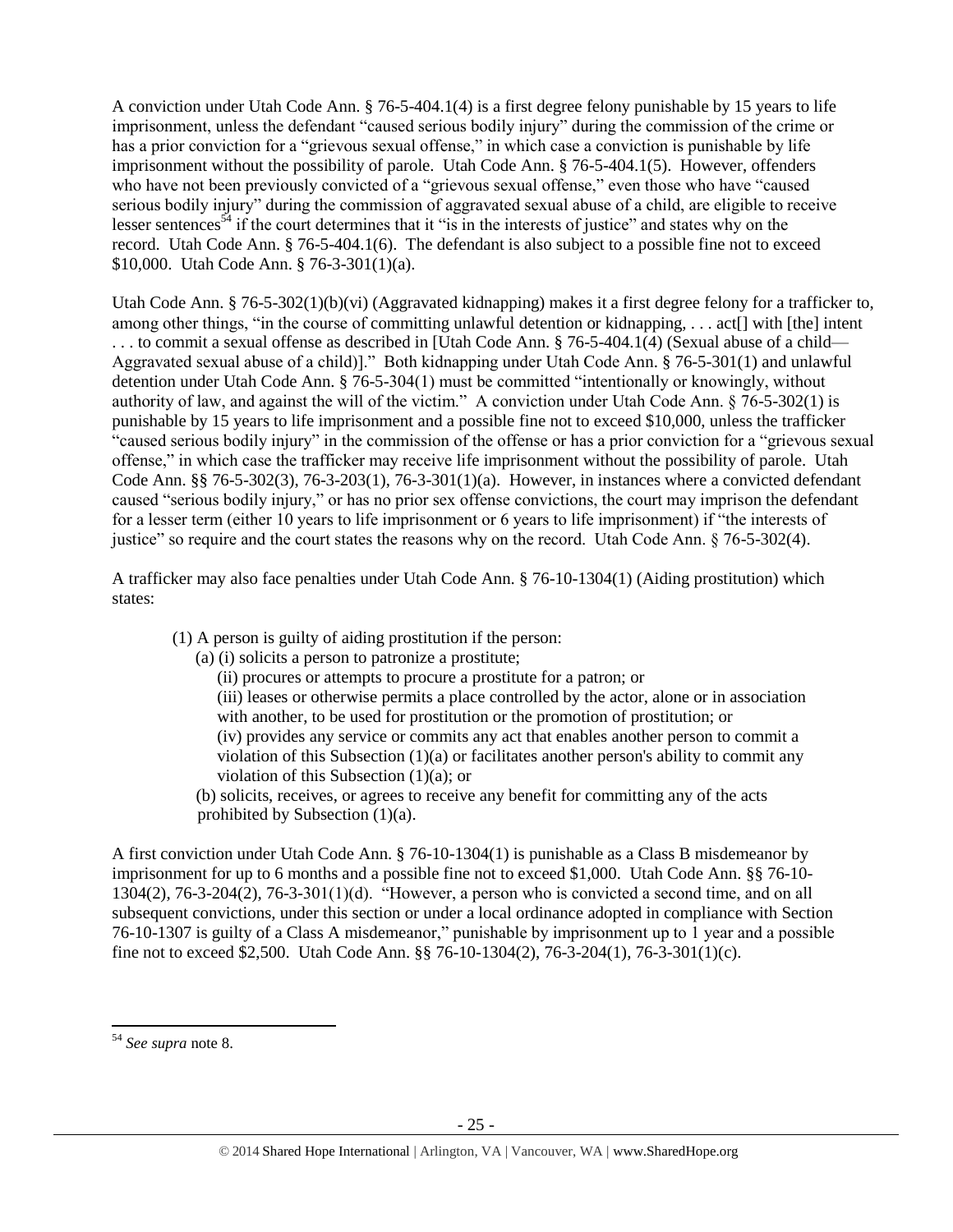A conviction under Utah Code Ann. § 76-5-404.1(4) is a first degree felony punishable by 15 years to life imprisonment, unless the defendant "caused serious bodily injury" during the commission of the crime or has a prior conviction for a "grievous sexual offense," in which case a conviction is punishable by life imprisonment without the possibility of parole. Utah Code Ann. § 76-5-404.1(5). However, offenders who have not been previously convicted of a "grievous sexual offense," even those who have "caused serious bodily injury" during the commission of aggravated sexual abuse of a child, are eligible to receive lesser sentences[54] if the court determines that it "is in the interests of justice" and states why on the record. Utah Code Ann. § 76-5-404.1(6). The defendant is also subject to a possible fine not to exceed $10,000. Utah Code Ann. § 76-3-301(1)(a).

Utah Code Ann. § 76-5-302(1)(b)(vi) (Aggravated kidnapping) makes it a first degree felony for a trafficker to, among other things, "in the course of committing unlawful detention or kidnapping, . . . act[] with [the] intent . . . to commit a sexual offense as described in [Utah Code Ann. § 76-5-404.1(4) (Sexual abuse of a child—Aggravated sexual abuse of a child)]." Both kidnapping under Utah Code Ann. § 76-5-301(1) and unlawful detention under Utah Code Ann. § 76-5-304(1) must be committed "intentionally or knowingly, without authority of law, and against the will of the victim." A conviction under Utah Code Ann. § 76-5-302(1) is punishable by 15 years to life imprisonment and a possible fine not to exceed $10,000, unless the trafficker "caused serious bodily injury" in the commission of the offense or has a prior conviction for a "grievous sexual offense," in which case the trafficker may receive life imprisonment without the possibility of parole. Utah Code Ann. §§ 76-5-302(3), 76-3-203(1), 76-3-301(1)(a). However, in instances where a convicted defendant caused "serious bodily injury," or has no prior sex offense convictions, the court may imprison the defendant for a lesser term (either 10 years to life imprisonment or 6 years to life imprisonment) if "the interests of justice" so require and the court states the reasons why on the record. Utah Code Ann. § 76-5-302(4).

A trafficker may also face penalties under Utah Code Ann. § 76-10-1304(1) (Aiding prostitution) which states:

> (1) A person is guilty of aiding prostitution if the person:
> (a) (i) solicits a person to patronize a prostitute;
> (ii) procures or attempts to procure a prostitute for a patron; or
> (iii) leases or otherwise permits a place controlled by the actor, alone or in association with another, to be used for prostitution or the promotion of prostitution; or
> (iv) provides any service or commits any act that enables another person to commit a violation of this Subsection (1)(a) or facilitates another person's ability to commit any violation of this Subsection (1)(a); or
> (b) solicits, receives, or agrees to receive any benefit for committing any of the acts prohibited by Subsection (1)(a).

A first conviction under Utah Code Ann. § 76-10-1304(1) is punishable as a Class B misdemeanor by imprisonment for up to 6 months and a possible fine not to exceed $1,000. Utah Code Ann. §§ 76-10-1304(2), 76-3-204(2), 76-3-301(1)(d). "However, a person who is convicted a second time, and on all subsequent convictions, under this section or under a local ordinance adopted in compliance with Section 76-10-1307 is guilty of a Class A misdemeanor," punishable by imprisonment up to 1 year and a possible fine not to exceed $2,500. Utah Code Ann. §§ 76-10-1304(2), 76-3-204(1), 76-3-301(1)(c).

---

[54] *See supra* note 8.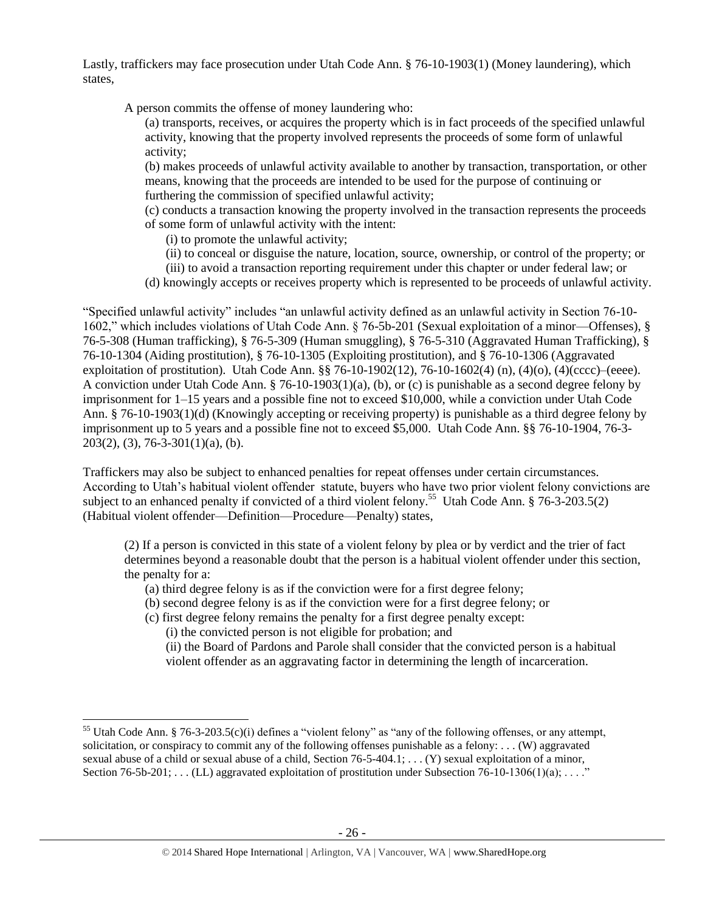Lastly, traffickers may face prosecution under Utah Code Ann. § 76-10-1903(1) (Money laundering), which states,

> A person commits the offense of money laundering who:
>
> (a) transports, receives, or acquires the property which is in fact proceeds of the specified unlawful activity, knowing that the property involved represents the proceeds of some form of unlawful activity;
>
> (b) makes proceeds of unlawful activity available to another by transaction, transportation, or other means, knowing that the proceeds are intended to be used for the purpose of continuing or furthering the commission of specified unlawful activity;
>
> (c) conducts a transaction knowing the property involved in the transaction represents the proceeds of some form of unlawful activity with the intent:
>
> (i) to promote the unlawful activity;
>
> (ii) to conceal or disguise the nature, location, source, ownership, or control of the property; or
>
> (iii) to avoid a transaction reporting requirement under this chapter or under federal law; or
>
> (d) knowingly accepts or receives property which is represented to be proceeds of unlawful activity.

"Specified unlawful activity" includes "an unlawful activity defined as an unlawful activity in Section 76-10-1602," which includes violations of Utah Code Ann. § 76-5b-201 (Sexual exploitation of a minor—Offenses), § 76-5-308 (Human trafficking), § 76-5-309 (Human smuggling), § 76-5-310 (Aggravated Human Trafficking), § 76-10-1304 (Aiding prostitution), § 76-10-1305 (Exploiting prostitution), and § 76-10-1306 (Aggravated exploitation of prostitution). Utah Code Ann. §§ 76-10-1902(12), 76-10-1602(4) (n), (4)(o), (4)(cccc)–(eeee). A conviction under Utah Code Ann. § 76-10-1903(1)(a), (b), or (c) is punishable as a second degree felony by imprisonment for 1–15 years and a possible fine not to exceed $10,000, while a conviction under Utah Code Ann. § 76-10-1903(1)(d) (Knowingly accepting or receiving property) is punishable as a third degree felony by imprisonment up to 5 years and a possible fine not to exceed $5,000. Utah Code Ann. §§ 76-10-1904, 76-3-203(2), (3), 76-3-301(1)(a), (b).

Traffickers may also be subject to enhanced penalties for repeat offenses under certain circumstances. According to Utah's habitual violent offender statute, buyers who have two prior violent felony convictions are subject to an enhanced penalty if convicted of a third violent felony.[55] Utah Code Ann. § 76-3-203.5(2) (Habitual violent offender—Definition—Procedure—Penalty) states,

> (2) If a person is convicted in this state of a violent felony by plea or by verdict and the trier of fact determines beyond a reasonable doubt that the person is a habitual violent offender under this section, the penalty for a:
>
> (a) third degree felony is as if the conviction were for a first degree felony;
>
> (b) second degree felony is as if the conviction were for a first degree felony; or
>
> (c) first degree felony remains the penalty for a first degree penalty except:
>
> (i) the convicted person is not eligible for probation; and
>
> (ii) the Board of Pardons and Parole shall consider that the convicted person is a habitual violent offender as an aggravating factor in determining the length of incarceration.

---

[55] Utah Code Ann. § 76-3-203.5(c)(i) defines a "violent felony" as "any of the following offenses, or any attempt, solicitation, or conspiracy to commit any of the following offenses punishable as a felony: . . . (W) aggravated sexual abuse of a child or sexual abuse of a child, Section 76-5-404.1; . . . (Y) sexual exploitation of a minor, Section 76-5b-201; . . . (LL) aggravated exploitation of prostitution under Subsection 76-10-1306(1)(a); . . . ."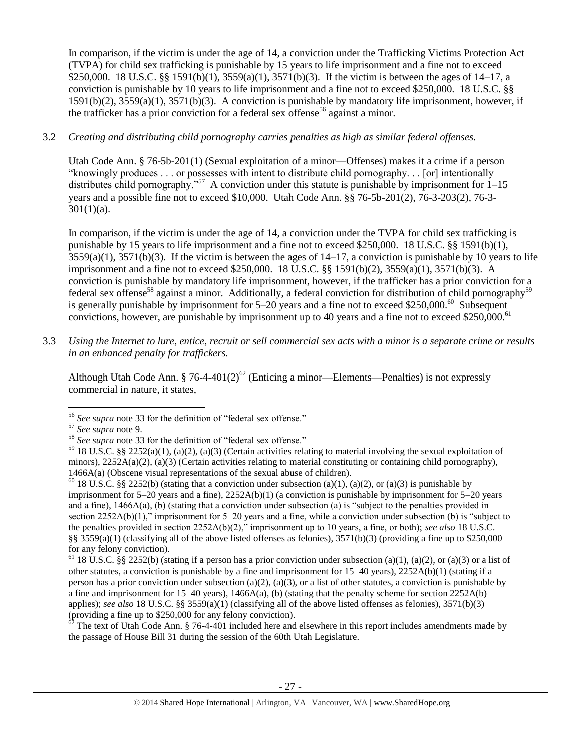In comparison, if the victim is under the age of 14, a conviction under the Trafficking Victims Protection Act (TVPA) for child sex trafficking is punishable by 15 years to life imprisonment and a fine not to exceed $250,000. 18 U.S.C. §§ 1591(b)(1), 3559(a)(1), 3571(b)(3). If the victim is between the ages of 14–17, a conviction is punishable by 10 years to life imprisonment and a fine not to exceed $250,000. 18 U.S.C. §§ 1591(b)(2), 3559(a)(1), 3571(b)(3). A conviction is punishable by mandatory life imprisonment, however, if the trafficker has a prior conviction for a federal sex offense[56] against a minor.

3.2 *Creating and distributing child pornography carries penalties as high as similar federal offenses.*

Utah Code Ann. § 76-5b-201(1) (Sexual exploitation of a minor—Offenses) makes it a crime if a person "knowingly produces . . . or possesses with intent to distribute child pornography. . . [or] intentionally distributes child pornography."[57] A conviction under this statute is punishable by imprisonment for 1–15 years and a possible fine not to exceed $10,000. Utah Code Ann. §§ 76-5b-201(2), 76-3-203(2), 76-3-301(1)(a).

In comparison, if the victim is under the age of 14, a conviction under the TVPA for child sex trafficking is punishable by 15 years to life imprisonment and a fine not to exceed $250,000. 18 U.S.C. §§ 1591(b)(1), 3559(a)(1), 3571(b)(3). If the victim is between the ages of 14–17, a conviction is punishable by 10 years to life imprisonment and a fine not to exceed $250,000. 18 U.S.C. §§ 1591(b)(2), 3559(a)(1), 3571(b)(3). A conviction is punishable by mandatory life imprisonment, however, if the trafficker has a prior conviction for a federal sex offense[58] against a minor. Additionally, a federal conviction for distribution of child pornography[59] is generally punishable by imprisonment for 5–20 years and a fine not to exceed $250,000.[60] Subsequent convictions, however, are punishable by imprisonment up to 40 years and a fine not to exceed $250,000.[61]

3.3 *Using the Internet to lure, entice, recruit or sell commercial sex acts with a minor is a separate crime or results in an enhanced penalty for traffickers.*

Although Utah Code Ann. § 76-4-401(2)[62] (Enticing a minor—Elements—Penalties) is not expressly commercial in nature, it states,

---

[56] *See supra* note 33 for the definition of "federal sex offense."

[57] *See supra* note 9.

[58] *See supra* note 33 for the definition of "federal sex offense."

[59] 18 U.S.C. §§ 2252(a)(1), (a)(2), (a)(3) (Certain activities relating to material involving the sexual exploitation of minors), 2252A(a)(2), (a)(3) (Certain activities relating to material constituting or containing child pornography), 1466A(a) (Obscene visual representations of the sexual abuse of children).

[60] 18 U.S.C. §§ 2252(b) (stating that a conviction under subsection (a)(1), (a)(2), or (a)(3) is punishable by imprisonment for 5–20 years and a fine), 2252A(b)(1) (a conviction is punishable by imprisonment for 5–20 years and a fine), 1466A(a), (b) (stating that a conviction under subsection (a) is "subject to the penalties provided in section 2252A(b)(1)," imprisonment for 5–20 years and a fine, while a conviction under subsection (b) is "subject to the penalties provided in section 2252A(b)(2)," imprisonment up to 10 years, a fine, or both); *see also* 18 U.S.C. §§ 3559(a)(1) (classifying all of the above listed offenses as felonies), 3571(b)(3) (providing a fine up to $250,000 for any felony conviction).

[61] 18 U.S.C. §§ 2252(b) (stating if a person has a prior conviction under subsection (a)(1), (a)(2), or (a)(3) or a list of other statutes, a conviction is punishable by a fine and imprisonment for 15–40 years), 2252A(b)(1) (stating if a person has a prior conviction under subsection (a)(2), (a)(3), or a list of other statutes, a conviction is punishable by a fine and imprisonment for 15–40 years), 1466A(a), (b) (stating that the penalty scheme for section 2252A(b) applies); *see also* 18 U.S.C. §§ 3559(a)(1) (classifying all of the above listed offenses as felonies), 3571(b)(3) (providing a fine up to $250,000 for any felony conviction).

[62] The text of Utah Code Ann. § 76-4-401 included here and elsewhere in this report includes amendments made by the passage of House Bill 31 during the session of the 60th Utah Legislature.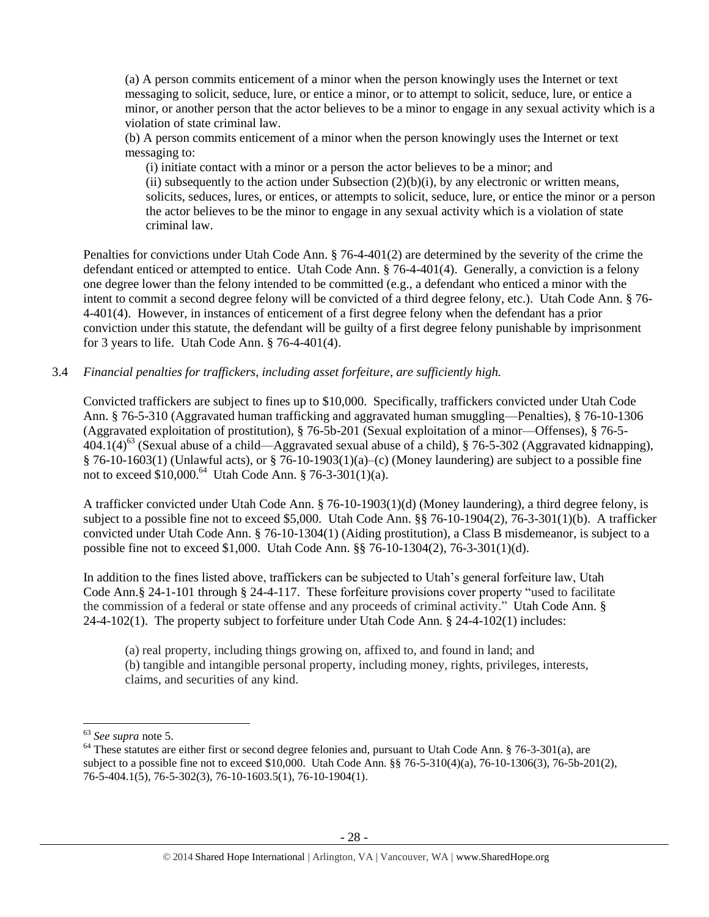(a) A person commits enticement of a minor when the person knowingly uses the Internet or text messaging to solicit, seduce, lure, or entice a minor, or to attempt to solicit, seduce, lure, or entice a minor, or another person that the actor believes to be a minor to engage in any sexual activity which is a violation of state criminal law.

(b) A person commits enticement of a minor when the person knowingly uses the Internet or text messaging to:

(i) initiate contact with a minor or a person the actor believes to be a minor; and

(ii) subsequently to the action under Subsection (2)(b)(i), by any electronic or written means, solicits, seduces, lures, or entices, or attempts to solicit, seduce, lure, or entice the minor or a person the actor believes to be the minor to engage in any sexual activity which is a violation of state criminal law.

Penalties for convictions under Utah Code Ann. § 76-4-401(2) are determined by the severity of the crime the defendant enticed or attempted to entice. Utah Code Ann. § 76-4-401(4). Generally, a conviction is a felony one degree lower than the felony intended to be committed (e.g., a defendant who enticed a minor with the intent to commit a second degree felony will be convicted of a third degree felony, etc.). Utah Code Ann. § 76-4-401(4). However, in instances of enticement of a first degree felony when the defendant has a prior conviction under this statute, the defendant will be guilty of a first degree felony punishable by imprisonment for 3 years to life. Utah Code Ann. § 76-4-401(4).

3.4 *Financial penalties for traffickers, including asset forfeiture, are sufficiently high.*

Convicted traffickers are subject to fines up to $10,000. Specifically, traffickers convicted under Utah Code Ann. § 76-5-310 (Aggravated human trafficking and aggravated human smuggling—Penalties), § 76-10-1306 (Aggravated exploitation of prostitution), § 76-5b-201 (Sexual exploitation of a minor—Offenses), § 76-5-404.1(4)[63] (Sexual abuse of a child—Aggravated sexual abuse of a child), § 76-5-302 (Aggravated kidnapping), § 76-10-1603(1) (Unlawful acts), or § 76-10-1903(1)(a)–(c) (Money laundering) are subject to a possible fine not to exceed $10,000.[64] Utah Code Ann. § 76-3-301(1)(a).

A trafficker convicted under Utah Code Ann. § 76-10-1903(1)(d) (Money laundering), a third degree felony, is subject to a possible fine not to exceed $5,000. Utah Code Ann. §§ 76-10-1904(2), 76-3-301(1)(b). A trafficker convicted under Utah Code Ann. § 76-10-1304(1) (Aiding prostitution), a Class B misdemeanor, is subject to a possible fine not to exceed $1,000. Utah Code Ann. §§ 76-10-1304(2), 76-3-301(1)(d).

In addition to the fines listed above, traffickers can be subjected to Utah's general forfeiture law, Utah Code Ann.§ 24-1-101 through § 24-4-117. These forfeiture provisions cover property "used to facilitate the commission of a federal or state offense and any proceeds of criminal activity." Utah Code Ann. § 24-4-102(1). The property subject to forfeiture under Utah Code Ann. § 24-4-102(1) includes:

(a) real property, including things growing on, affixed to, and found in land; and
(b) tangible and intangible personal property, including money, rights, privileges, interests, claims, and securities of any kind.

---

[63] *See supra* note 5.

[64] These statutes are either first or second degree felonies and, pursuant to Utah Code Ann. § 76-3-301(a), are subject to a possible fine not to exceed $10,000. Utah Code Ann. §§ 76-5-310(4)(a), 76-10-1306(3), 76-5b-201(2), 76-5-404.1(5), 76-5-302(3), 76-10-1603.5(1), 76-10-1904(1).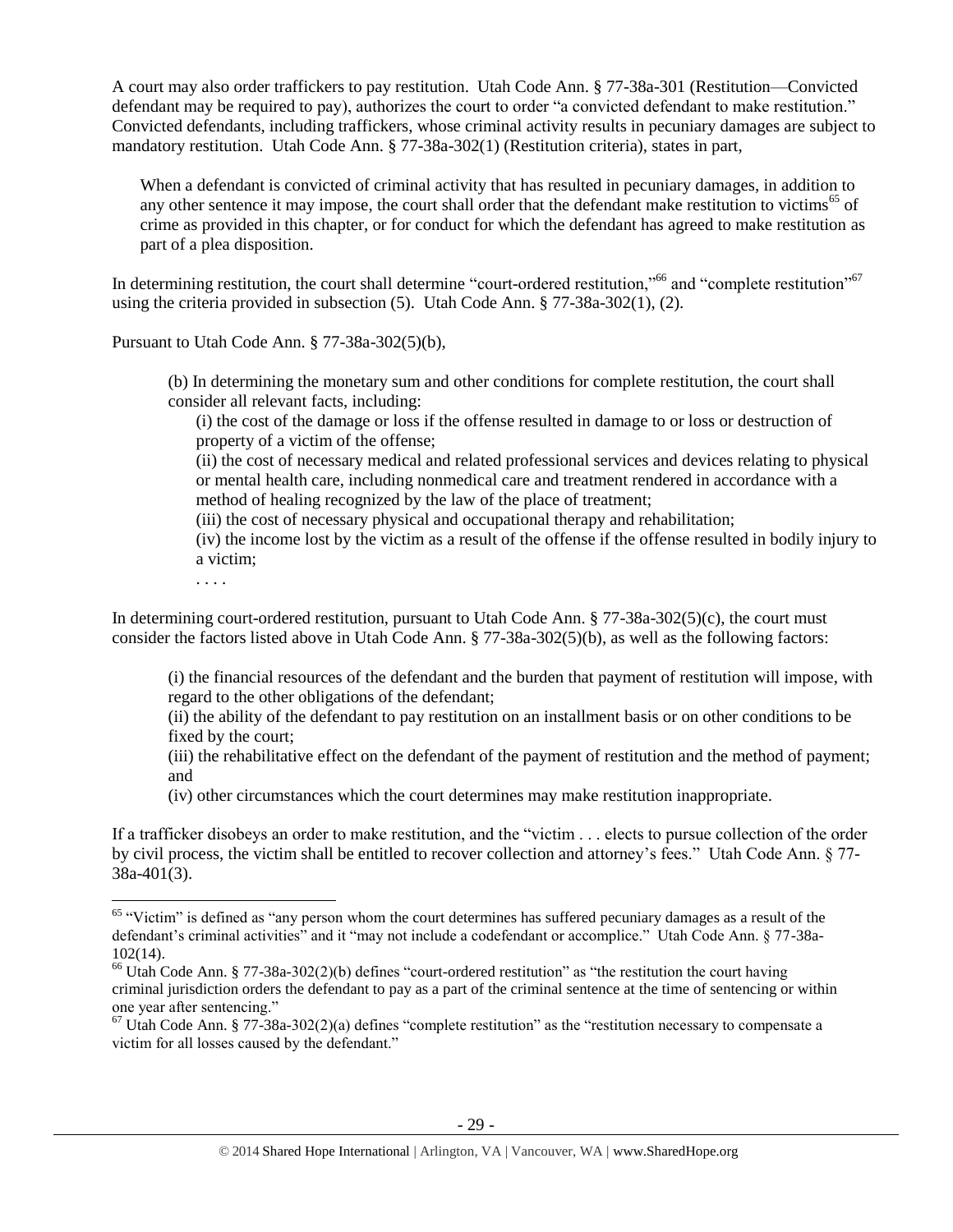A court may also order traffickers to pay restitution. Utah Code Ann. § 77-38a-301 (Restitution—Convicted defendant may be required to pay), authorizes the court to order "a convicted defendant to make restitution." Convicted defendants, including traffickers, whose criminal activity results in pecuniary damages are subject to mandatory restitution. Utah Code Ann. § 77-38a-302(1) (Restitution criteria), states in part,

> When a defendant is convicted of criminal activity that has resulted in pecuniary damages, in addition to any other sentence it may impose, the court shall order that the defendant make restitution to victims[65] of crime as provided in this chapter, or for conduct for which the defendant has agreed to make restitution as part of a plea disposition.

In determining restitution, the court shall determine "court-ordered restitution,"[66] and "complete restitution"[67] using the criteria provided in subsection (5). Utah Code Ann. § 77-38a-302(1), (2).

Pursuant to Utah Code Ann. § 77-38a-302(5)(b),

> (b) In determining the monetary sum and other conditions for complete restitution, the court shall consider all relevant facts, including:
>
> (i) the cost of the damage or loss if the offense resulted in damage to or loss or destruction of property of a victim of the offense;
>
> (ii) the cost of necessary medical and related professional services and devices relating to physical or mental health care, including nonmedical care and treatment rendered in accordance with a method of healing recognized by the law of the place of treatment;
>
> (iii) the cost of necessary physical and occupational therapy and rehabilitation;
>
> (iv) the income lost by the victim as a result of the offense if the offense resulted in bodily injury to a victim;
>
> . . . .

In determining court-ordered restitution, pursuant to Utah Code Ann. § 77-38a-302(5)(c), the court must consider the factors listed above in Utah Code Ann. § 77-38a-302(5)(b), as well as the following factors:

> (i) the financial resources of the defendant and the burden that payment of restitution will impose, with regard to the other obligations of the defendant;
>
> (ii) the ability of the defendant to pay restitution on an installment basis or on other conditions to be fixed by the court;
>
> (iii) the rehabilitative effect on the defendant of the payment of restitution and the method of payment; and
>
> (iv) other circumstances which the court determines may make restitution inappropriate.

If a trafficker disobeys an order to make restitution, and the "victim . . . elects to pursue collection of the order by civil process, the victim shall be entitled to recover collection and attorney's fees." Utah Code Ann. § 77-38a-401(3).

---

[65] "Victim" is defined as "any person whom the court determines has suffered pecuniary damages as a result of the defendant's criminal activities" and it "may not include a codefendant or accomplice." Utah Code Ann. § 77-38a-102(14).

[66] Utah Code Ann. § 77-38a-302(2)(b) defines "court-ordered restitution" as "the restitution the court having criminal jurisdiction orders the defendant to pay as a part of the criminal sentence at the time of sentencing or within one year after sentencing."

[67] Utah Code Ann. § 77-38a-302(2)(a) defines "complete restitution" as the "restitution necessary to compensate a victim for all losses caused by the defendant."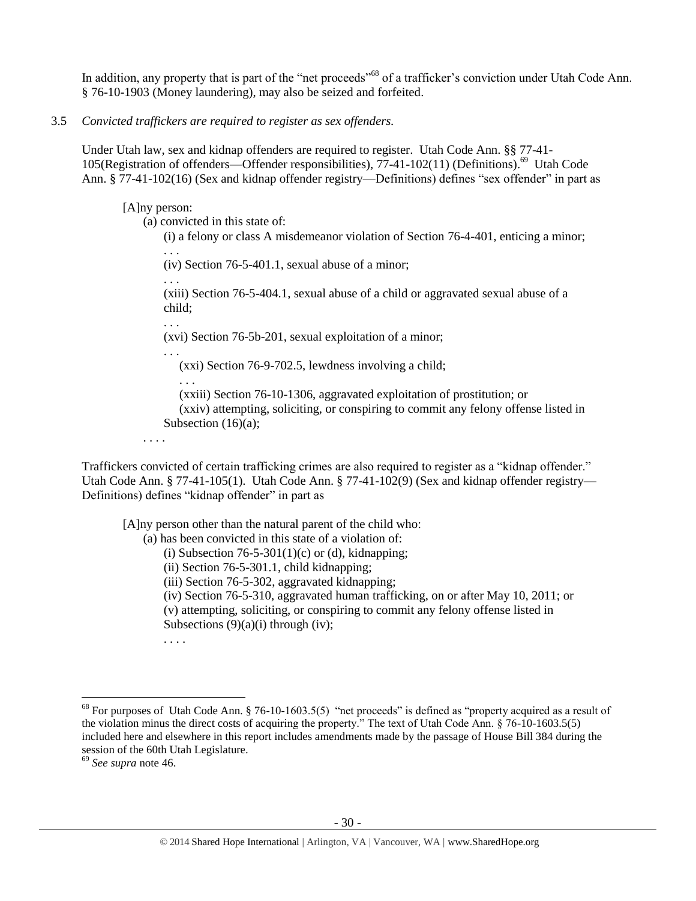In addition, any property that is part of the "net proceeds"[68] of a trafficker's conviction under Utah Code Ann. § 76-10-1903 (Money laundering), may also be seized and forfeited.

3.5 *Convicted traffickers are required to register as sex offenders.*

Under Utah law, sex and kidnap offenders are required to register. Utah Code Ann. §§ 77-41-105(Registration of offenders—Offender responsibilities), 77-41-102(11) (Definitions).[69] Utah Code Ann. § 77-41-102(16) (Sex and kidnap offender registry—Definitions) defines "sex offender" in part as

> [A]ny person:
>
> (a) convicted in this state of:
>
> (i) a felony or class A misdemeanor violation of Section 76-4-401, enticing a minor;
>
> . . .
>
> (iv) Section 76-5-401.1, sexual abuse of a minor;
>
> . . .
>
> (xiii) Section 76-5-404.1, sexual abuse of a child or aggravated sexual abuse of a child;
>
> . . .
>
> (xvi) Section 76-5b-201, sexual exploitation of a minor;
>
> . . .
>
> (xxi) Section 76-9-702.5, lewdness involving a child;
>
> . . .
>
> (xxiii) Section 76-10-1306, aggravated exploitation of prostitution; or
>
> (xxiv) attempting, soliciting, or conspiring to commit any felony offense listed in Subsection (16)(a);
>
> . . . .

Traffickers convicted of certain trafficking crimes are also required to register as a "kidnap offender." Utah Code Ann. § 77-41-105(1). Utah Code Ann. § 77-41-102(9) (Sex and kidnap offender registry—Definitions) defines "kidnap offender" in part as

> [A]ny person other than the natural parent of the child who:
>
> (a) has been convicted in this state of a violation of:
>
> (i) Subsection 76-5-301(1)(c) or (d), kidnapping;
>
> (ii) Section 76-5-301.1, child kidnapping;
>
> (iii) Section 76-5-302, aggravated kidnapping;
>
> (iv) Section 76-5-310, aggravated human trafficking, on or after May 10, 2011; or
>
> (v) attempting, soliciting, or conspiring to commit any felony offense listed in Subsections (9)(a)(i) through (iv);
>
> . . . .

---

[68] For purposes of Utah Code Ann. § 76-10-1603.5(5) "net proceeds" is defined as "property acquired as a result of the violation minus the direct costs of acquiring the property." The text of Utah Code Ann. § 76-10-1603.5(5) included here and elsewhere in this report includes amendments made by the passage of House Bill 384 during the session of the 60th Utah Legislature.

[69] *See supra* note 46.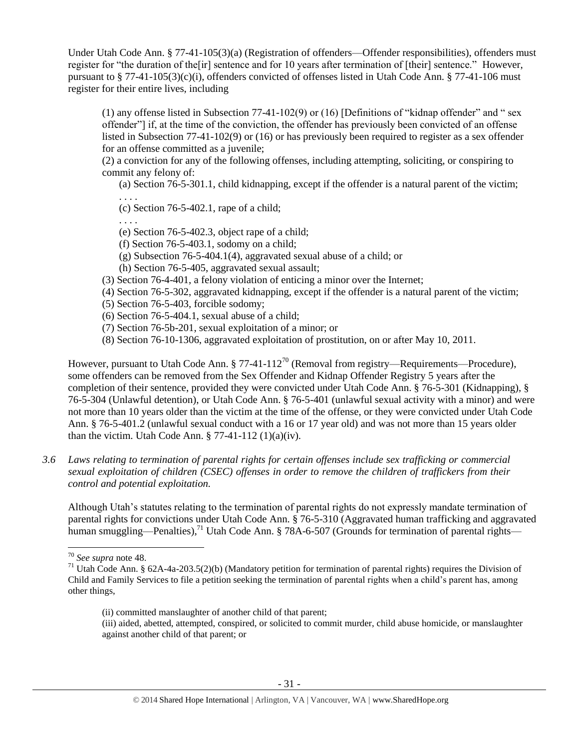Under Utah Code Ann. § 77-41-105(3)(a) (Registration of offenders—Offender responsibilities), offenders must register for "the duration of the[ir] sentence and for 10 years after termination of [their] sentence." However, pursuant to § 77-41-105(3)(c)(i), offenders convicted of offenses listed in Utah Code Ann. § 77-41-106 must register for their entire lives, including

> (1) any offense listed in Subsection 77-41-102(9) or (16) [Definitions of "kidnap offender" and " sex offender"] if, at the time of the conviction, the offender has previously been convicted of an offense listed in Subsection 77-41-102(9) or (16) or has previously been required to register as a sex offender for an offense committed as a juvenile;
>
> (2) a conviction for any of the following offenses, including attempting, soliciting, or conspiring to commit any felony of:
>
> (a) Section 76-5-301.1, child kidnapping, except if the offender is a natural parent of the victim;
>
> . . . .
>
> (c) Section 76-5-402.1, rape of a child;
>
> . . . .
>
> (e) Section 76-5-402.3, object rape of a child;
>
> (f) Section 76-5-403.1, sodomy on a child;
>
> (g) Subsection 76-5-404.1(4), aggravated sexual abuse of a child; or
>
> (h) Section 76-5-405, aggravated sexual assault;
>
> (3) Section 76-4-401, a felony violation of enticing a minor over the Internet;
>
> (4) Section 76-5-302, aggravated kidnapping, except if the offender is a natural parent of the victim;
>
> (5) Section 76-5-403, forcible sodomy;
>
> (6) Section 76-5-404.1, sexual abuse of a child;
>
> (7) Section 76-5b-201, sexual exploitation of a minor; or
>
> (8) Section 76-10-1306, aggravated exploitation of prostitution, on or after May 10, 2011.

However, pursuant to Utah Code Ann. § 77-41-112[70] (Removal from registry—Requirements—Procedure), some offenders can be removed from the Sex Offender and Kidnap Offender Registry 5 years after the completion of their sentence, provided they were convicted under Utah Code Ann. § 76-5-301 (Kidnapping), § 76-5-304 (Unlawful detention), or Utah Code Ann. § 76-5-401 (unlawful sexual activity with a minor) and were not more than 10 years older than the victim at the time of the offense, or they were convicted under Utah Code Ann. § 76-5-401.2 (unlawful sexual conduct with a 16 or 17 year old) and was not more than 15 years older than the victim. Utah Code Ann. § 77-41-112 (1)(a)(iv).

*3.6 Laws relating to termination of parental rights for certain offenses include sex trafficking or commercial sexual exploitation of children (CSEC) offenses in order to remove the children of traffickers from their control and potential exploitation.*

Although Utah's statutes relating to the termination of parental rights do not expressly mandate termination of parental rights for convictions under Utah Code Ann. § 76-5-310 (Aggravated human trafficking and aggravated human smuggling—Penalties),[71] Utah Code Ann. § 78A-6-507 (Grounds for termination of parental rights—

---

[70] *See supra* note 48.

[71] Utah Code Ann. § 62A-4a-203.5(2)(b) (Mandatory petition for termination of parental rights) requires the Division of Child and Family Services to file a petition seeking the termination of parental rights when a child's parent has, among other things,

> (ii) committed manslaughter of another child of that parent;
>
> (iii) aided, abetted, attempted, conspired, or solicited to commit murder, child abuse homicide, or manslaughter against another child of that parent; or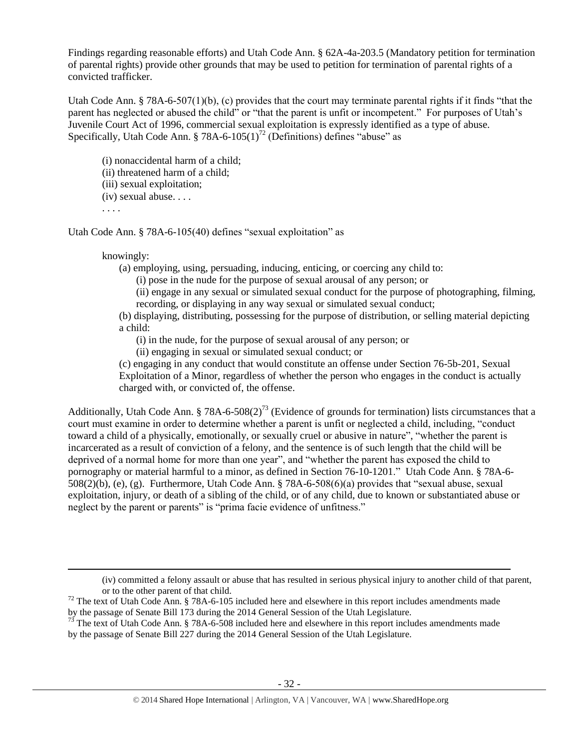Findings regarding reasonable efforts) and Utah Code Ann. § 62A-4a-203.5 (Mandatory petition for termination of parental rights) provide other grounds that may be used to petition for termination of parental rights of a convicted trafficker.

Utah Code Ann. § 78A-6-507(1)(b), (c) provides that the court may terminate parental rights if it finds "that the parent has neglected or abused the child" or "that the parent is unfit or incompetent." For purposes of Utah's Juvenile Court Act of 1996, commercial sexual exploitation is expressly identified as a type of abuse. Specifically, Utah Code Ann. § 78A-6-105(1)[72] (Definitions) defines "abuse" as

> (i) nonaccidental harm of a child;
> (ii) threatened harm of a child;
> (iii) sexual exploitation;
> (iv) sexual abuse. . . .
> . . . .

Utah Code Ann. § 78A-6-105(40) defines "sexual exploitation" as

> knowingly:
>
> (a) employing, using, persuading, inducing, enticing, or coercing any child to:
>
> (i) pose in the nude for the purpose of sexual arousal of any person; or
>
> (ii) engage in any sexual or simulated sexual conduct for the purpose of photographing, filming, recording, or displaying in any way sexual or simulated sexual conduct;
>
> (b) displaying, distributing, possessing for the purpose of distribution, or selling material depicting a child:
>
> (i) in the nude, for the purpose of sexual arousal of any person; or
>
> (ii) engaging in sexual or simulated sexual conduct; or
>
> (c) engaging in any conduct that would constitute an offense under Section 76-5b-201, Sexual Exploitation of a Minor, regardless of whether the person who engages in the conduct is actually charged with, or convicted of, the offense.

Additionally, Utah Code Ann. § 78A-6-508(2)[73] (Evidence of grounds for termination) lists circumstances that a court must examine in order to determine whether a parent is unfit or neglected a child, including, "conduct toward a child of a physically, emotionally, or sexually cruel or abusive in nature", "whether the parent is incarcerated as a result of conviction of a felony, and the sentence is of such length that the child will be deprived of a normal home for more than one year", and "whether the parent has exposed the child to pornography or material harmful to a minor, as defined in Section 76-10-1201." Utah Code Ann. § 78A-6-508(2)(b), (e), (g). Furthermore, Utah Code Ann. § 78A-6-508(6)(a) provides that "sexual abuse, sexual exploitation, injury, or death of a sibling of the child, or of any child, due to known or substantiated abuse or neglect by the parent or parents" is "prima facie evidence of unfitness."

---

> (iv) committed a felony assault or abuse that has resulted in serious physical injury to another child of that parent, or to the other parent of that child.

[72] The text of Utah Code Ann. § 78A-6-105 included here and elsewhere in this report includes amendments made by the passage of Senate Bill 173 during the 2014 General Session of the Utah Legislature.

[73] The text of Utah Code Ann. § 78A-6-508 included here and elsewhere in this report includes amendments made by the passage of Senate Bill 227 during the 2014 General Session of the Utah Legislature.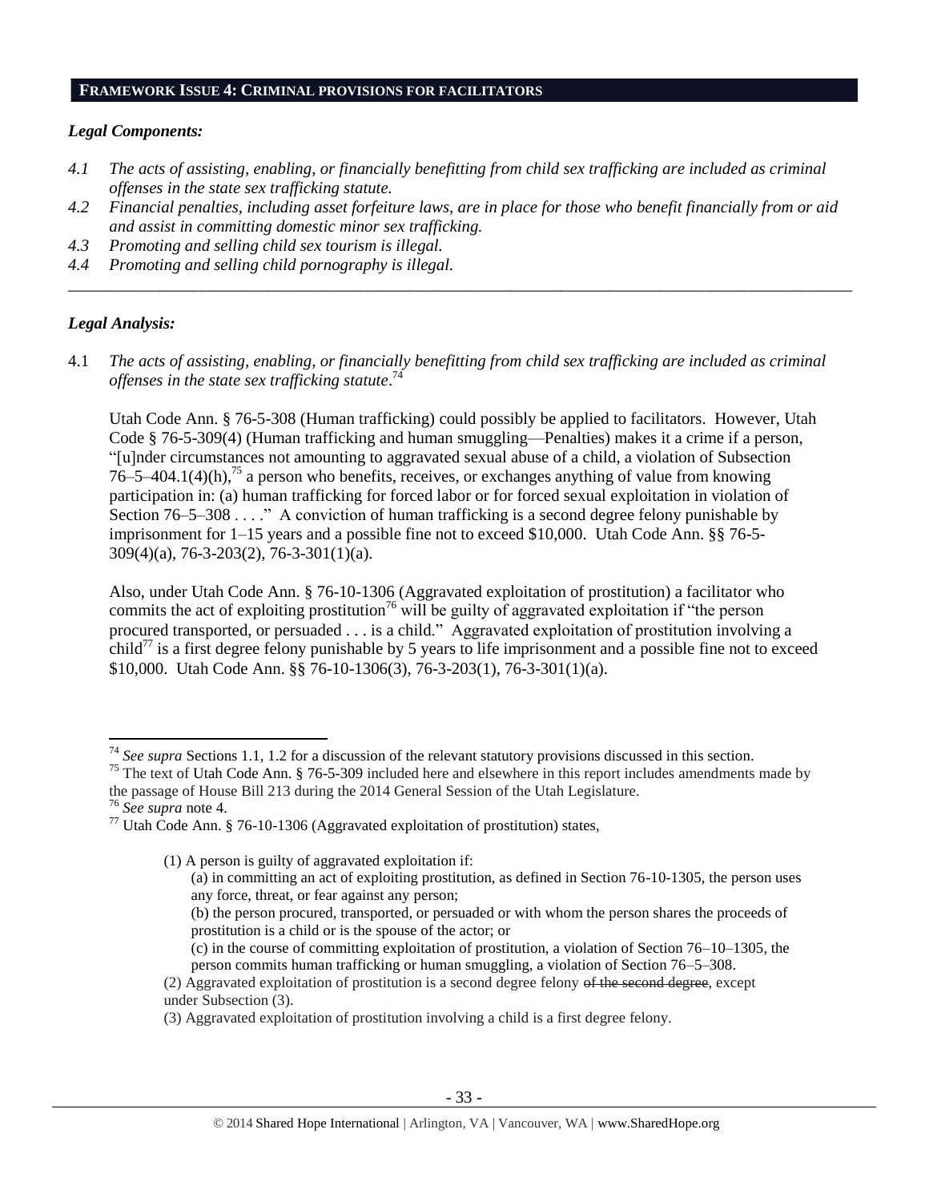## FRAMEWORK ISSUE 4: CRIMINAL PROVISIONS FOR FACILITATORS

### *Legal Components:*

*4.1 The acts of assisting, enabling, or financially benefitting from child sex trafficking are included as criminal offenses in the state sex trafficking statute.*

*4.2 Financial penalties, including asset forfeiture laws, are in place for those who benefit financially from or aid and assist in committing domestic minor sex trafficking.*

*4.3 Promoting and selling child sex tourism is illegal.*

*4.4 Promoting and selling child pornography is illegal.*

---

### *Legal Analysis:*

4.1 *The acts of assisting, enabling, or financially benefitting from child sex trafficking are included as criminal offenses in the state sex trafficking statute*.[74]

Utah Code Ann. § 76-5-308 (Human trafficking) could possibly be applied to facilitators. However, Utah Code § 76-5-309(4) (Human trafficking and human smuggling—Penalties) makes it a crime if a person, "[u]nder circumstances not amounting to aggravated sexual abuse of a child, a violation of Subsection 76–5–404.1(4)(h),[75] a person who benefits, receives, or exchanges anything of value from knowing participation in: (a) human trafficking for forced labor or for forced sexual exploitation in violation of Section 76–5–308 . . . ." A conviction of human trafficking is a second degree felony punishable by imprisonment for 1–15 years and a possible fine not to exceed $10,000. Utah Code Ann. §§ 76-5-309(4)(a), 76-3-203(2), 76-3-301(1)(a).

Also, under Utah Code Ann. § 76-10-1306 (Aggravated exploitation of prostitution) a facilitator who commits the act of exploiting prostitution[76] will be guilty of aggravated exploitation if "the person procured transported, or persuaded . . . is a child." Aggravated exploitation of prostitution involving a child[77] is a first degree felony punishable by 5 years to life imprisonment and a possible fine not to exceed $10,000. Utah Code Ann. §§ 76-10-1306(3), 76-3-203(1), 76-3-301(1)(a).

---

[74] *See supra* Sections 1.1, 1.2 for a discussion of the relevant statutory provisions discussed in this section.

[75] The text of Utah Code Ann. § 76-5-309 included here and elsewhere in this report includes amendments made by the passage of House Bill 213 during the 2014 General Session of the Utah Legislature.

[76] *See supra* note 4.

[77] Utah Code Ann. § 76-10-1306 (Aggravated exploitation of prostitution) states,

> (1) A person is guilty of aggravated exploitation if:
>
> (a) in committing an act of exploiting prostitution, as defined in Section 76-10-1305, the person uses any force, threat, or fear against any person;
>
> (b) the person procured, transported, or persuaded or with whom the person shares the proceeds of prostitution is a child or is the spouse of the actor; or
>
> (c) in the course of committing exploitation of prostitution, a violation of Section 76–10–1305, the person commits human trafficking or human smuggling, a violation of Section 76–5–308.
>
> (2) Aggravated exploitation of prostitution is a second degree felony ~~of the second degree~~, except under Subsection (3).
>
> (3) Aggravated exploitation of prostitution involving a child is a first degree felony.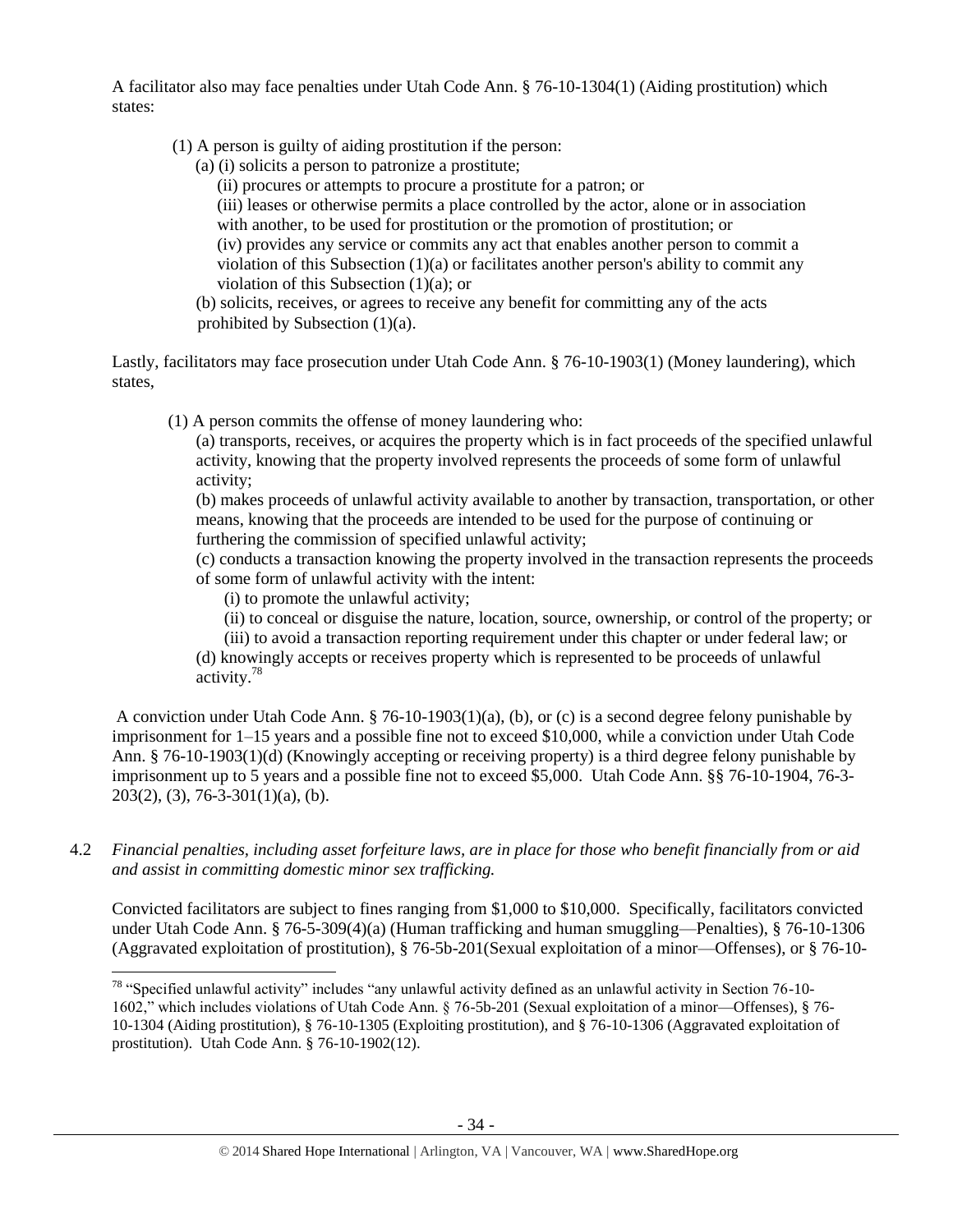A facilitator also may face penalties under Utah Code Ann. § 76-10-1304(1) (Aiding prostitution) which states:

> (1) A person is guilty of aiding prostitution if the person:
> (a) (i) solicits a person to patronize a prostitute;
> (ii) procures or attempts to procure a prostitute for a patron; or
> (iii) leases or otherwise permits a place controlled by the actor, alone or in association with another, to be used for prostitution or the promotion of prostitution; or
> (iv) provides any service or commits any act that enables another person to commit a violation of this Subsection (1)(a) or facilitates another person's ability to commit any violation of this Subsection (1)(a); or
> (b) solicits, receives, or agrees to receive any benefit for committing any of the acts prohibited by Subsection (1)(a).

Lastly, facilitators may face prosecution under Utah Code Ann. § 76-10-1903(1) (Money laundering), which states,

> (1) A person commits the offense of money laundering who:
> (a) transports, receives, or acquires the property which is in fact proceeds of the specified unlawful activity, knowing that the property involved represents the proceeds of some form of unlawful activity;
> (b) makes proceeds of unlawful activity available to another by transaction, transportation, or other means, knowing that the proceeds are intended to be used for the purpose of continuing or furthering the commission of specified unlawful activity;
> (c) conducts a transaction knowing the property involved in the transaction represents the proceeds of some form of unlawful activity with the intent:
> (i) to promote the unlawful activity;
> (ii) to conceal or disguise the nature, location, source, ownership, or control of the property; or
> (iii) to avoid a transaction reporting requirement under this chapter or under federal law; or
> (d) knowingly accepts or receives property which is represented to be proceeds of unlawful activity.[78]

A conviction under Utah Code Ann. § 76-10-1903(1)(a), (b), or (c) is a second degree felony punishable by imprisonment for 1–15 years and a possible fine not to exceed $10,000, while a conviction under Utah Code Ann. § 76-10-1903(1)(d) (Knowingly accepting or receiving property) is a third degree felony punishable by imprisonment up to 5 years and a possible fine not to exceed $5,000. Utah Code Ann. §§ 76-10-1904, 76-3-203(2), (3), 76-3-301(1)(a), (b).

4.2 *Financial penalties, including asset forfeiture laws, are in place for those who benefit financially from or aid and assist in committing domestic minor sex trafficking.*

Convicted facilitators are subject to fines ranging from $1,000 to $10,000. Specifically, facilitators convicted under Utah Code Ann. § 76-5-309(4)(a) (Human trafficking and human smuggling—Penalties), § 76-10-1306 (Aggravated exploitation of prostitution), § 76-5b-201(Sexual exploitation of a minor—Offenses), or § 76-10-

---

[78] "Specified unlawful activity" includes "any unlawful activity defined as an unlawful activity in Section 76-10-1602," which includes violations of Utah Code Ann. § 76-5b-201 (Sexual exploitation of a minor—Offenses), § 76-10-1304 (Aiding prostitution), § 76-10-1305 (Exploiting prostitution), and § 76-10-1306 (Aggravated exploitation of prostitution). Utah Code Ann. § 76-10-1902(12).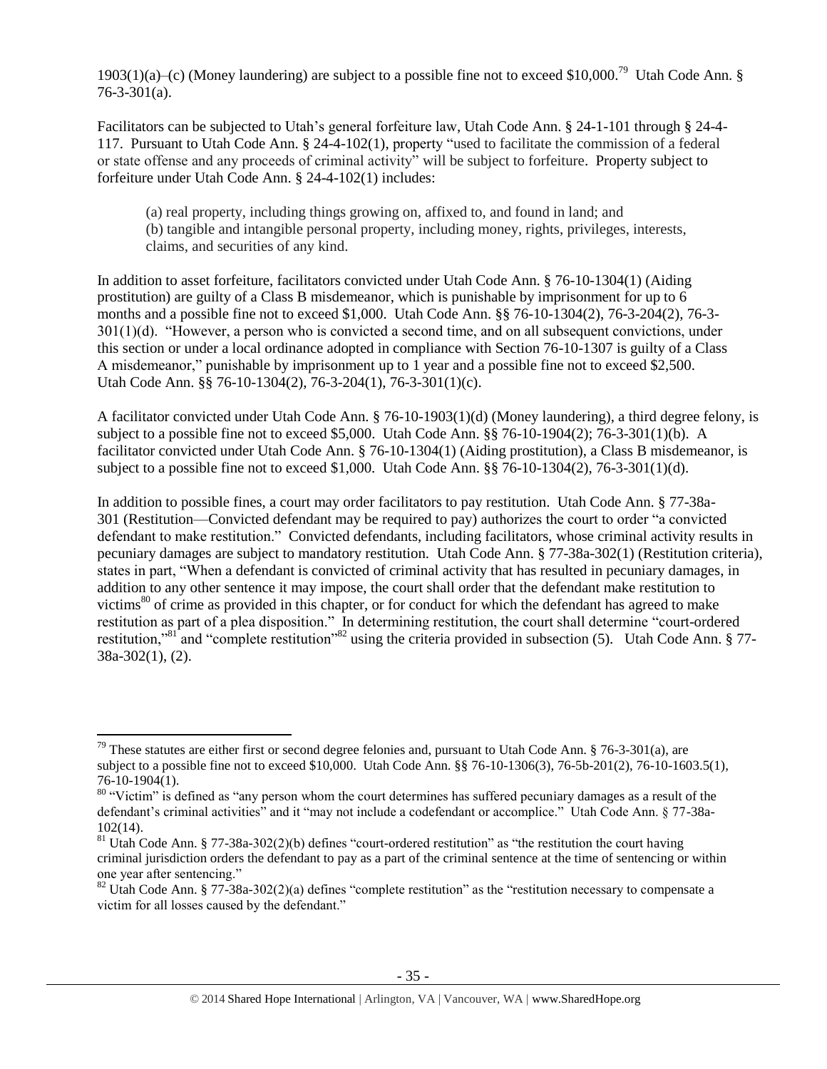1903(1)(a)–(c) (Money laundering) are subject to a possible fine not to exceed $10,000.[79] Utah Code Ann. § 76-3-301(a).

Facilitators can be subjected to Utah's general forfeiture law, Utah Code Ann. § 24-1-101 through § 24-4-117. Pursuant to Utah Code Ann. § 24-4-102(1), property "used to facilitate the commission of a federal or state offense and any proceeds of criminal activity" will be subject to forfeiture. Property subject to forfeiture under Utah Code Ann. § 24-4-102(1) includes:

> (a) real property, including things growing on, affixed to, and found in land; and
> (b) tangible and intangible personal property, including money, rights, privileges, interests, claims, and securities of any kind.

In addition to asset forfeiture, facilitators convicted under Utah Code Ann. § 76-10-1304(1) (Aiding prostitution) are guilty of a Class B misdemeanor, which is punishable by imprisonment for up to 6 months and a possible fine not to exceed $1,000. Utah Code Ann. §§ 76-10-1304(2), 76-3-204(2), 76-3-301(1)(d). "However, a person who is convicted a second time, and on all subsequent convictions, under this section or under a local ordinance adopted in compliance with Section 76-10-1307 is guilty of a Class A misdemeanor," punishable by imprisonment up to 1 year and a possible fine not to exceed $2,500. Utah Code Ann. §§ 76-10-1304(2), 76-3-204(1), 76-3-301(1)(c).

A facilitator convicted under Utah Code Ann. § 76-10-1903(1)(d) (Money laundering), a third degree felony, is subject to a possible fine not to exceed $5,000. Utah Code Ann. §§ 76-10-1904(2); 76-3-301(1)(b). A facilitator convicted under Utah Code Ann. § 76-10-1304(1) (Aiding prostitution), a Class B misdemeanor, is subject to a possible fine not to exceed $1,000. Utah Code Ann. §§ 76-10-1304(2), 76-3-301(1)(d).

In addition to possible fines, a court may order facilitators to pay restitution. Utah Code Ann. § 77-38a-301 (Restitution—Convicted defendant may be required to pay) authorizes the court to order "a convicted defendant to make restitution." Convicted defendants, including facilitators, whose criminal activity results in pecuniary damages are subject to mandatory restitution. Utah Code Ann. § 77-38a-302(1) (Restitution criteria), states in part, "When a defendant is convicted of criminal activity that has resulted in pecuniary damages, in addition to any other sentence it may impose, the court shall order that the defendant make restitution to victims[80] of crime as provided in this chapter, or for conduct for which the defendant has agreed to make restitution as part of a plea disposition." In determining restitution, the court shall determine "court-ordered restitution,"[81] and "complete restitution"[82] using the criteria provided in subsection (5). Utah Code Ann. § 77-38a-302(1), (2).

---

[79] These statutes are either first or second degree felonies and, pursuant to Utah Code Ann. § 76-3-301(a), are subject to a possible fine not to exceed $10,000. Utah Code Ann. §§ 76-10-1306(3), 76-5b-201(2), 76-10-1603.5(1), 76-10-1904(1).

[80] "Victim" is defined as "any person whom the court determines has suffered pecuniary damages as a result of the defendant's criminal activities" and it "may not include a codefendant or accomplice." Utah Code Ann. § 77-38a-102(14).

[81] Utah Code Ann. § 77-38a-302(2)(b) defines "court-ordered restitution" as "the restitution the court having criminal jurisdiction orders the defendant to pay as a part of the criminal sentence at the time of sentencing or within one year after sentencing."

[82] Utah Code Ann. § 77-38a-302(2)(a) defines "complete restitution" as the "restitution necessary to compensate a victim for all losses caused by the defendant."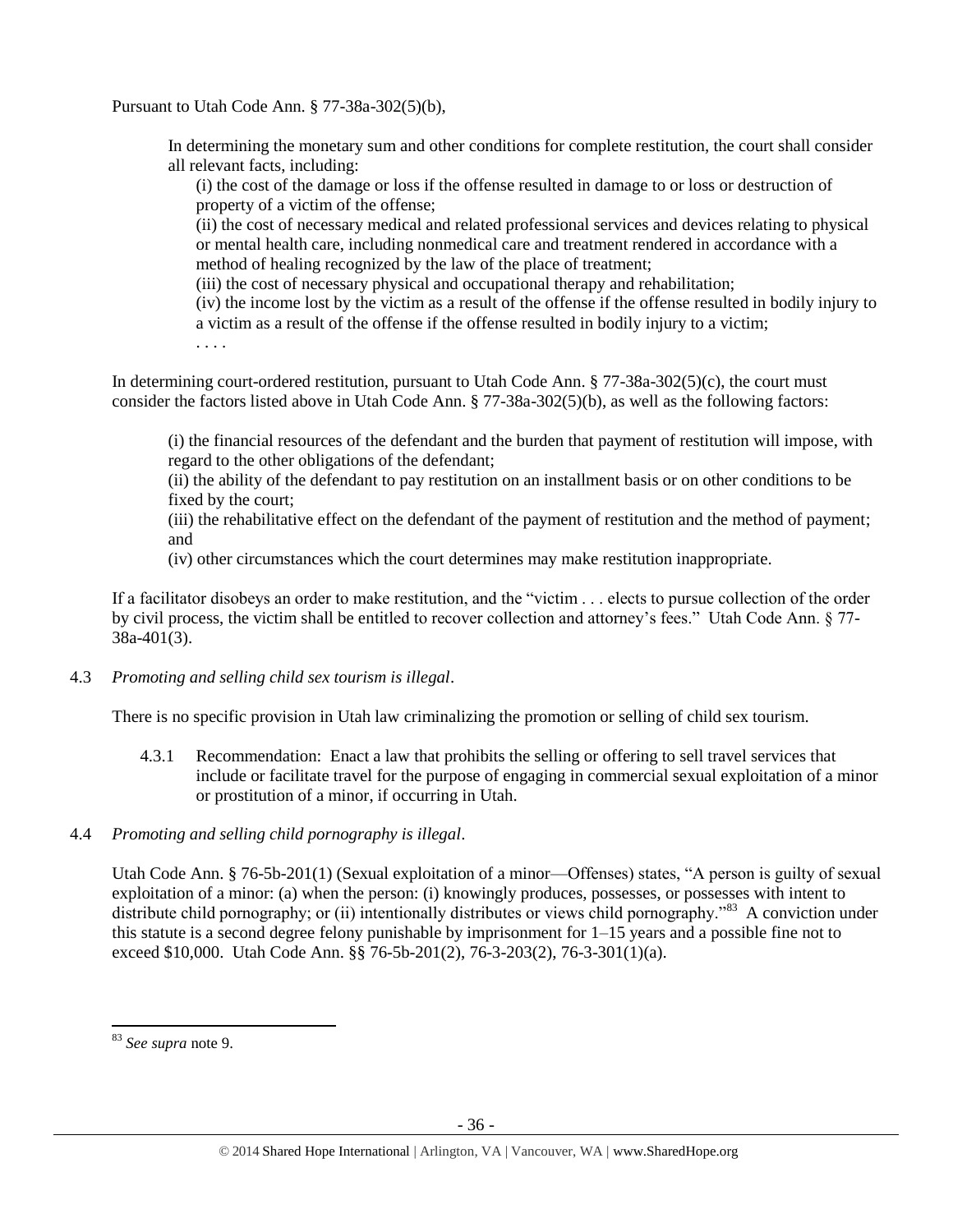Pursuant to Utah Code Ann. § 77-38a-302(5)(b),

> In determining the monetary sum and other conditions for complete restitution, the court shall consider all relevant facts, including:
>
> (i) the cost of the damage or loss if the offense resulted in damage to or loss or destruction of property of a victim of the offense;
>
> (ii) the cost of necessary medical and related professional services and devices relating to physical or mental health care, including nonmedical care and treatment rendered in accordance with a method of healing recognized by the law of the place of treatment;
>
> (iii) the cost of necessary physical and occupational therapy and rehabilitation;
>
> (iv) the income lost by the victim as a result of the offense if the offense resulted in bodily injury to a victim as a result of the offense if the offense resulted in bodily injury to a victim;
>
> . . . .

In determining court-ordered restitution, pursuant to Utah Code Ann. § 77-38a-302(5)(c), the court must consider the factors listed above in Utah Code Ann. § 77-38a-302(5)(b), as well as the following factors:

> (i) the financial resources of the defendant and the burden that payment of restitution will impose, with regard to the other obligations of the defendant;
>
> (ii) the ability of the defendant to pay restitution on an installment basis or on other conditions to be fixed by the court;
>
> (iii) the rehabilitative effect on the defendant of the payment of restitution and the method of payment; and
>
> (iv) other circumstances which the court determines may make restitution inappropriate.

If a facilitator disobeys an order to make restitution, and the "victim . . . elects to pursue collection of the order by civil process, the victim shall be entitled to recover collection and attorney's fees." Utah Code Ann. § 77-38a-401(3).

4.3 *Promoting and selling child sex tourism is illegal*.

There is no specific provision in Utah law criminalizing the promotion or selling of child sex tourism.

4.3.1 Recommendation: Enact a law that prohibits the selling or offering to sell travel services that include or facilitate travel for the purpose of engaging in commercial sexual exploitation of a minor or prostitution of a minor, if occurring in Utah.

4.4 *Promoting and selling child pornography is illegal*.

Utah Code Ann. § 76-5b-201(1) (Sexual exploitation of a minor—Offenses) states, "A person is guilty of sexual exploitation of a minor: (a) when the person: (i) knowingly produces, possesses, or possesses with intent to distribute child pornography; or (ii) intentionally distributes or views child pornography."[83] A conviction under this statute is a second degree felony punishable by imprisonment for 1–15 years and a possible fine not to exceed $10,000. Utah Code Ann. §§ 76-5b-201(2), 76-3-203(2), 76-3-301(1)(a).

---

[83] *See supra* note 9.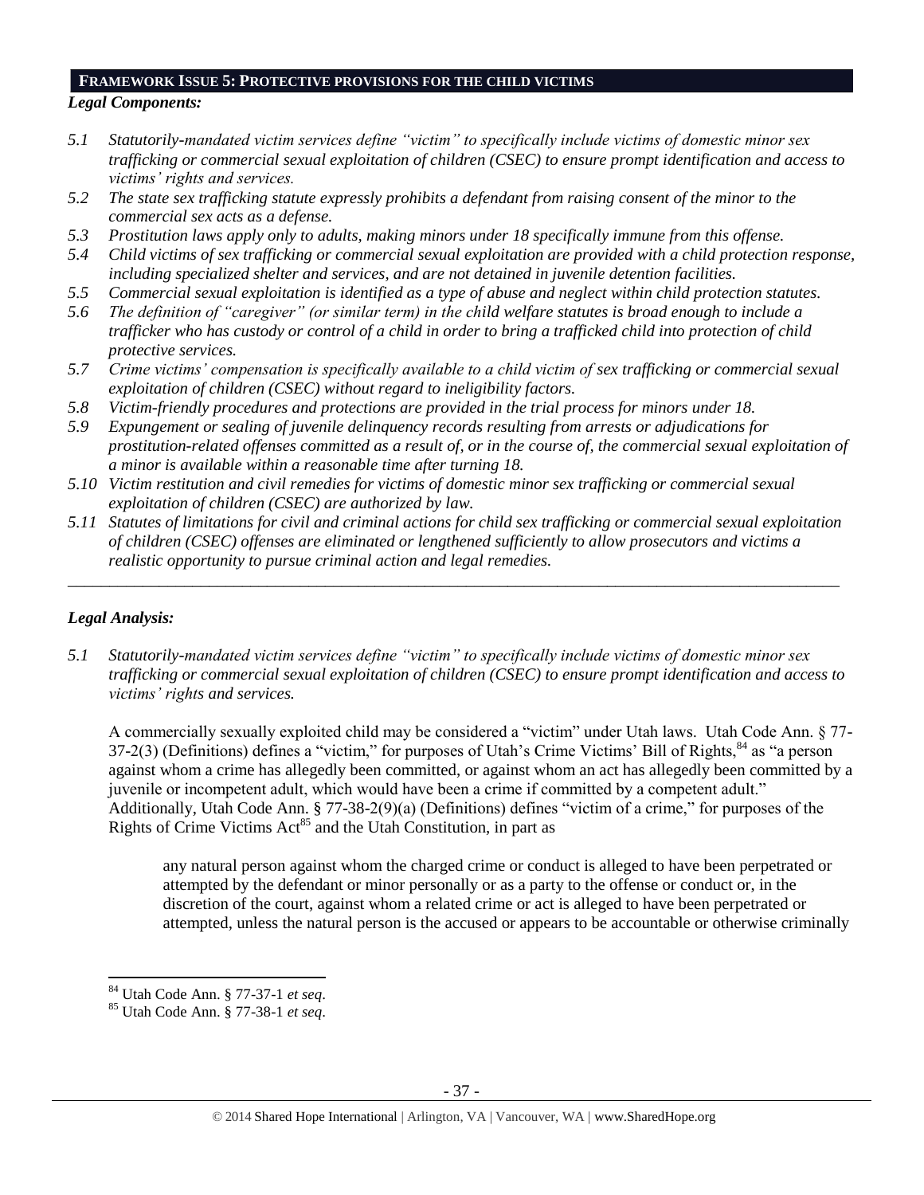## FRAMEWORK ISSUE 5: PROTECTIVE PROVISIONS FOR THE CHILD VICTIMS

***Legal Components:***

*5.1 Statutorily-mandated victim services define "victim" to specifically include victims of domestic minor sex trafficking or commercial sexual exploitation of children (CSEC) to ensure prompt identification and access to victims' rights and services.*

*5.2 The state sex trafficking statute expressly prohibits a defendant from raising consent of the minor to the commercial sex acts as a defense.*

*5.3 Prostitution laws apply only to adults, making minors under 18 specifically immune from this offense.*

*5.4 Child victims of sex trafficking or commercial sexual exploitation are provided with a child protection response, including specialized shelter and services, and are not detained in juvenile detention facilities.*

*5.5 Commercial sexual exploitation is identified as a type of abuse and neglect within child protection statutes.*

*5.6 The definition of "caregiver" (or similar term) in the child welfare statutes is broad enough to include a trafficker who has custody or control of a child in order to bring a trafficked child into protection of child protective services.*

*5.7 Crime victims' compensation is specifically available to a child victim of sex trafficking or commercial sexual exploitation of children (CSEC) without regard to ineligibility factors.*

*5.8 Victim-friendly procedures and protections are provided in the trial process for minors under 18.*

*5.9 Expungement or sealing of juvenile delinquency records resulting from arrests or adjudications for prostitution-related offenses committed as a result of, or in the course of, the commercial sexual exploitation of a minor is available within a reasonable time after turning 18.*

*5.10 Victim restitution and civil remedies for victims of domestic minor sex trafficking or commercial sexual exploitation of children (CSEC) are authorized by law.*

*5.11 Statutes of limitations for civil and criminal actions for child sex trafficking or commercial sexual exploitation of children (CSEC) offenses are eliminated or lengthened sufficiently to allow prosecutors and victims a realistic opportunity to pursue criminal action and legal remedies.*

---

***Legal Analysis:***

*5.1 Statutorily-mandated victim services define "victim" to specifically include victims of domestic minor sex trafficking or commercial sexual exploitation of children (CSEC) to ensure prompt identification and access to victims' rights and services.*

A commercially sexually exploited child may be considered a "victim" under Utah laws. Utah Code Ann. § 77-37-2(3) (Definitions) defines a "victim," for purposes of Utah's Crime Victims' Bill of Rights,[84] as "a person against whom a crime has allegedly been committed, or against whom an act has allegedly been committed by a juvenile or incompetent adult, which would have been a crime if committed by a competent adult." Additionally, Utah Code Ann. § 77-38-2(9)(a) (Definitions) defines "victim of a crime," for purposes of the Rights of Crime Victims Act[85] and the Utah Constitution, in part as

> any natural person against whom the charged crime or conduct is alleged to have been perpetrated or attempted by the defendant or minor personally or as a party to the offense or conduct or, in the discretion of the court, against whom a related crime or act is alleged to have been perpetrated or attempted, unless the natural person is the accused or appears to be accountable or otherwise criminally

---

[84] Utah Code Ann. § 77-37-1 *et seq*.

[85] Utah Code Ann. § 77-38-1 *et seq*.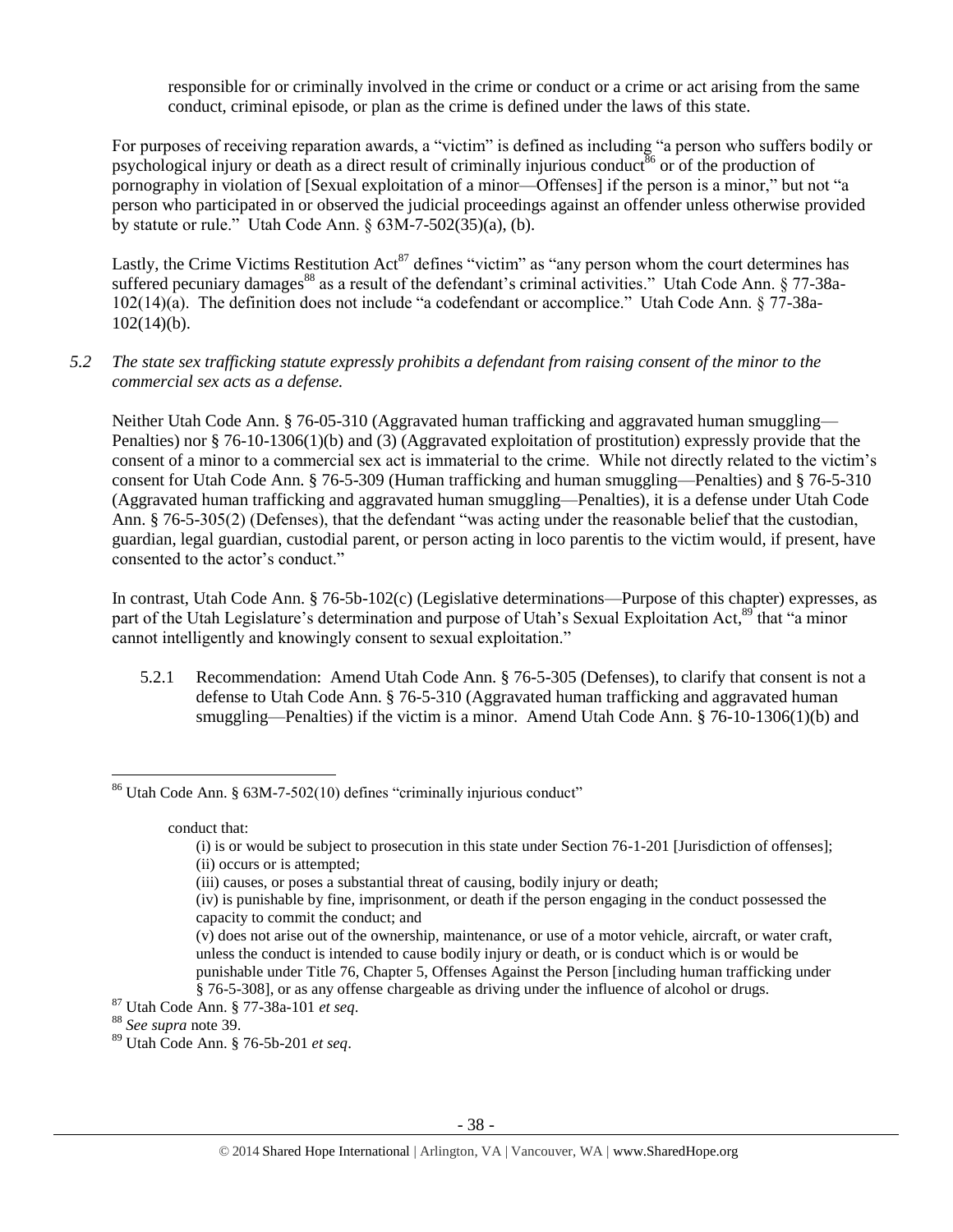responsible for or criminally involved in the crime or conduct or a crime or act arising from the same conduct, criminal episode, or plan as the crime is defined under the laws of this state.

For purposes of receiving reparation awards, a "victim" is defined as including "a person who suffers bodily or psychological injury or death as a direct result of criminally injurious conduct[86] or of the production of pornography in violation of [Sexual exploitation of a minor—Offenses] if the person is a minor," but not "a person who participated in or observed the judicial proceedings against an offender unless otherwise provided by statute or rule." Utah Code Ann. § 63M-7-502(35)(a), (b).

Lastly, the Crime Victims Restitution Act[87] defines "victim" as "any person whom the court determines has suffered pecuniary damages[88] as a result of the defendant's criminal activities." Utah Code Ann. § 77-38a-102(14)(a). The definition does not include "a codefendant or accomplice." Utah Code Ann. § 77-38a-102(14)(b).

*5.2 The state sex trafficking statute expressly prohibits a defendant from raising consent of the minor to the commercial sex acts as a defense.*

Neither Utah Code Ann. § 76-05-310 (Aggravated human trafficking and aggravated human smuggling—Penalties) nor § 76-10-1306(1)(b) and (3) (Aggravated exploitation of prostitution) expressly provide that the consent of a minor to a commercial sex act is immaterial to the crime. While not directly related to the victim's consent for Utah Code Ann. § 76-5-309 (Human trafficking and human smuggling—Penalties) and § 76-5-310 (Aggravated human trafficking and aggravated human smuggling—Penalties), it is a defense under Utah Code Ann. § 76-5-305(2) (Defenses), that the defendant "was acting under the reasonable belief that the custodian, guardian, legal guardian, custodial parent, or person acting in loco parentis to the victim would, if present, have consented to the actor's conduct."

In contrast, Utah Code Ann. § 76-5b-102(c) (Legislative determinations—Purpose of this chapter) expresses, as part of the Utah Legislature's determination and purpose of Utah's Sexual Exploitation Act,[89] that "a minor cannot intelligently and knowingly consent to sexual exploitation."

5.2.1 Recommendation: Amend Utah Code Ann. § 76-5-305 (Defenses), to clarify that consent is not a defense to Utah Code Ann. § 76-5-310 (Aggravated human trafficking and aggravated human smuggling—Penalties) if the victim is a minor. Amend Utah Code Ann. § 76-10-1306(1)(b) and

---

[86] Utah Code Ann. § 63M-7-502(10) defines "criminally injurious conduct"

> conduct that:
>
> (i) is or would be subject to prosecution in this state under Section 76-1-201 [Jurisdiction of offenses];
> (ii) occurs or is attempted;
> (iii) causes, or poses a substantial threat of causing, bodily injury or death;
> (iv) is punishable by fine, imprisonment, or death if the person engaging in the conduct possessed the capacity to commit the conduct; and
> (v) does not arise out of the ownership, maintenance, or use of a motor vehicle, aircraft, or water craft, unless the conduct is intended to cause bodily injury or death, or is conduct which is or would be punishable under Title 76, Chapter 5, Offenses Against the Person [including human trafficking under § 76-5-308], or as any offense chargeable as driving under the influence of alcohol or drugs.

[87] Utah Code Ann. § 77-38a-101 *et seq*.

[88] *See supra* note 39.

[89] Utah Code Ann. § 76-5b-201 *et seq*.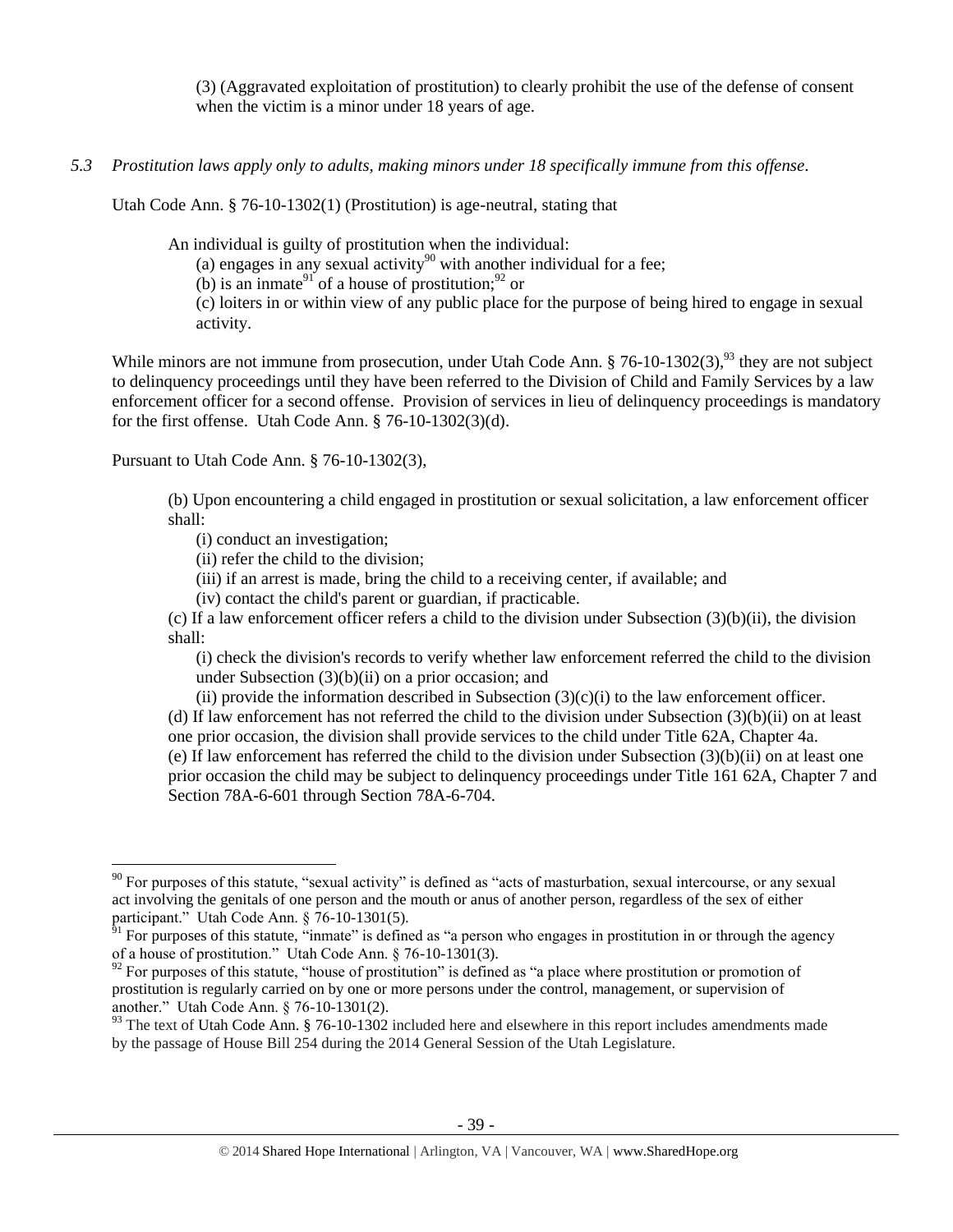(3) (Aggravated exploitation of prostitution) to clearly prohibit the use of the defense of consent when the victim is a minor under 18 years of age.

*5.3 Prostitution laws apply only to adults, making minors under 18 specifically immune from this offense.*

Utah Code Ann. § 76-10-1302(1) (Prostitution) is age-neutral, stating that

> An individual is guilty of prostitution when the individual:
> (a) engages in any sexual activity[90] with another individual for a fee;
> (b) is an inmate[91] of a house of prostitution;[92] or
> (c) loiters in or within view of any public place for the purpose of being hired to engage in sexual activity.

While minors are not immune from prosecution, under Utah Code Ann. § 76-10-1302(3),[93] they are not subject to delinquency proceedings until they have been referred to the Division of Child and Family Services by a law enforcement officer for a second offense. Provision of services in lieu of delinquency proceedings is mandatory for the first offense. Utah Code Ann. § 76-10-1302(3)(d).

Pursuant to Utah Code Ann. § 76-10-1302(3),

> (b) Upon encountering a child engaged in prostitution or sexual solicitation, a law enforcement officer shall:
> (i) conduct an investigation;
> (ii) refer the child to the division;
> (iii) if an arrest is made, bring the child to a receiving center, if available; and
> (iv) contact the child's parent or guardian, if practicable.
> (c) If a law enforcement officer refers a child to the division under Subsection (3)(b)(ii), the division shall:
> (i) check the division's records to verify whether law enforcement referred the child to the division under Subsection (3)(b)(ii) on a prior occasion; and
> (ii) provide the information described in Subsection (3)(c)(i) to the law enforcement officer.
> (d) If law enforcement has not referred the child to the division under Subsection (3)(b)(ii) on at least one prior occasion, the division shall provide services to the child under Title 62A, Chapter 4a.
> (e) If law enforcement has referred the child to the division under Subsection (3)(b)(ii) on at least one prior occasion the child may be subject to delinquency proceedings under Title 161 62A, Chapter 7 and Section 78A-6-601 through Section 78A-6-704.

---

[90] For purposes of this statute, "sexual activity" is defined as "acts of masturbation, sexual intercourse, or any sexual act involving the genitals of one person and the mouth or anus of another person, regardless of the sex of either participant." Utah Code Ann. § 76-10-1301(5).

[91] For purposes of this statute, "inmate" is defined as "a person who engages in prostitution in or through the agency of a house of prostitution." Utah Code Ann. § 76-10-1301(3).

[92] For purposes of this statute, "house of prostitution" is defined as "a place where prostitution or promotion of prostitution is regularly carried on by one or more persons under the control, management, or supervision of another." Utah Code Ann. § 76-10-1301(2).

[93] The text of Utah Code Ann. § 76-10-1302 included here and elsewhere in this report includes amendments made by the passage of House Bill 254 during the 2014 General Session of the Utah Legislature.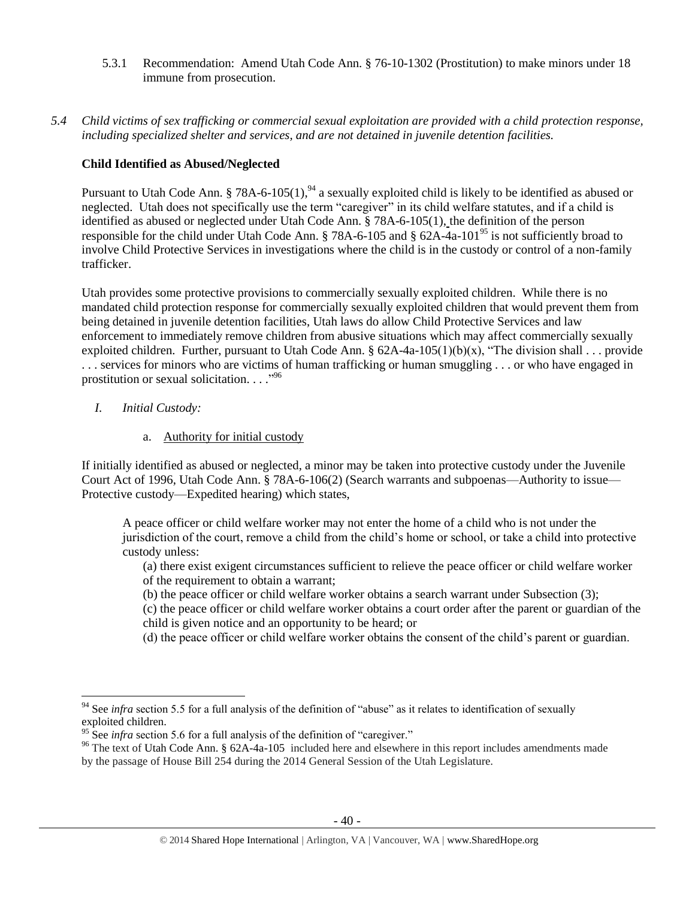5.3.1 Recommendation: Amend Utah Code Ann. § 76-10-1302 (Prostitution) to make minors under 18 immune from prosecution.

*5.4 Child victims of sex trafficking or commercial sexual exploitation are provided with a child protection response, including specialized shelter and services, and are not detained in juvenile detention facilities.*

**Child Identified as Abused/Neglected**

Pursuant to Utah Code Ann. § 78A-6-105(1),[94] a sexually exploited child is likely to be identified as abused or neglected. Utah does not specifically use the term "caregiver" in its child welfare statutes, and if a child is identified as abused or neglected under Utah Code Ann. § 78A-6-105(1), the definition of the person responsible for the child under Utah Code Ann. § 78A-6-105 and § 62A-4a-101[95] is not sufficiently broad to involve Child Protective Services in investigations where the child is in the custody or control of a non-family trafficker.

Utah provides some protective provisions to commercially sexually exploited children. While there is no mandated child protection response for commercially sexually exploited children that would prevent them from being detained in juvenile detention facilities, Utah laws do allow Child Protective Services and law enforcement to immediately remove children from abusive situations which may affect commercially sexually exploited children. Further, pursuant to Utah Code Ann. § 62A-4a-105(1)(b)(x), "The division shall . . . provide . . . services for minors who are victims of human trafficking or human smuggling . . . or who have engaged in prostitution or sexual solicitation. . . ."[96]

*I. Initial Custody:*

a. Authority for initial custody

If initially identified as abused or neglected, a minor may be taken into protective custody under the Juvenile Court Act of 1996, Utah Code Ann. § 78A-6-106(2) (Search warrants and subpoenas—Authority to issue—Protective custody—Expedited hearing) which states,

> A peace officer or child welfare worker may not enter the home of a child who is not under the jurisdiction of the court, remove a child from the child's home or school, or take a child into protective custody unless:
>
> (a) there exist exigent circumstances sufficient to relieve the peace officer or child welfare worker of the requirement to obtain a warrant;
>
> (b) the peace officer or child welfare worker obtains a search warrant under Subsection (3);
>
> (c) the peace officer or child welfare worker obtains a court order after the parent or guardian of the child is given notice and an opportunity to be heard; or
>
> (d) the peace officer or child welfare worker obtains the consent of the child's parent or guardian.

---

[94] See *infra* section 5.5 for a full analysis of the definition of "abuse" as it relates to identification of sexually exploited children.

[95] See *infra* section 5.6 for a full analysis of the definition of "caregiver."

[96] The text of Utah Code Ann. § 62A-4a-105 included here and elsewhere in this report includes amendments made by the passage of House Bill 254 during the 2014 General Session of the Utah Legislature.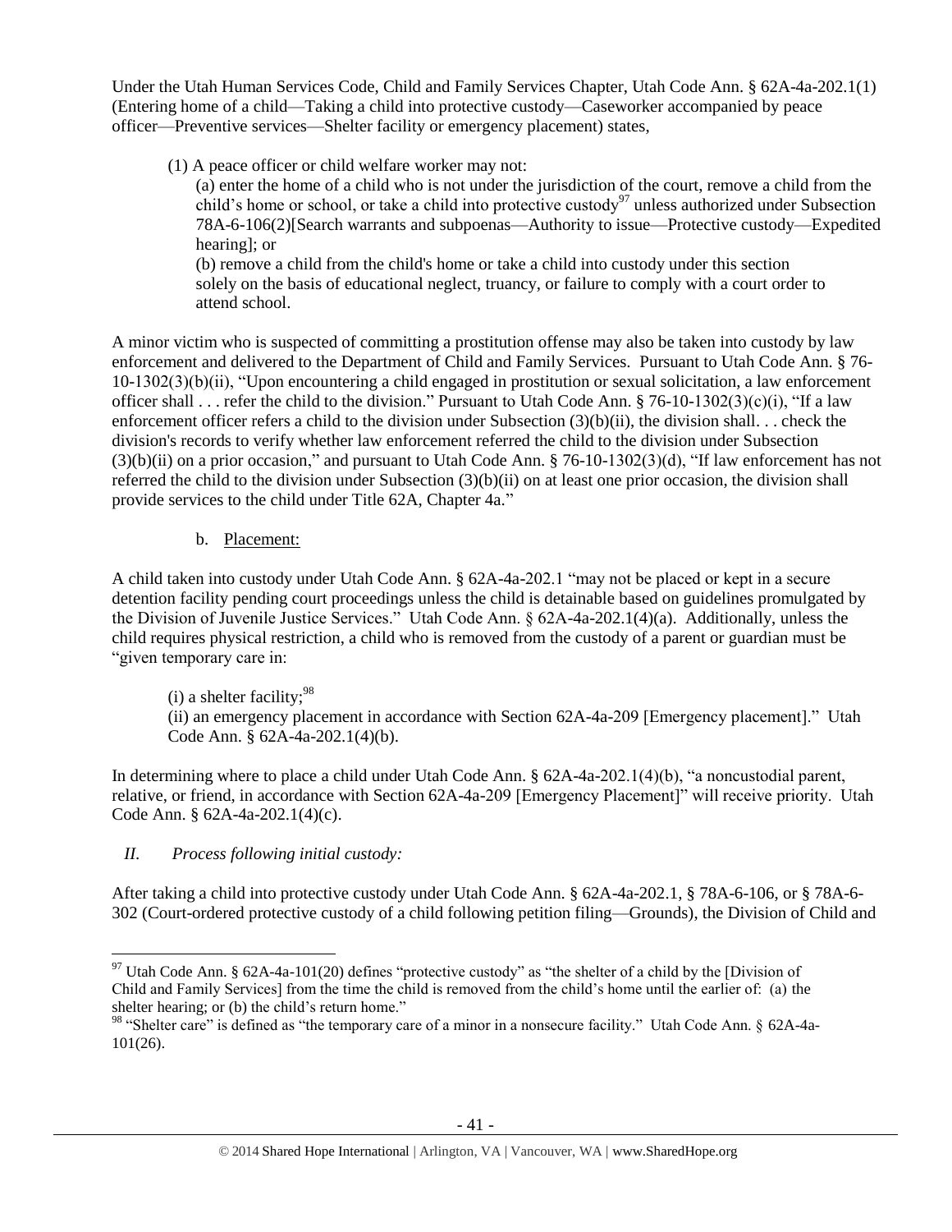Under the Utah Human Services Code, Child and Family Services Chapter, Utah Code Ann. § 62A-4a-202.1(1) (Entering home of a child—Taking a child into protective custody—Caseworker accompanied by peace officer—Preventive services—Shelter facility or emergency placement) states,

> (1) A peace officer or child welfare worker may not:
>
> (a) enter the home of a child who is not under the jurisdiction of the court, remove a child from the child's home or school, or take a child into protective custody[97] unless authorized under Subsection 78A-6-106(2)[Search warrants and subpoenas—Authority to issue—Protective custody—Expedited hearing]; or
>
> (b) remove a child from the child's home or take a child into custody under this section solely on the basis of educational neglect, truancy, or failure to comply with a court order to attend school.

A minor victim who is suspected of committing a prostitution offense may also be taken into custody by law enforcement and delivered to the Department of Child and Family Services. Pursuant to Utah Code Ann. § 76-10-1302(3)(b)(ii), "Upon encountering a child engaged in prostitution or sexual solicitation, a law enforcement officer shall . . . refer the child to the division." Pursuant to Utah Code Ann. § 76-10-1302(3)(c)(i), "If a law enforcement officer refers a child to the division under Subsection (3)(b)(ii), the division shall. . . check the division's records to verify whether law enforcement referred the child to the division under Subsection (3)(b)(ii) on a prior occasion," and pursuant to Utah Code Ann. § 76-10-1302(3)(d), "If law enforcement has not referred the child to the division under Subsection (3)(b)(ii) on at least one prior occasion, the division shall provide services to the child under Title 62A, Chapter 4a."

b. Placement:

A child taken into custody under Utah Code Ann. § 62A-4a-202.1 "may not be placed or kept in a secure detention facility pending court proceedings unless the child is detainable based on guidelines promulgated by the Division of Juvenile Justice Services." Utah Code Ann. § 62A-4a-202.1(4)(a). Additionally, unless the child requires physical restriction, a child who is removed from the custody of a parent or guardian must be "given temporary care in:

> (i) a shelter facility;[98]
>
> (ii) an emergency placement in accordance with Section 62A-4a-209 [Emergency placement]." Utah Code Ann. § 62A-4a-202.1(4)(b).

In determining where to place a child under Utah Code Ann. § 62A-4a-202.1(4)(b), "a noncustodial parent, relative, or friend, in accordance with Section 62A-4a-209 [Emergency Placement]" will receive priority. Utah Code Ann. § 62A-4a-202.1(4)(c).

*II. Process following initial custody:*

After taking a child into protective custody under Utah Code Ann. § 62A-4a-202.1, § 78A-6-106, or § 78A-6-302 (Court-ordered protective custody of a child following petition filing—Grounds), the Division of Child and

---

[97] Utah Code Ann. § 62A-4a-101(20) defines "protective custody" as "the shelter of a child by the [Division of Child and Family Services] from the time the child is removed from the child's home until the earlier of: (a) the shelter hearing; or (b) the child's return home."

[98] "Shelter care" is defined as "the temporary care of a minor in a nonsecure facility." Utah Code Ann. § 62A-4a-101(26).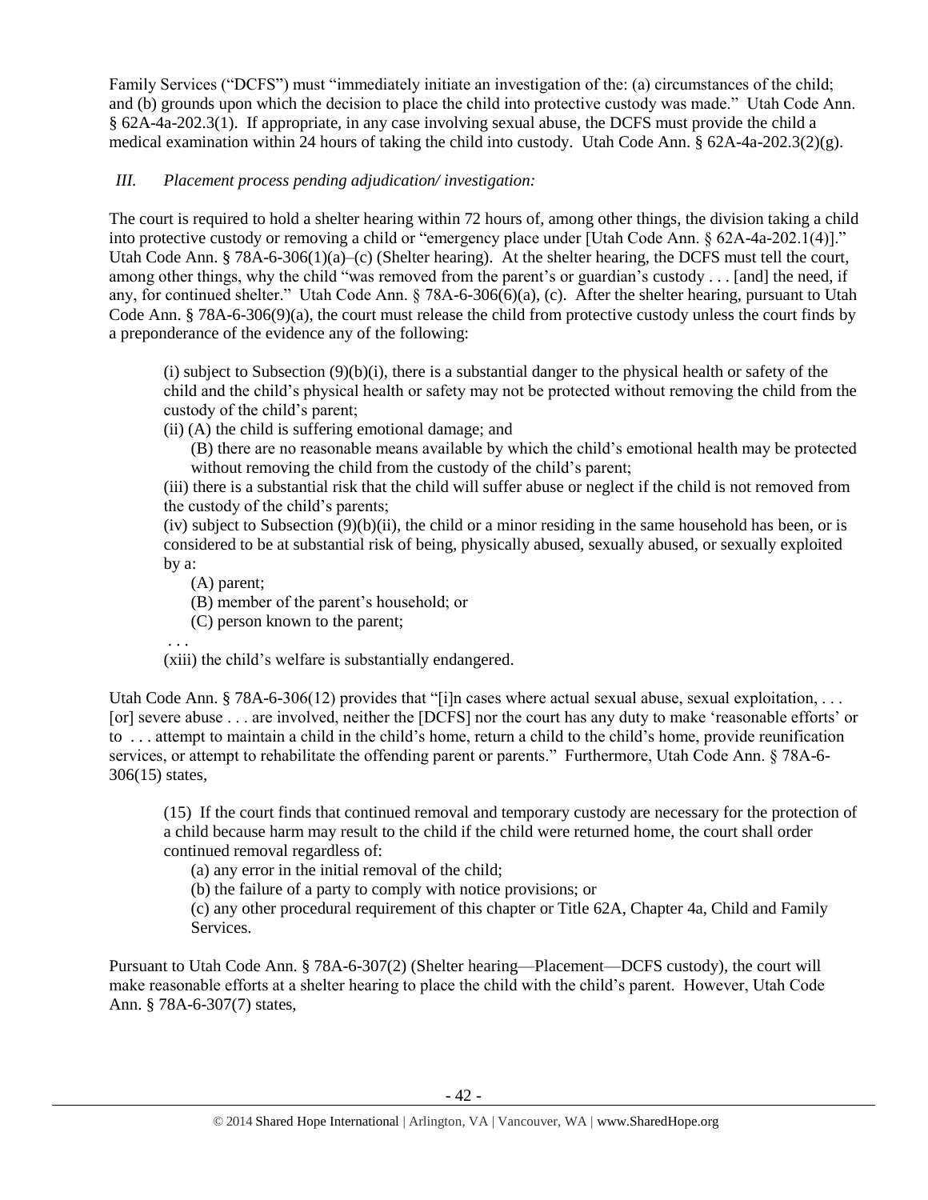Family Services ("DCFS") must "immediately initiate an investigation of the: (a) circumstances of the child; and (b) grounds upon which the decision to place the child into protective custody was made." Utah Code Ann. § 62A-4a-202.3(1). If appropriate, in any case involving sexual abuse, the DCFS must provide the child a medical examination within 24 hours of taking the child into custody. Utah Code Ann. § 62A-4a-202.3(2)(g).

*III. Placement process pending adjudication/ investigation:*

The court is required to hold a shelter hearing within 72 hours of, among other things, the division taking a child into protective custody or removing a child or "emergency place under [Utah Code Ann. § 62A-4a-202.1(4)]." Utah Code Ann. § 78A-6-306(1)(a)–(c) (Shelter hearing). At the shelter hearing, the DCFS must tell the court, among other things, why the child "was removed from the parent's or guardian's custody . . . [and] the need, if any, for continued shelter." Utah Code Ann. § 78A-6-306(6)(a), (c). After the shelter hearing, pursuant to Utah Code Ann. § 78A-6-306(9)(a), the court must release the child from protective custody unless the court finds by a preponderance of the evidence any of the following:

> (i) subject to Subsection (9)(b)(i), there is a substantial danger to the physical health or safety of the child and the child's physical health or safety may not be protected without removing the child from the custody of the child's parent;
>
> (ii) (A) the child is suffering emotional damage; and
>
> (B) there are no reasonable means available by which the child's emotional health may be protected without removing the child from the custody of the child's parent;
>
> (iii) there is a substantial risk that the child will suffer abuse or neglect if the child is not removed from the custody of the child's parents;
>
> (iv) subject to Subsection (9)(b)(ii), the child or a minor residing in the same household has been, or is considered to be at substantial risk of being, physically abused, sexually abused, or sexually exploited by a:
>
> (A) parent;
>
> (B) member of the parent's household; or
>
> (C) person known to the parent;
>
> . . .
>
> (xiii) the child's welfare is substantially endangered.

Utah Code Ann. § 78A-6-306(12) provides that "[i]n cases where actual sexual abuse, sexual exploitation, . . . [or] severe abuse . . . are involved, neither the [DCFS] nor the court has any duty to make 'reasonable efforts' or to . . . attempt to maintain a child in the child's home, return a child to the child's home, provide reunification services, or attempt to rehabilitate the offending parent or parents." Furthermore, Utah Code Ann. § 78A-6-306(15) states,

> (15) If the court finds that continued removal and temporary custody are necessary for the protection of a child because harm may result to the child if the child were returned home, the court shall order continued removal regardless of:
>
> (a) any error in the initial removal of the child;
>
> (b) the failure of a party to comply with notice provisions; or
>
> (c) any other procedural requirement of this chapter or Title 62A, Chapter 4a, Child and Family Services.

Pursuant to Utah Code Ann. § 78A-6-307(2) (Shelter hearing—Placement—DCFS custody), the court will make reasonable efforts at a shelter hearing to place the child with the child's parent. However, Utah Code Ann. § 78A-6-307(7) states,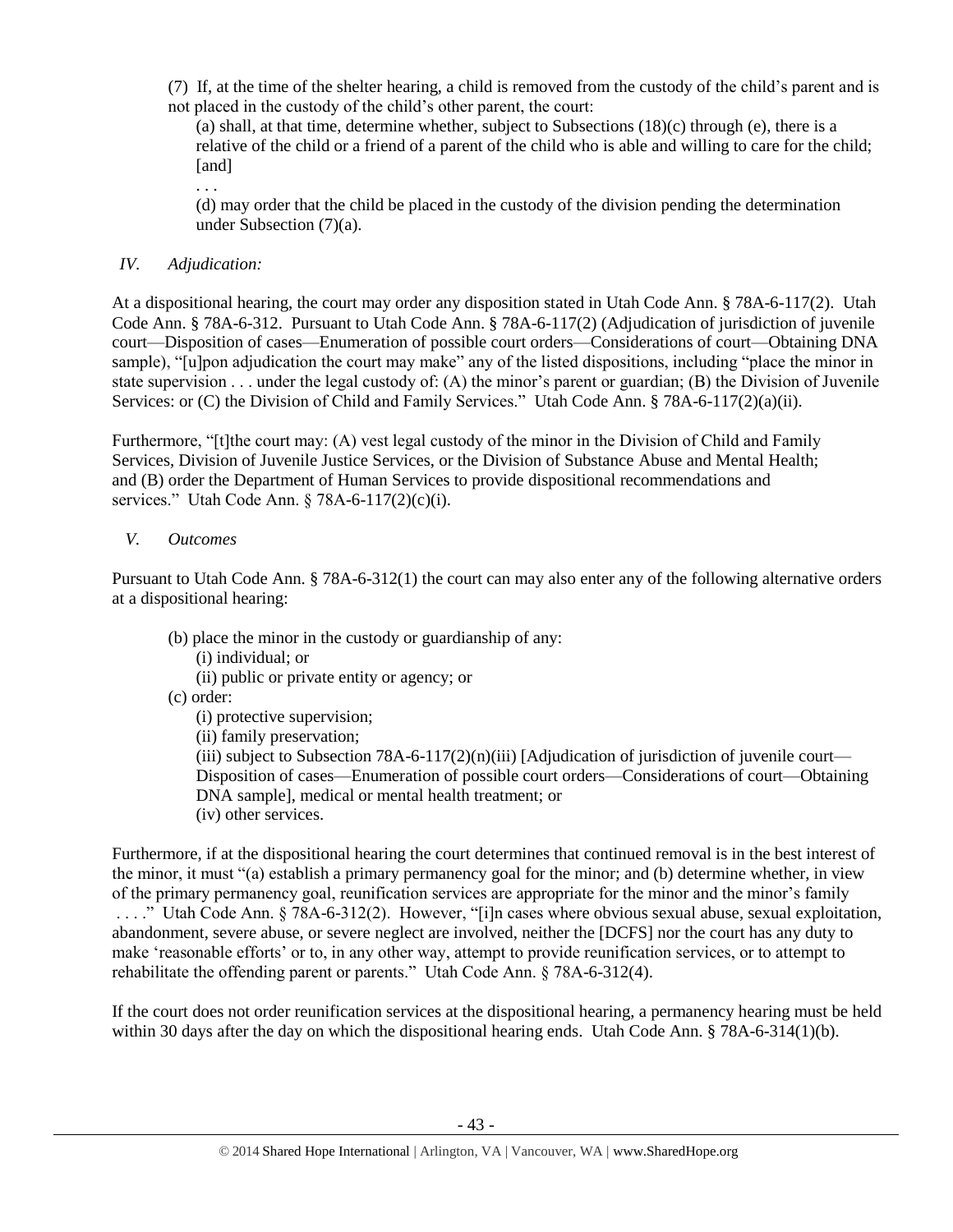(7) If, at the time of the shelter hearing, a child is removed from the custody of the child's parent and is not placed in the custody of the child's other parent, the court:

(a) shall, at that time, determine whether, subject to Subsections (18)(c) through (e), there is a relative of the child or a friend of a parent of the child who is able and willing to care for the child; [and]

. . .

(d) may order that the child be placed in the custody of the division pending the determination under Subsection (7)(a).

*IV. Adjudication:*

At a dispositional hearing, the court may order any disposition stated in Utah Code Ann. § 78A-6-117(2). Utah Code Ann. § 78A-6-312. Pursuant to Utah Code Ann. § 78A-6-117(2) (Adjudication of jurisdiction of juvenile court—Disposition of cases—Enumeration of possible court orders—Considerations of court—Obtaining DNA sample), "[u]pon adjudication the court may make" any of the listed dispositions, including "place the minor in state supervision . . . under the legal custody of: (A) the minor's parent or guardian; (B) the Division of Juvenile Services: or (C) the Division of Child and Family Services." Utah Code Ann. § 78A-6-117(2)(a)(ii).

Furthermore, "[t]the court may: (A) vest legal custody of the minor in the Division of Child and Family Services, Division of Juvenile Justice Services, or the Division of Substance Abuse and Mental Health; and (B) order the Department of Human Services to provide dispositional recommendations and services." Utah Code Ann. § 78A-6-117(2)(c)(i).

*V. Outcomes*

Pursuant to Utah Code Ann. § 78A-6-312(1) the court can may also enter any of the following alternative orders at a dispositional hearing:

(b) place the minor in the custody or guardianship of any:
  (i) individual; or
  (ii) public or private entity or agency; or
(c) order:
  (i) protective supervision;
  (ii) family preservation;
  (iii) subject to Subsection 78A-6-117(2)(n)(iii) [Adjudication of jurisdiction of juvenile court—Disposition of cases—Enumeration of possible court orders—Considerations of court—Obtaining DNA sample], medical or mental health treatment; or
  (iv) other services.

Furthermore, if at the dispositional hearing the court determines that continued removal is in the best interest of the minor, it must "(a) establish a primary permanency goal for the minor; and (b) determine whether, in view of the primary permanency goal, reunification services are appropriate for the minor and the minor's family . . . ." Utah Code Ann. § 78A-6-312(2). However, "[i]n cases where obvious sexual abuse, sexual exploitation, abandonment, severe abuse, or severe neglect are involved, neither the [DCFS] nor the court has any duty to make 'reasonable efforts' or to, in any other way, attempt to provide reunification services, or to attempt to rehabilitate the offending parent or parents." Utah Code Ann. § 78A-6-312(4).

If the court does not order reunification services at the dispositional hearing, a permanency hearing must be held within 30 days after the day on which the dispositional hearing ends. Utah Code Ann. § 78A-6-314(1)(b).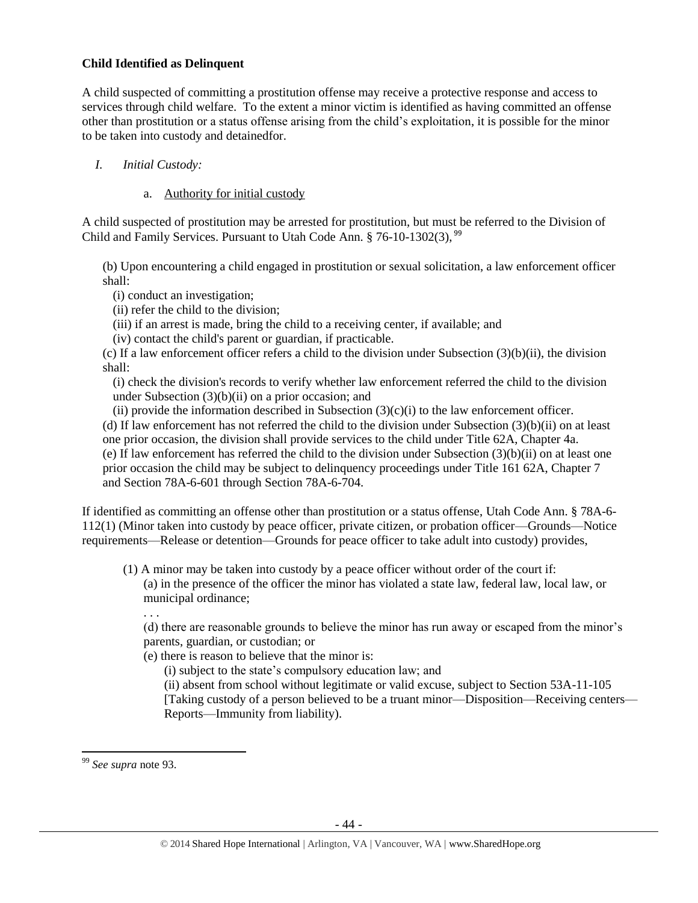**Child Identified as Delinquent**

A child suspected of committing a prostitution offense may receive a protective response and access to services through child welfare. To the extent a minor victim is identified as having committed an offense other than prostitution or a status offense arising from the child's exploitation, it is possible for the minor to be taken into custody and detainedfor.

*I. Initial Custody:*

a. Authority for initial custody

A child suspected of prostitution may be arrested for prostitution, but must be referred to the Division of Child and Family Services. Pursuant to Utah Code Ann. § 76-10-1302(3), [99]

> (b) Upon encountering a child engaged in prostitution or sexual solicitation, a law enforcement officer shall:
>
> (i) conduct an investigation;
>
> (ii) refer the child to the division;
>
> (iii) if an arrest is made, bring the child to a receiving center, if available; and
>
> (iv) contact the child's parent or guardian, if practicable.
>
> (c) If a law enforcement officer refers a child to the division under Subsection (3)(b)(ii), the division shall:
>
> (i) check the division's records to verify whether law enforcement referred the child to the division under Subsection (3)(b)(ii) on a prior occasion; and
>
> (ii) provide the information described in Subsection (3)(c)(i) to the law enforcement officer.
>
> (d) If law enforcement has not referred the child to the division under Subsection (3)(b)(ii) on at least one prior occasion, the division shall provide services to the child under Title 62A, Chapter 4a.
>
> (e) If law enforcement has referred the child to the division under Subsection (3)(b)(ii) on at least one prior occasion the child may be subject to delinquency proceedings under Title 161 62A, Chapter 7 and Section 78A-6-601 through Section 78A-6-704.

If identified as committing an offense other than prostitution or a status offense, Utah Code Ann. § 78A-6-112(1) (Minor taken into custody by peace officer, private citizen, or probation officer—Grounds—Notice requirements—Release or detention—Grounds for peace officer to take adult into custody) provides,

> (1) A minor may be taken into custody by a peace officer without order of the court if:
>
> (a) in the presence of the officer the minor has violated a state law, federal law, local law, or municipal ordinance;
>
> . . .
>
> (d) there are reasonable grounds to believe the minor has run away or escaped from the minor's parents, guardian, or custodian; or
>
> (e) there is reason to believe that the minor is:
>
> (i) subject to the state's compulsory education law; and
>
> (ii) absent from school without legitimate or valid excuse, subject to Section 53A-11-105 [Taking custody of a person believed to be a truant minor—Disposition—Receiving centers—Reports—Immunity from liability).

---

[99] *See supra* note 93.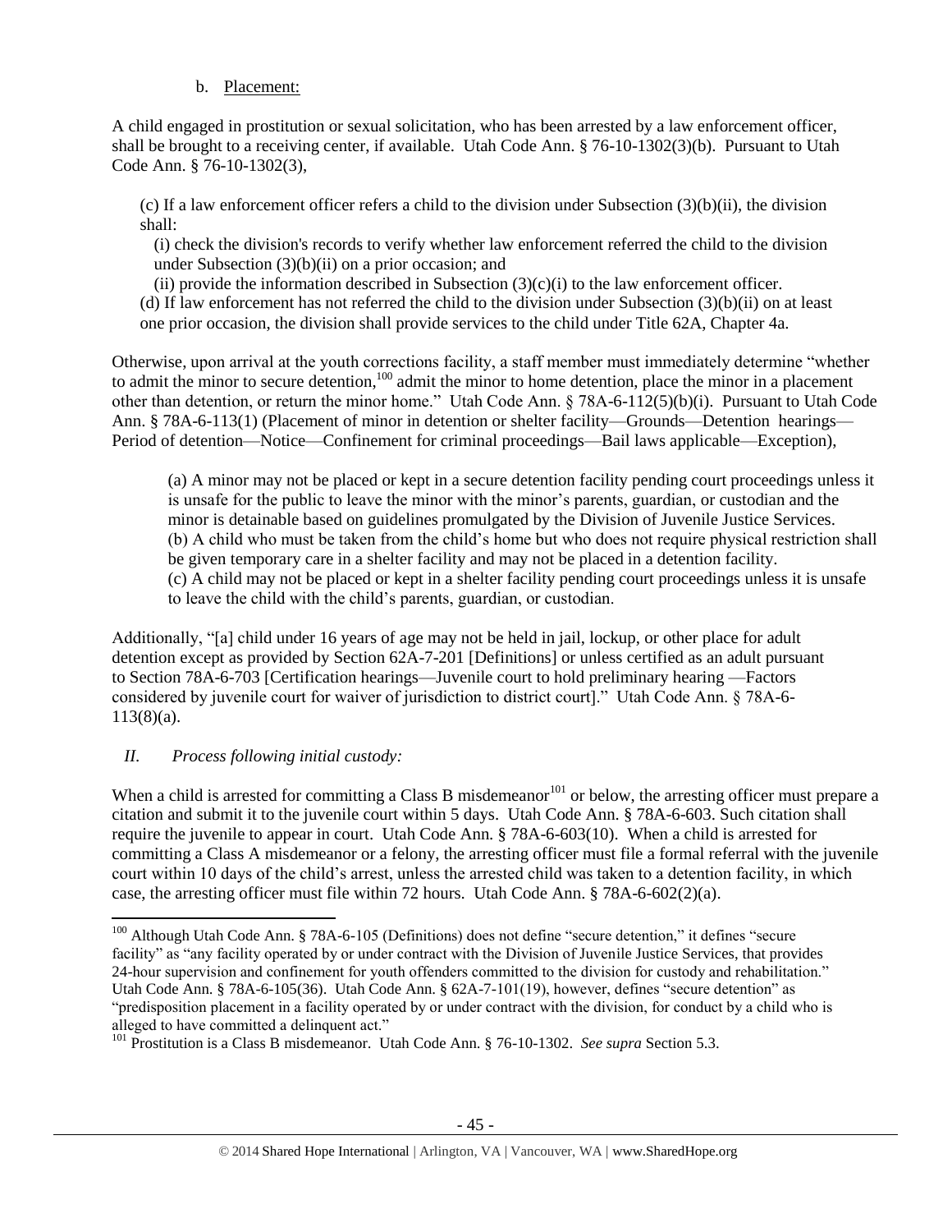b. Placement:

A child engaged in prostitution or sexual solicitation, who has been arrested by a law enforcement officer, shall be brought to a receiving center, if available. Utah Code Ann. § 76-10-1302(3)(b). Pursuant to Utah Code Ann. § 76-10-1302(3),

> (c) If a law enforcement officer refers a child to the division under Subsection (3)(b)(ii), the division shall:
>
> (i) check the division's records to verify whether law enforcement referred the child to the division under Subsection (3)(b)(ii) on a prior occasion; and
>
> (ii) provide the information described in Subsection (3)(c)(i) to the law enforcement officer.
>
> (d) If law enforcement has not referred the child to the division under Subsection (3)(b)(ii) on at least one prior occasion, the division shall provide services to the child under Title 62A, Chapter 4a.

Otherwise, upon arrival at the youth corrections facility, a staff member must immediately determine "whether to admit the minor to secure detention,[100] admit the minor to home detention, place the minor in a placement other than detention, or return the minor home." Utah Code Ann. § 78A-6-112(5)(b)(i). Pursuant to Utah Code Ann. § 78A-6-113(1) (Placement of minor in detention or shelter facility—Grounds—Detention hearings—Period of detention—Notice—Confinement for criminal proceedings—Bail laws applicable—Exception),

> (a) A minor may not be placed or kept in a secure detention facility pending court proceedings unless it is unsafe for the public to leave the minor with the minor's parents, guardian, or custodian and the minor is detainable based on guidelines promulgated by the Division of Juvenile Justice Services.
>
> (b) A child who must be taken from the child's home but who does not require physical restriction shall be given temporary care in a shelter facility and may not be placed in a detention facility.
>
> (c) A child may not be placed or kept in a shelter facility pending court proceedings unless it is unsafe to leave the child with the child's parents, guardian, or custodian.

Additionally, "[a] child under 16 years of age may not be held in jail, lockup, or other place for adult detention except as provided by Section 62A-7-201 [Definitions] or unless certified as an adult pursuant to Section 78A-6-703 [Certification hearings—Juvenile court to hold preliminary hearing —Factors considered by juvenile court for waiver of jurisdiction to district court]." Utah Code Ann. § 78A-6-113(8)(a).

*II. Process following initial custody:*

When a child is arrested for committing a Class B misdemeanor[101] or below, the arresting officer must prepare a citation and submit it to the juvenile court within 5 days. Utah Code Ann. § 78A-6-603. Such citation shall require the juvenile to appear in court. Utah Code Ann. § 78A-6-603(10). When a child is arrested for committing a Class A misdemeanor or a felony, the arresting officer must file a formal referral with the juvenile court within 10 days of the child's arrest, unless the arrested child was taken to a detention facility, in which case, the arresting officer must file within 72 hours. Utah Code Ann. § 78A-6-602(2)(a).

---

[100] Although Utah Code Ann. § 78A-6-105 (Definitions) does not define "secure detention," it defines "secure facility" as "any facility operated by or under contract with the Division of Juvenile Justice Services, that provides 24-hour supervision and confinement for youth offenders committed to the division for custody and rehabilitation." Utah Code Ann. § 78A-6-105(36). Utah Code Ann. § 62A-7-101(19), however, defines "secure detention" as "predisposition placement in a facility operated by or under contract with the division, for conduct by a child who is alleged to have committed a delinquent act."

[101] Prostitution is a Class B misdemeanor. Utah Code Ann. § 76-10-1302. *See supra* Section 5.3.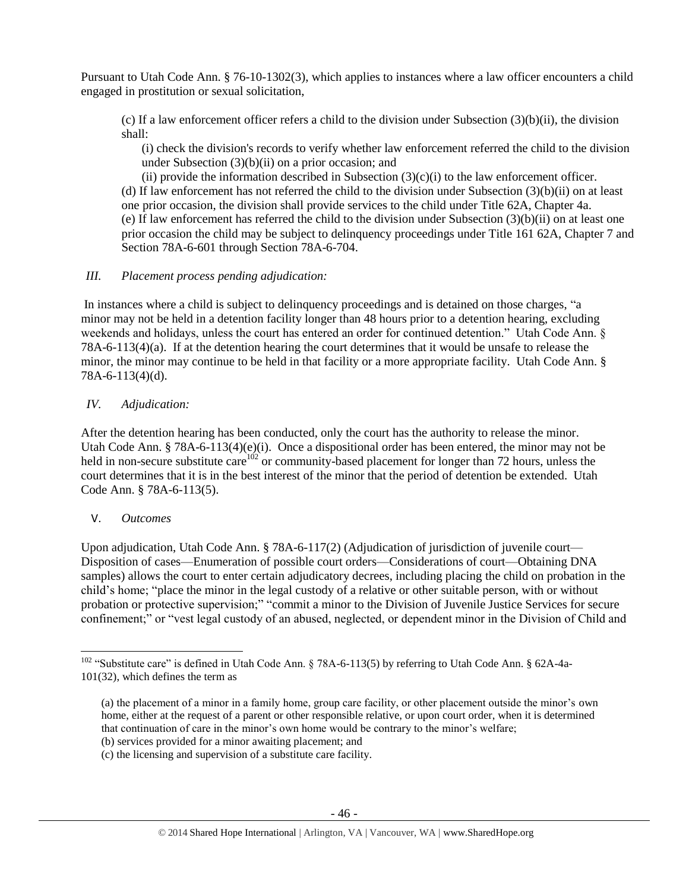Pursuant to Utah Code Ann. § 76-10-1302(3), which applies to instances where a law officer encounters a child engaged in prostitution or sexual solicitation,

> (c) If a law enforcement officer refers a child to the division under Subsection (3)(b)(ii), the division shall:
>
> > (i) check the division's records to verify whether law enforcement referred the child to the division under Subsection (3)(b)(ii) on a prior occasion; and
> >
> > (ii) provide the information described in Subsection (3)(c)(i) to the law enforcement officer.
>
> (d) If law enforcement has not referred the child to the division under Subsection (3)(b)(ii) on at least one prior occasion, the division shall provide services to the child under Title 62A, Chapter 4a.
>
> (e) If law enforcement has referred the child to the division under Subsection (3)(b)(ii) on at least one prior occasion the child may be subject to delinquency proceedings under Title 161 62A, Chapter 7 and Section 78A-6-601 through Section 78A-6-704.

*III. Placement process pending adjudication:*

In instances where a child is subject to delinquency proceedings and is detained on those charges, "a minor may not be held in a detention facility longer than 48 hours prior to a detention hearing, excluding weekends and holidays, unless the court has entered an order for continued detention." Utah Code Ann. § 78A-6-113(4)(a). If at the detention hearing the court determines that it would be unsafe to release the minor, the minor may continue to be held in that facility or a more appropriate facility. Utah Code Ann. § 78A-6-113(4)(d).

*IV. Adjudication:*

After the detention hearing has been conducted, only the court has the authority to release the minor. Utah Code Ann. § 78A-6-113(4)(e)(i). Once a dispositional order has been entered, the minor may not be held in non-secure substitute care[102] or community-based placement for longer than 72 hours, unless the court determines that it is in the best interest of the minor that the period of detention be extended. Utah Code Ann. § 78A-6-113(5).

V. *Outcomes*

Upon adjudication, Utah Code Ann. § 78A-6-117(2) (Adjudication of jurisdiction of juvenile court—Disposition of cases—Enumeration of possible court orders—Considerations of court—Obtaining DNA samples) allows the court to enter certain adjudicatory decrees, including placing the child on probation in the child's home; "place the minor in the legal custody of a relative or other suitable person, with or without probation or protective supervision;" "commit a minor to the Division of Juvenile Justice Services for secure confinement;" or "vest legal custody of an abused, neglected, or dependent minor in the Division of Child and

---

[102] "Substitute care" is defined in Utah Code Ann. § 78A-6-113(5) by referring to Utah Code Ann. § 62A-4a-101(32), which defines the term as

> (a) the placement of a minor in a family home, group care facility, or other placement outside the minor's own home, either at the request of a parent or other responsible relative, or upon court order, when it is determined that continuation of care in the minor's own home would be contrary to the minor's welfare;
>
> (b) services provided for a minor awaiting placement; and
>
> (c) the licensing and supervision of a substitute care facility.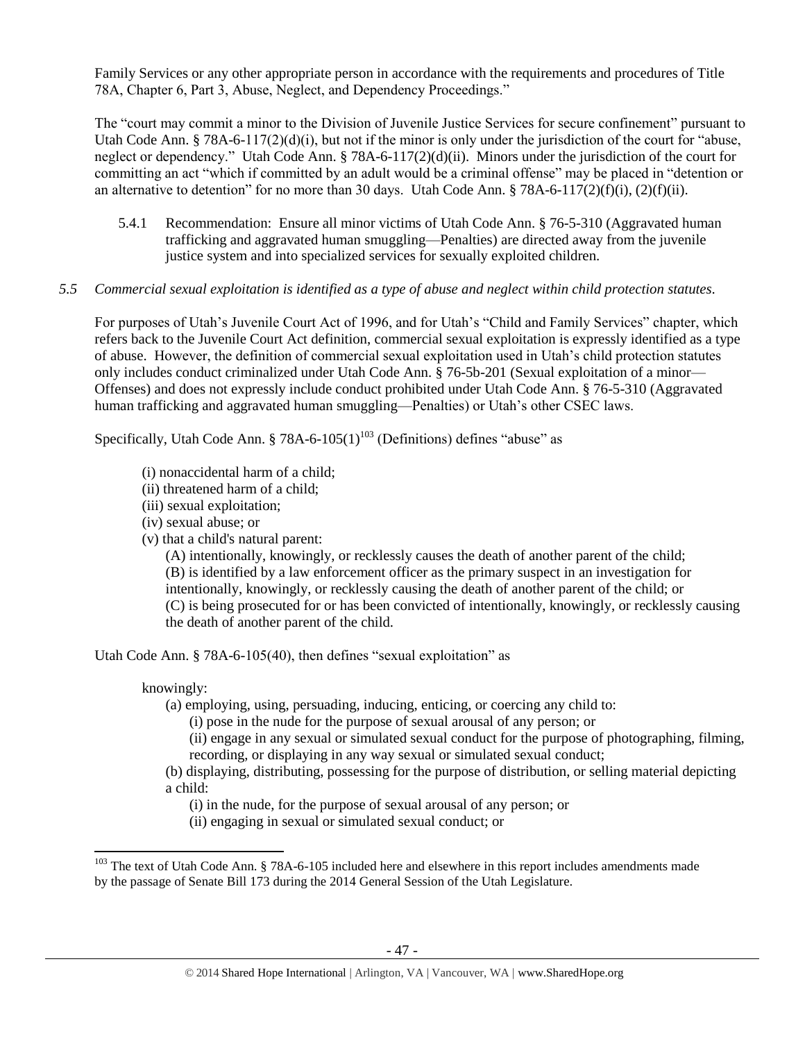Family Services or any other appropriate person in accordance with the requirements and procedures of Title 78A, Chapter 6, Part 3, Abuse, Neglect, and Dependency Proceedings."

The "court may commit a minor to the Division of Juvenile Justice Services for secure confinement" pursuant to Utah Code Ann. § 78A-6-117(2)(d)(i), but not if the minor is only under the jurisdiction of the court for "abuse, neglect or dependency." Utah Code Ann. § 78A-6-117(2)(d)(ii). Minors under the jurisdiction of the court for committing an act "which if committed by an adult would be a criminal offense" may be placed in "detention or an alternative to detention" for no more than 30 days. Utah Code Ann. § 78A-6-117(2)(f)(i), (2)(f)(ii).

5.4.1 Recommendation: Ensure all minor victims of Utah Code Ann. § 76-5-310 (Aggravated human trafficking and aggravated human smuggling—Penalties) are directed away from the juvenile justice system and into specialized services for sexually exploited children.

*5.5 Commercial sexual exploitation is identified as a type of abuse and neglect within child protection statutes.*

For purposes of Utah's Juvenile Court Act of 1996, and for Utah's "Child and Family Services" chapter, which refers back to the Juvenile Court Act definition, commercial sexual exploitation is expressly identified as a type of abuse. However, the definition of commercial sexual exploitation used in Utah's child protection statutes only includes conduct criminalized under Utah Code Ann. § 76-5b-201 (Sexual exploitation of a minor—Offenses) and does not expressly include conduct prohibited under Utah Code Ann. § 76-5-310 (Aggravated human trafficking and aggravated human smuggling—Penalties) or Utah's other CSEC laws.

Specifically, Utah Code Ann. § 78A-6-105(1)[103] (Definitions) defines "abuse" as

> (i) nonaccidental harm of a child;
> (ii) threatened harm of a child;
> (iii) sexual exploitation;
> (iv) sexual abuse; or
> (v) that a child's natural parent:
> > (A) intentionally, knowingly, or recklessly causes the death of another parent of the child;
> > (B) is identified by a law enforcement officer as the primary suspect in an investigation for intentionally, knowingly, or recklessly causing the death of another parent of the child; or
> > (C) is being prosecuted for or has been convicted of intentionally, knowingly, or recklessly causing the death of another parent of the child.

Utah Code Ann. § 78A-6-105(40), then defines "sexual exploitation" as

> knowingly:
> > (a) employing, using, persuading, inducing, enticing, or coercing any child to:
> > > (i) pose in the nude for the purpose of sexual arousal of any person; or
> > > (ii) engage in any sexual or simulated sexual conduct for the purpose of photographing, filming, recording, or displaying in any way sexual or simulated sexual conduct;
> >
> > (b) displaying, distributing, possessing for the purpose of distribution, or selling material depicting a child:
> > > (i) in the nude, for the purpose of sexual arousal of any person; or
> > > (ii) engaging in sexual or simulated sexual conduct; or

[103] The text of Utah Code Ann. § 78A-6-105 included here and elsewhere in this report includes amendments made by the passage of Senate Bill 173 during the 2014 General Session of the Utah Legislature.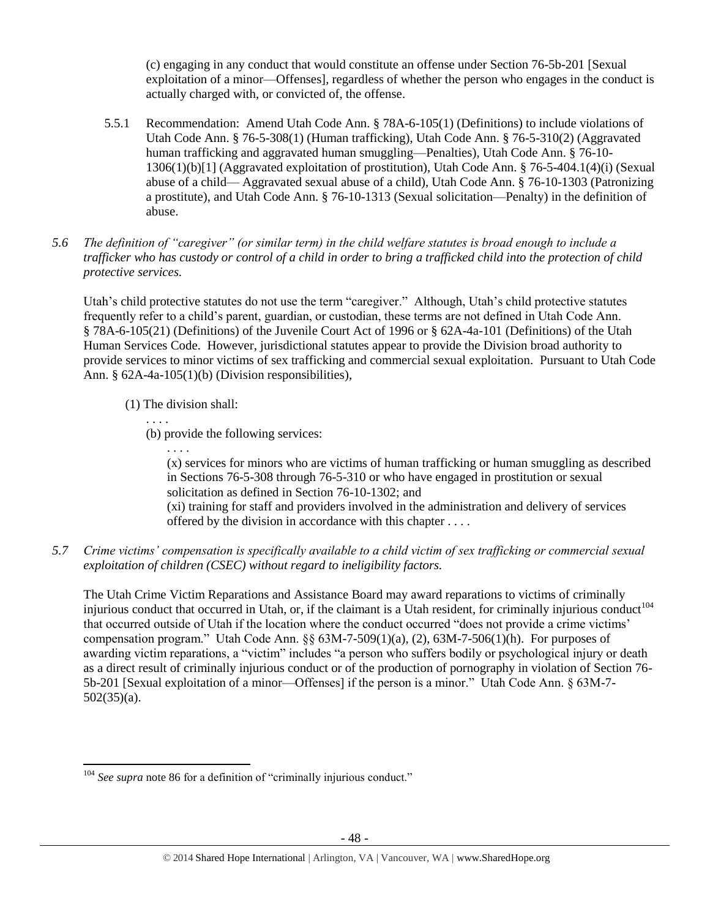(c) engaging in any conduct that would constitute an offense under Section 76-5b-201 [Sexual exploitation of a minor—Offenses], regardless of whether the person who engages in the conduct is actually charged with, or convicted of, the offense.

5.5.1 Recommendation: Amend Utah Code Ann. § 78A-6-105(1) (Definitions) to include violations of Utah Code Ann. § 76-5-308(1) (Human trafficking), Utah Code Ann. § 76-5-310(2) (Aggravated human trafficking and aggravated human smuggling—Penalties), Utah Code Ann. § 76-10-1306(1)(b)[1] (Aggravated exploitation of prostitution), Utah Code Ann. § 76-5-404.1(4)(i) (Sexual abuse of a child— Aggravated sexual abuse of a child), Utah Code Ann. § 76-10-1303 (Patronizing a prostitute), and Utah Code Ann. § 76-10-1313 (Sexual solicitation—Penalty) in the definition of abuse.

*5.6 The definition of "caregiver" (or similar term) in the child welfare statutes is broad enough to include a trafficker who has custody or control of a child in order to bring a trafficked child into the protection of child protective services.*

Utah's child protective statutes do not use the term "caregiver." Although, Utah's child protective statutes frequently refer to a child's parent, guardian, or custodian, these terms are not defined in Utah Code Ann. § 78A-6-105(21) (Definitions) of the Juvenile Court Act of 1996 or § 62A-4a-101 (Definitions) of the Utah Human Services Code. However, jurisdictional statutes appear to provide the Division broad authority to provide services to minor victims of sex trafficking and commercial sexual exploitation. Pursuant to Utah Code Ann. § 62A-4a-105(1)(b) (Division responsibilities),

> (1) The division shall:
>
> . . . .
>
> (b) provide the following services:
>
> . . . .
>
> (x) services for minors who are victims of human trafficking or human smuggling as described in Sections 76-5-308 through 76-5-310 or who have engaged in prostitution or sexual solicitation as defined in Section 76-10-1302; and
>
> (xi) training for staff and providers involved in the administration and delivery of services offered by the division in accordance with this chapter . . . .

*5.7 Crime victims' compensation is specifically available to a child victim of sex trafficking or commercial sexual exploitation of children (CSEC) without regard to ineligibility factors.*

The Utah Crime Victim Reparations and Assistance Board may award reparations to victims of criminally injurious conduct that occurred in Utah, or, if the claimant is a Utah resident, for criminally injurious conduct[104] that occurred outside of Utah if the location where the conduct occurred "does not provide a crime victims' compensation program." Utah Code Ann. §§ 63M-7-509(1)(a), (2), 63M-7-506(1)(h). For purposes of awarding victim reparations, a "victim" includes "a person who suffers bodily or psychological injury or death as a direct result of criminally injurious conduct or of the production of pornography in violation of Section 76-5b-201 [Sexual exploitation of a minor—Offenses] if the person is a minor." Utah Code Ann. § 63M-7-502(35)(a).

---

[104] *See supra* note 86 for a definition of "criminally injurious conduct."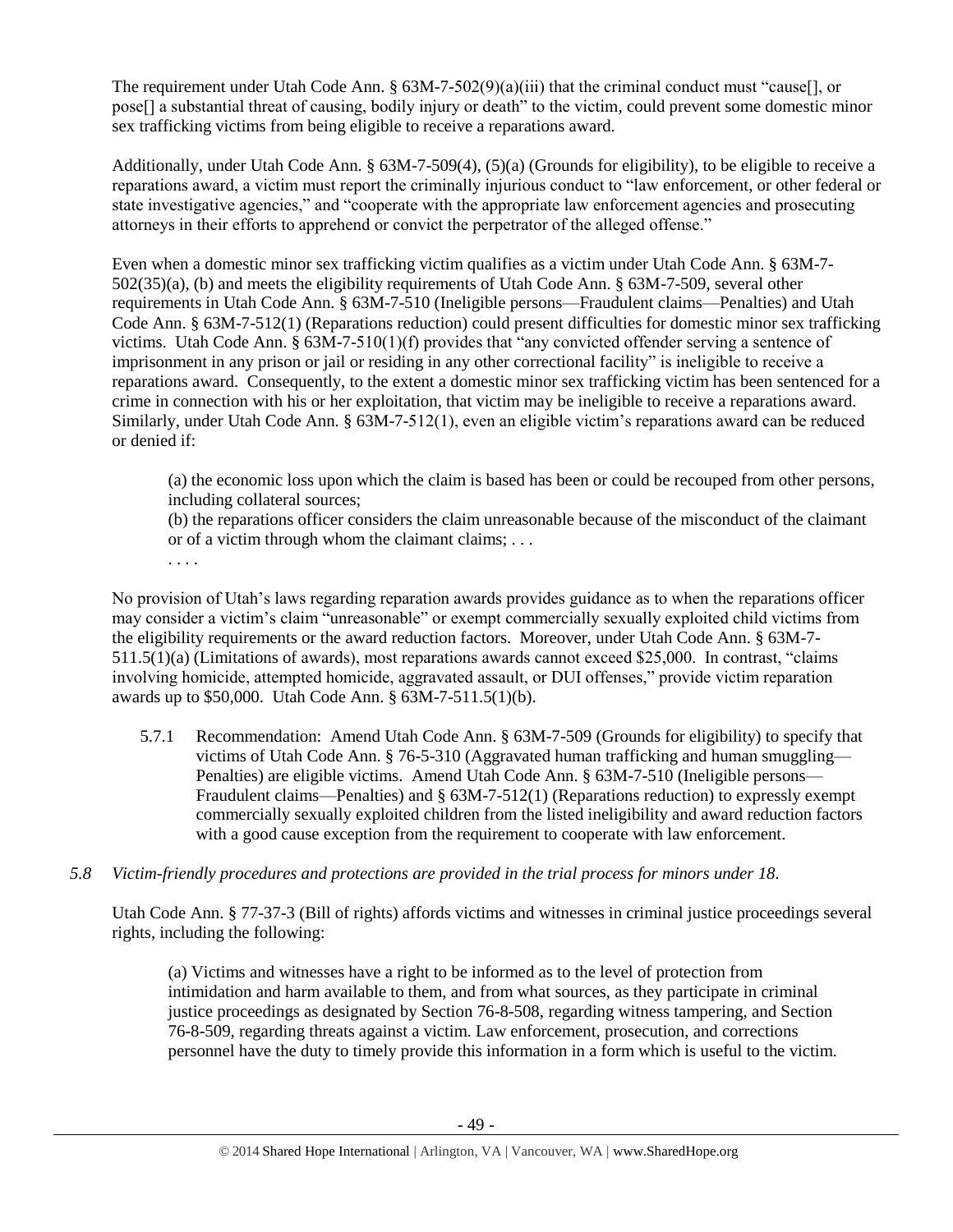The requirement under Utah Code Ann. § 63M-7-502(9)(a)(iii) that the criminal conduct must "cause[], or pose[] a substantial threat of causing, bodily injury or death" to the victim, could prevent some domestic minor sex trafficking victims from being eligible to receive a reparations award.

Additionally, under Utah Code Ann. § 63M-7-509(4), (5)(a) (Grounds for eligibility), to be eligible to receive a reparations award, a victim must report the criminally injurious conduct to "law enforcement, or other federal or state investigative agencies," and "cooperate with the appropriate law enforcement agencies and prosecuting attorneys in their efforts to apprehend or convict the perpetrator of the alleged offense."

Even when a domestic minor sex trafficking victim qualifies as a victim under Utah Code Ann. § 63M-7-502(35)(a), (b) and meets the eligibility requirements of Utah Code Ann. § 63M-7-509, several other requirements in Utah Code Ann. § 63M-7-510 (Ineligible persons—Fraudulent claims—Penalties) and Utah Code Ann. § 63M-7-512(1) (Reparations reduction) could present difficulties for domestic minor sex trafficking victims. Utah Code Ann. § 63M-7-510(1)(f) provides that "any convicted offender serving a sentence of imprisonment in any prison or jail or residing in any other correctional facility" is ineligible to receive a reparations award. Consequently, to the extent a domestic minor sex trafficking victim has been sentenced for a crime in connection with his or her exploitation, that victim may be ineligible to receive a reparations award. Similarly, under Utah Code Ann. § 63M-7-512(1), even an eligible victim's reparations award can be reduced or denied if:

> (a) the economic loss upon which the claim is based has been or could be recouped from other persons, including collateral sources;
>
> (b) the reparations officer considers the claim unreasonable because of the misconduct of the claimant or of a victim through whom the claimant claims; . . .
>
> . . . .

No provision of Utah's laws regarding reparation awards provides guidance as to when the reparations officer may consider a victim's claim "unreasonable" or exempt commercially sexually exploited child victims from the eligibility requirements or the award reduction factors. Moreover, under Utah Code Ann. § 63M-7-511.5(1)(a) (Limitations of awards), most reparations awards cannot exceed $25,000. In contrast, "claims involving homicide, attempted homicide, aggravated assault, or DUI offenses," provide victim reparation awards up to $50,000. Utah Code Ann. § 63M-7-511.5(1)(b).

5.7.1 Recommendation: Amend Utah Code Ann. § 63M-7-509 (Grounds for eligibility) to specify that victims of Utah Code Ann. § 76-5-310 (Aggravated human trafficking and human smuggling—Penalties) are eligible victims. Amend Utah Code Ann. § 63M-7-510 (Ineligible persons—Fraudulent claims—Penalties) and § 63M-7-512(1) (Reparations reduction) to expressly exempt commercially sexually exploited children from the listed ineligibility and award reduction factors with a good cause exception from the requirement to cooperate with law enforcement.

*5.8 Victim-friendly procedures and protections are provided in the trial process for minors under 18.*

Utah Code Ann. § 77-37-3 (Bill of rights) affords victims and witnesses in criminal justice proceedings several rights, including the following:

> (a) Victims and witnesses have a right to be informed as to the level of protection from intimidation and harm available to them, and from what sources, as they participate in criminal justice proceedings as designated by Section 76-8-508, regarding witness tampering, and Section 76-8-509, regarding threats against a victim. Law enforcement, prosecution, and corrections personnel have the duty to timely provide this information in a form which is useful to the victim.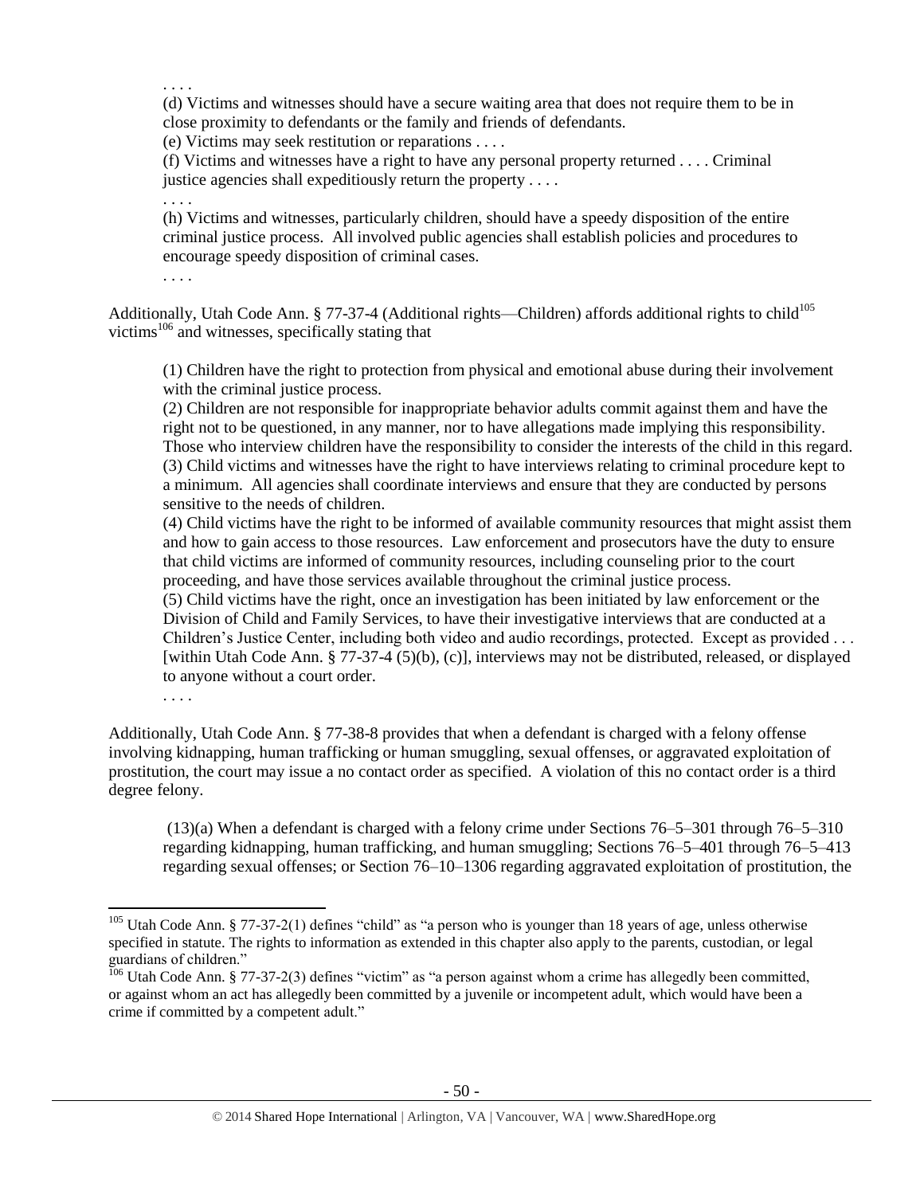. . . .

(d) Victims and witnesses should have a secure waiting area that does not require them to be in close proximity to defendants or the family and friends of defendants.

(e) Victims may seek restitution or reparations . . . .

(f) Victims and witnesses have a right to have any personal property returned . . . . Criminal justice agencies shall expeditiously return the property . . . .

. . . .

(h) Victims and witnesses, particularly children, should have a speedy disposition of the entire criminal justice process. All involved public agencies shall establish policies and procedures to encourage speedy disposition of criminal cases.

. . . .

Additionally, Utah Code Ann. § 77-37-4 (Additional rights—Children) affords additional rights to child[105] victims[106] and witnesses, specifically stating that

(1) Children have the right to protection from physical and emotional abuse during their involvement with the criminal justice process.

(2) Children are not responsible for inappropriate behavior adults commit against them and have the right not to be questioned, in any manner, nor to have allegations made implying this responsibility. Those who interview children have the responsibility to consider the interests of the child in this regard.

(3) Child victims and witnesses have the right to have interviews relating to criminal procedure kept to a minimum. All agencies shall coordinate interviews and ensure that they are conducted by persons sensitive to the needs of children.

(4) Child victims have the right to be informed of available community resources that might assist them and how to gain access to those resources. Law enforcement and prosecutors have the duty to ensure that child victims are informed of community resources, including counseling prior to the court proceeding, and have those services available throughout the criminal justice process.

(5) Child victims have the right, once an investigation has been initiated by law enforcement or the Division of Child and Family Services, to have their investigative interviews that are conducted at a Children's Justice Center, including both video and audio recordings, protected. Except as provided . . . [within Utah Code Ann. § 77-37-4 (5)(b), (c)], interviews may not be distributed, released, or displayed to anyone without a court order.

. . . .

Additionally, Utah Code Ann. § 77-38-8 provides that when a defendant is charged with a felony offense involving kidnapping, human trafficking or human smuggling, sexual offenses, or aggravated exploitation of prostitution, the court may issue a no contact order as specified. A violation of this no contact order is a third degree felony.

(13)(a) When a defendant is charged with a felony crime under Sections 76–5–301 through 76–5–310 regarding kidnapping, human trafficking, and human smuggling; Sections 76–5–401 through 76–5–413 regarding sexual offenses; or Section 76–10–1306 regarding aggravated exploitation of prostitution, the

---

[105] Utah Code Ann. § 77-37-2(1) defines "child" as "a person who is younger than 18 years of age, unless otherwise specified in statute. The rights to information as extended in this chapter also apply to the parents, custodian, or legal guardians of children."

[106] Utah Code Ann. § 77-37-2(3) defines "victim" as "a person against whom a crime has allegedly been committed, or against whom an act has allegedly been committed by a juvenile or incompetent adult, which would have been a crime if committed by a competent adult."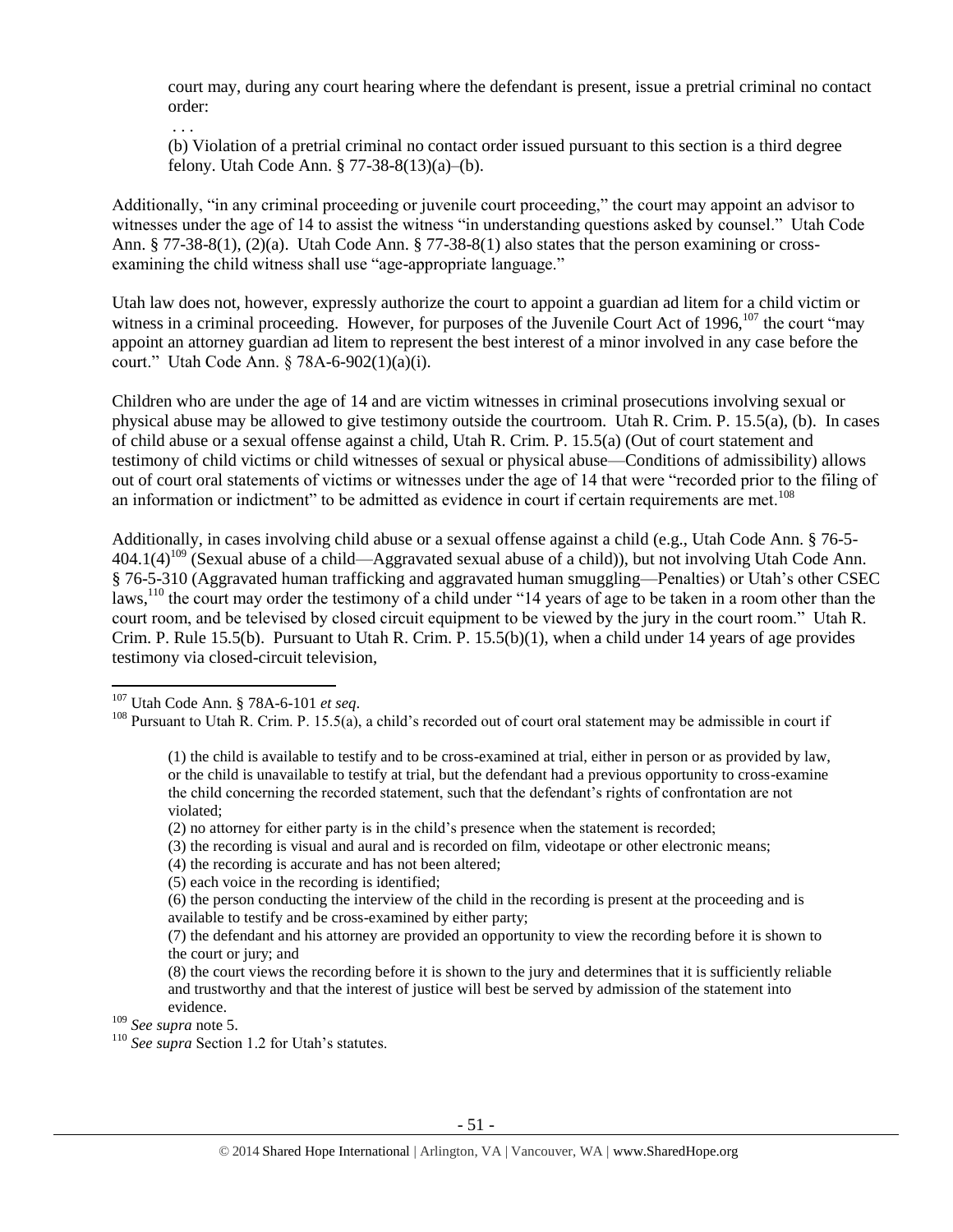court may, during any court hearing where the defendant is present, issue a pretrial criminal no contact order:

> . . .
>
> (b) Violation of a pretrial criminal no contact order issued pursuant to this section is a third degree felony. Utah Code Ann. § 77-38-8(13)(a)–(b).

Additionally, "in any criminal proceeding or juvenile court proceeding," the court may appoint an advisor to witnesses under the age of 14 to assist the witness "in understanding questions asked by counsel." Utah Code Ann. § 77-38-8(1), (2)(a). Utah Code Ann. § 77-38-8(1) also states that the person examining or cross-examining the child witness shall use "age-appropriate language."

Utah law does not, however, expressly authorize the court to appoint a guardian ad litem for a child victim or witness in a criminal proceeding. However, for purposes of the Juvenile Court Act of 1996,[107] the court "may appoint an attorney guardian ad litem to represent the best interest of a minor involved in any case before the court." Utah Code Ann. § 78A-6-902(1)(a)(i).

Children who are under the age of 14 and are victim witnesses in criminal prosecutions involving sexual or physical abuse may be allowed to give testimony outside the courtroom. Utah R. Crim. P. 15.5(a), (b). In cases of child abuse or a sexual offense against a child, Utah R. Crim. P. 15.5(a) (Out of court statement and testimony of child victims or child witnesses of sexual or physical abuse—Conditions of admissibility) allows out of court oral statements of victims or witnesses under the age of 14 that were "recorded prior to the filing of an information or indictment" to be admitted as evidence in court if certain requirements are met.[108]

Additionally, in cases involving child abuse or a sexual offense against a child (e.g., Utah Code Ann. § 76-5-404.1(4)[109] (Sexual abuse of a child—Aggravated sexual abuse of a child)), but not involving Utah Code Ann. § 76-5-310 (Aggravated human trafficking and aggravated human smuggling—Penalties) or Utah's other CSEC laws,[110] the court may order the testimony of a child under "14 years of age to be taken in a room other than the court room, and be televised by closed circuit equipment to be viewed by the jury in the court room." Utah R. Crim. P. Rule 15.5(b). Pursuant to Utah R. Crim. P. 15.5(b)(1), when a child under 14 years of age provides testimony via closed-circuit television,

---

[107] Utah Code Ann. § 78A-6-101 *et seq*.

[108] Pursuant to Utah R. Crim. P. 15.5(a), a child's recorded out of court oral statement may be admissible in court if

> (1) the child is available to testify and to be cross-examined at trial, either in person or as provided by law, or the child is unavailable to testify at trial, but the defendant had a previous opportunity to cross-examine the child concerning the recorded statement, such that the defendant's rights of confrontation are not violated;
> (2) no attorney for either party is in the child's presence when the statement is recorded;
> (3) the recording is visual and aural and is recorded on film, videotape or other electronic means;
> (4) the recording is accurate and has not been altered;
> (5) each voice in the recording is identified;
> (6) the person conducting the interview of the child in the recording is present at the proceeding and is available to testify and be cross-examined by either party;
> (7) the defendant and his attorney are provided an opportunity to view the recording before it is shown to the court or jury; and
> (8) the court views the recording before it is shown to the jury and determines that it is sufficiently reliable and trustworthy and that the interest of justice will best be served by admission of the statement into evidence.

[109] *See supra* note 5.

[110] *See supra* Section 1.2 for Utah's statutes.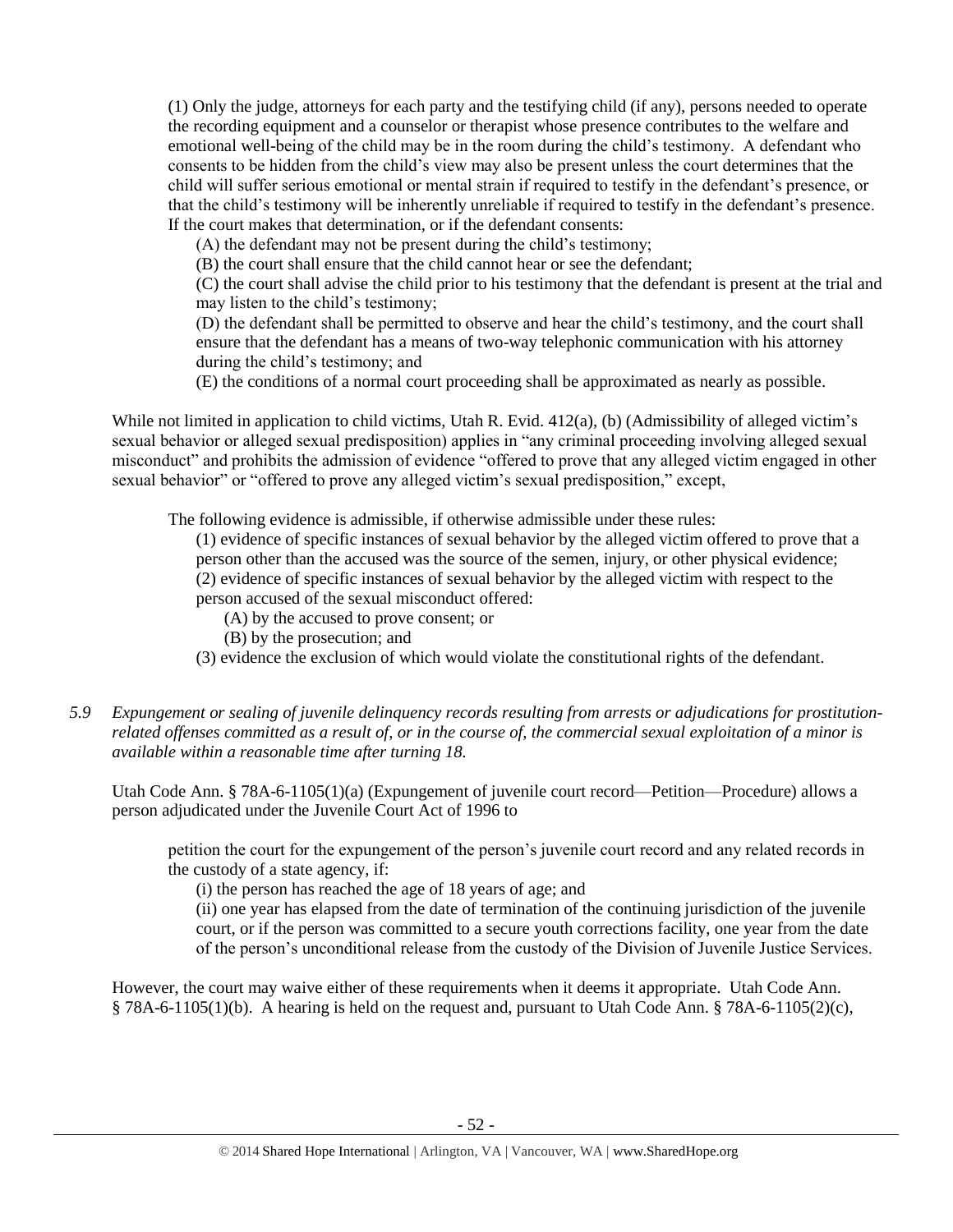> (1) Only the judge, attorneys for each party and the testifying child (if any), persons needed to operate the recording equipment and a counselor or therapist whose presence contributes to the welfare and emotional well-being of the child may be in the room during the child's testimony. A defendant who consents to be hidden from the child's view may also be present unless the court determines that the child will suffer serious emotional or mental strain if required to testify in the defendant's presence, or that the child's testimony will be inherently unreliable if required to testify in the defendant's presence. If the court makes that determination, or if the defendant consents:
>
> (A) the defendant may not be present during the child's testimony;
>
> (B) the court shall ensure that the child cannot hear or see the defendant;
>
> (C) the court shall advise the child prior to his testimony that the defendant is present at the trial and may listen to the child's testimony;
>
> (D) the defendant shall be permitted to observe and hear the child's testimony, and the court shall ensure that the defendant has a means of two-way telephonic communication with his attorney during the child's testimony; and
>
> (E) the conditions of a normal court proceeding shall be approximated as nearly as possible.

While not limited in application to child victims, Utah R. Evid. 412(a), (b) (Admissibility of alleged victim's sexual behavior or alleged sexual predisposition) applies in "any criminal proceeding involving alleged sexual misconduct" and prohibits the admission of evidence "offered to prove that any alleged victim engaged in other sexual behavior" or "offered to prove any alleged victim's sexual predisposition," except,

> The following evidence is admissible, if otherwise admissible under these rules:
>
> (1) evidence of specific instances of sexual behavior by the alleged victim offered to prove that a person other than the accused was the source of the semen, injury, or other physical evidence;
>
> (2) evidence of specific instances of sexual behavior by the alleged victim with respect to the person accused of the sexual misconduct offered:
>
> (A) by the accused to prove consent; or
>
> (B) by the prosecution; and
>
> (3) evidence the exclusion of which would violate the constitutional rights of the defendant.

*5.9 Expungement or sealing of juvenile delinquency records resulting from arrests or adjudications for prostitution-related offenses committed as a result of, or in the course of, the commercial sexual exploitation of a minor is available within a reasonable time after turning 18.*

Utah Code Ann. § 78A-6-1105(1)(a) (Expungement of juvenile court record—Petition—Procedure) allows a person adjudicated under the Juvenile Court Act of 1996 to

> petition the court for the expungement of the person's juvenile court record and any related records in the custody of a state agency, if:
>
> (i) the person has reached the age of 18 years of age; and
>
> (ii) one year has elapsed from the date of termination of the continuing jurisdiction of the juvenile court, or if the person was committed to a secure youth corrections facility, one year from the date of the person's unconditional release from the custody of the Division of Juvenile Justice Services.

However, the court may waive either of these requirements when it deems it appropriate. Utah Code Ann. § 78A-6-1105(1)(b). A hearing is held on the request and, pursuant to Utah Code Ann. § 78A-6-1105(2)(c),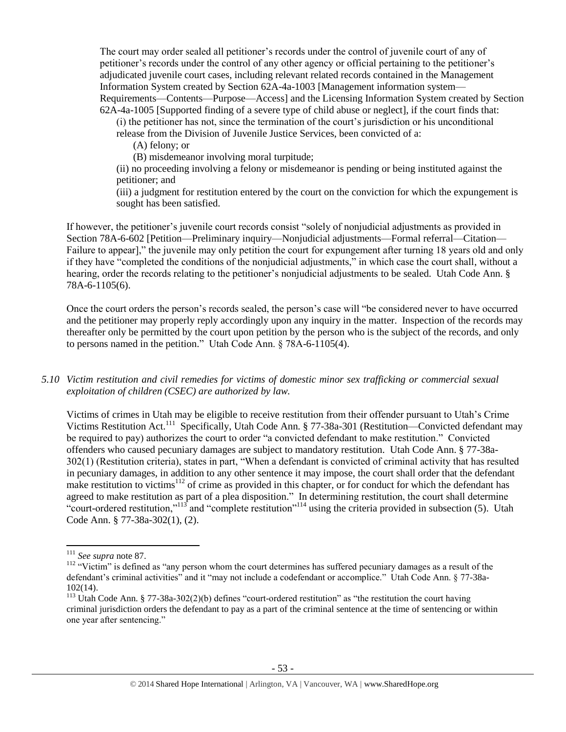The court may order sealed all petitioner's records under the control of juvenile court of any of petitioner's records under the control of any other agency or official pertaining to the petitioner's adjudicated juvenile court cases, including relevant related records contained in the Management Information System created by Section 62A-4a-1003 [Management information system—Requirements—Contents—Purpose—Access] and the Licensing Information System created by Section 62A-4a-1005 [Supported finding of a severe type of child abuse or neglect], if the court finds that:

(i) the petitioner has not, since the termination of the court's jurisdiction or his unconditional release from the Division of Juvenile Justice Services, been convicted of a:

(A) felony; or

(B) misdemeanor involving moral turpitude;

(ii) no proceeding involving a felony or misdemeanor is pending or being instituted against the petitioner; and

(iii) a judgment for restitution entered by the court on the conviction for which the expungement is sought has been satisfied.

If however, the petitioner's juvenile court records consist "solely of nonjudicial adjustments as provided in Section 78A-6-602 [Petition—Preliminary inquiry—Nonjudicial adjustments—Formal referral—Citation—Failure to appear]," the juvenile may only petition the court for expungement after turning 18 years old and only if they have "completed the conditions of the nonjudicial adjustments," in which case the court shall, without a hearing, order the records relating to the petitioner's nonjudicial adjustments to be sealed. Utah Code Ann. § 78A-6-1105(6).

Once the court orders the person's records sealed, the person's case will "be considered never to have occurred and the petitioner may properly reply accordingly upon any inquiry in the matter. Inspection of the records may thereafter only be permitted by the court upon petition by the person who is the subject of the records, and only to persons named in the petition." Utah Code Ann. § 78A-6-1105(4).

*5.10 Victim restitution and civil remedies for victims of domestic minor sex trafficking or commercial sexual exploitation of children (CSEC) are authorized by law.*

Victims of crimes in Utah may be eligible to receive restitution from their offender pursuant to Utah's Crime Victims Restitution Act.[111] Specifically, Utah Code Ann. § 77-38a-301 (Restitution—Convicted defendant may be required to pay) authorizes the court to order "a convicted defendant to make restitution." Convicted offenders who caused pecuniary damages are subject to mandatory restitution. Utah Code Ann. § 77-38a-302(1) (Restitution criteria), states in part, "When a defendant is convicted of criminal activity that has resulted in pecuniary damages, in addition to any other sentence it may impose, the court shall order that the defendant make restitution to victims[112] of crime as provided in this chapter, or for conduct for which the defendant has agreed to make restitution as part of a plea disposition." In determining restitution, the court shall determine "court-ordered restitution,"[113] and "complete restitution"[114] using the criteria provided in subsection (5). Utah Code Ann. § 77-38a-302(1), (2).

---

[111] *See supra* note 87.

[112] "Victim" is defined as "any person whom the court determines has suffered pecuniary damages as a result of the defendant's criminal activities" and it "may not include a codefendant or accomplice." Utah Code Ann. § 77-38a-102(14).

[113] Utah Code Ann. § 77-38a-302(2)(b) defines "court-ordered restitution" as "the restitution the court having criminal jurisdiction orders the defendant to pay as a part of the criminal sentence at the time of sentencing or within one year after sentencing."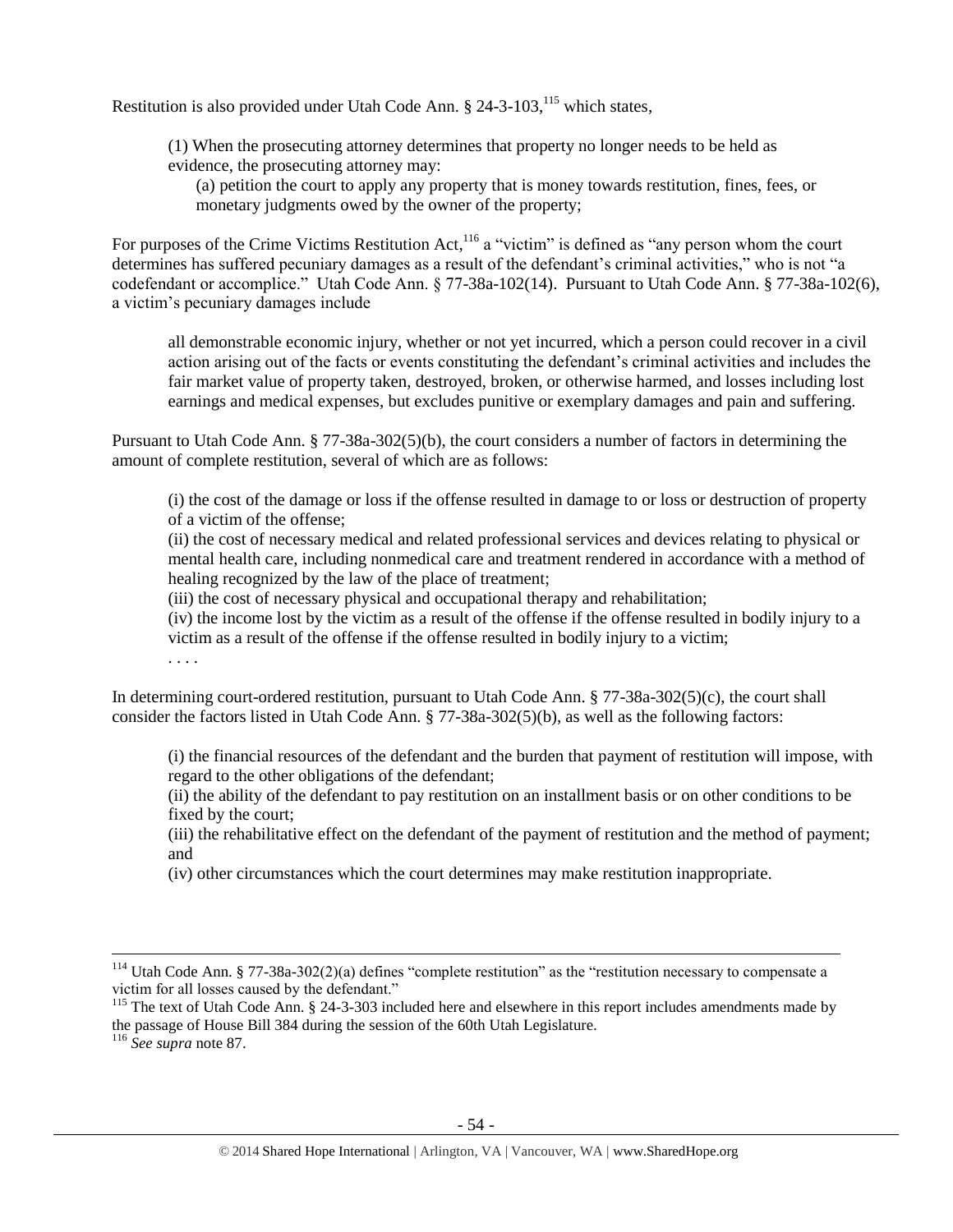Restitution is also provided under Utah Code Ann. § 24-3-103,[115] which states,

> (1) When the prosecuting attorney determines that property no longer needs to be held as evidence, the prosecuting attorney may:
>
> > (a) petition the court to apply any property that is money towards restitution, fines, fees, or monetary judgments owed by the owner of the property;

For purposes of the Crime Victims Restitution Act,[116] a "victim" is defined as "any person whom the court determines has suffered pecuniary damages as a result of the defendant's criminal activities," who is not "a codefendant or accomplice." Utah Code Ann. § 77-38a-102(14). Pursuant to Utah Code Ann. § 77-38a-102(6), a victim's pecuniary damages include

> all demonstrable economic injury, whether or not yet incurred, which a person could recover in a civil action arising out of the facts or events constituting the defendant's criminal activities and includes the fair market value of property taken, destroyed, broken, or otherwise harmed, and losses including lost earnings and medical expenses, but excludes punitive or exemplary damages and pain and suffering.

Pursuant to Utah Code Ann. § 77-38a-302(5)(b), the court considers a number of factors in determining the amount of complete restitution, several of which are as follows:

> (i) the cost of the damage or loss if the offense resulted in damage to or loss or destruction of property of a victim of the offense;
>
> (ii) the cost of necessary medical and related professional services and devices relating to physical or mental health care, including nonmedical care and treatment rendered in accordance with a method of healing recognized by the law of the place of treatment;
>
> (iii) the cost of necessary physical and occupational therapy and rehabilitation;
>
> (iv) the income lost by the victim as a result of the offense if the offense resulted in bodily injury to a victim as a result of the offense if the offense resulted in bodily injury to a victim;
>
> . . . .

In determining court-ordered restitution, pursuant to Utah Code Ann. § 77-38a-302(5)(c), the court shall consider the factors listed in Utah Code Ann. § 77-38a-302(5)(b), as well as the following factors:

> (i) the financial resources of the defendant and the burden that payment of restitution will impose, with regard to the other obligations of the defendant;
>
> (ii) the ability of the defendant to pay restitution on an installment basis or on other conditions to be fixed by the court;
>
> (iii) the rehabilitative effect on the defendant of the payment of restitution and the method of payment; and
>
> (iv) other circumstances which the court determines may make restitution inappropriate.

---

[114] Utah Code Ann. § 77-38a-302(2)(a) defines "complete restitution" as the "restitution necessary to compensate a victim for all losses caused by the defendant."

[115] The text of Utah Code Ann. § 24-3-303 included here and elsewhere in this report includes amendments made by the passage of House Bill 384 during the session of the 60th Utah Legislature.

[116] *See supra* note 87.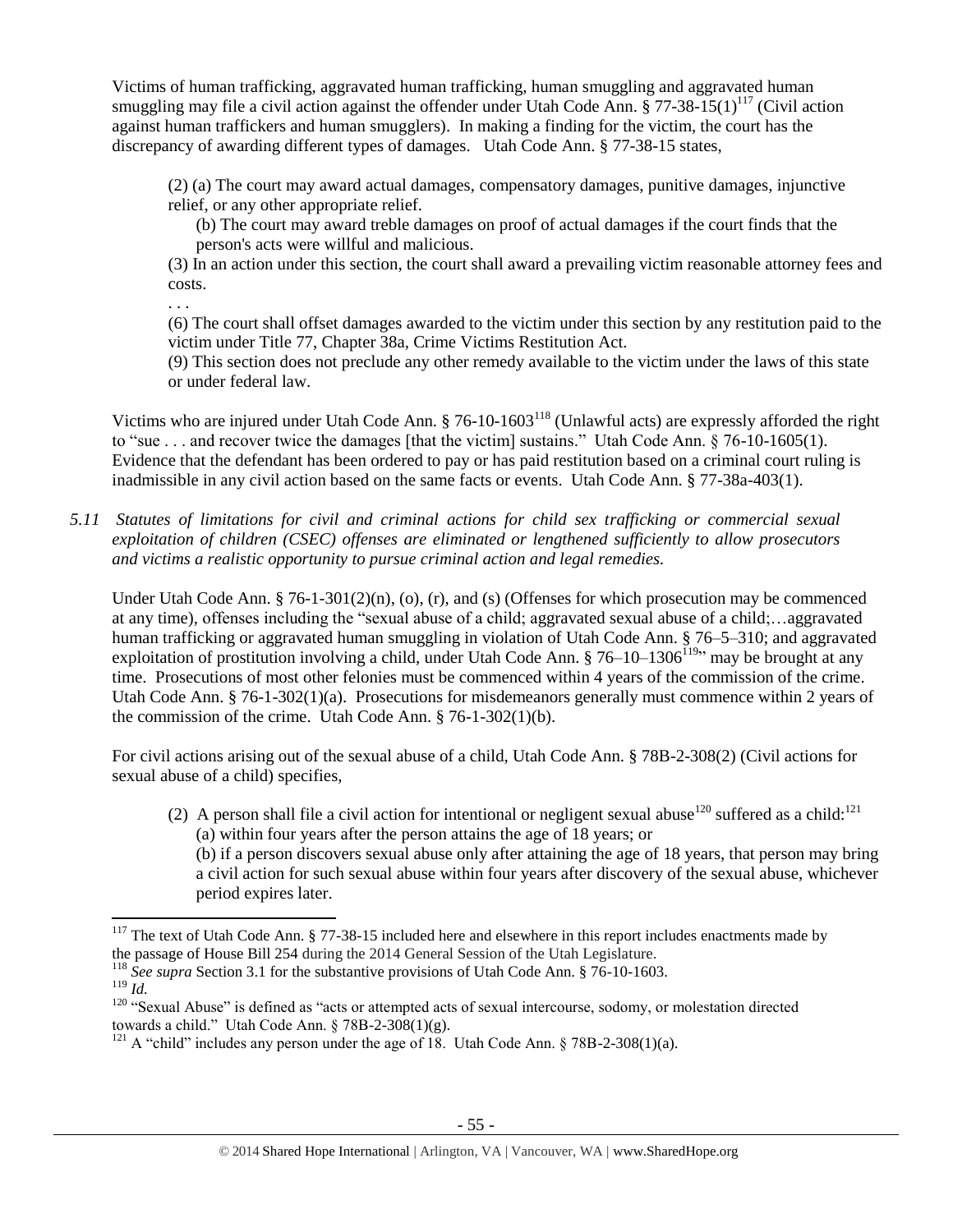Victims of human trafficking, aggravated human trafficking, human smuggling and aggravated human smuggling may file a civil action against the offender under Utah Code Ann. § 77-38-15(1)[117] (Civil action against human traffickers and human smugglers). In making a finding for the victim, the court has the discrepancy of awarding different types of damages. Utah Code Ann. § 77-38-15 states,

> (2) (a) The court may award actual damages, compensatory damages, punitive damages, injunctive relief, or any other appropriate relief.
>
> (b) The court may award treble damages on proof of actual damages if the court finds that the person's acts were willful and malicious.
>
> (3) In an action under this section, the court shall award a prevailing victim reasonable attorney fees and costs.
>
> . . .
>
> (6) The court shall offset damages awarded to the victim under this section by any restitution paid to the victim under Title 77, Chapter 38a, Crime Victims Restitution Act.
>
> (9) This section does not preclude any other remedy available to the victim under the laws of this state or under federal law.

Victims who are injured under Utah Code Ann. § 76-10-1603[118] (Unlawful acts) are expressly afforded the right to "sue . . . and recover twice the damages [that the victim] sustains." Utah Code Ann. § 76-10-1605(1). Evidence that the defendant has been ordered to pay or has paid restitution based on a criminal court ruling is inadmissible in any civil action based on the same facts or events. Utah Code Ann. § 77-38a-403(1).

*5.11 Statutes of limitations for civil and criminal actions for child sex trafficking or commercial sexual exploitation of children (CSEC) offenses are eliminated or lengthened sufficiently to allow prosecutors and victims a realistic opportunity to pursue criminal action and legal remedies.*

Under Utah Code Ann. § 76-1-301(2)(n), (o), (r), and (s) (Offenses for which prosecution may be commenced at any time), offenses including the "sexual abuse of a child; aggravated sexual abuse of a child;…aggravated human trafficking or aggravated human smuggling in violation of Utah Code Ann. § 76–5–310; and aggravated exploitation of prostitution involving a child, under Utah Code Ann. § 76–10–1306[119]" may be brought at any time. Prosecutions of most other felonies must be commenced within 4 years of the commission of the crime. Utah Code Ann. § 76-1-302(1)(a). Prosecutions for misdemeanors generally must commence within 2 years of the commission of the crime. Utah Code Ann. § 76-1-302(1)(b).

For civil actions arising out of the sexual abuse of a child, Utah Code Ann. § 78B-2-308(2) (Civil actions for sexual abuse of a child) specifies,

> (2) A person shall file a civil action for intentional or negligent sexual abuse[120] suffered as a child:[121]
> (a) within four years after the person attains the age of 18 years; or
> (b) if a person discovers sexual abuse only after attaining the age of 18 years, that person may bring a civil action for such sexual abuse within four years after discovery of the sexual abuse, whichever period expires later.

---

[117] The text of Utah Code Ann. § 77-38-15 included here and elsewhere in this report includes enactments made by the passage of House Bill 254 during the 2014 General Session of the Utah Legislature.

[118] *See supra* Section 3.1 for the substantive provisions of Utah Code Ann. § 76-10-1603.

[119] *Id.*

[120] "Sexual Abuse" is defined as "acts or attempted acts of sexual intercourse, sodomy, or molestation directed towards a child." Utah Code Ann. § 78B-2-308(1)(g).

[121] A "child" includes any person under the age of 18. Utah Code Ann. § 78B-2-308(1)(a).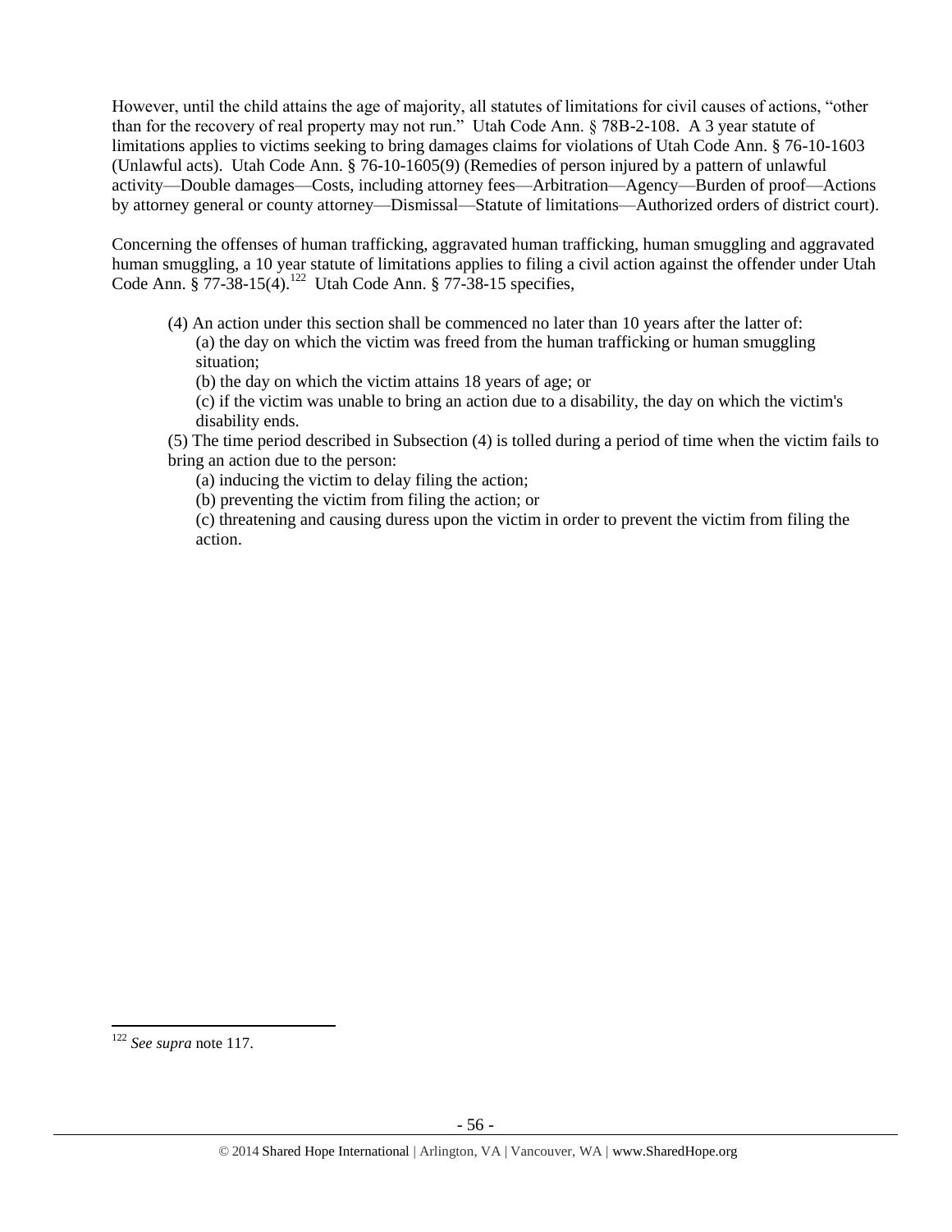However, until the child attains the age of majority, all statutes of limitations for civil causes of actions, "other than for the recovery of real property may not run." Utah Code Ann. § 78B-2-108. A 3 year statute of limitations applies to victims seeking to bring damages claims for violations of Utah Code Ann. § 76-10-1603 (Unlawful acts). Utah Code Ann. § 76-10-1605(9) (Remedies of person injured by a pattern of unlawful activity—Double damages—Costs, including attorney fees—Arbitration—Agency—Burden of proof—Actions by attorney general or county attorney—Dismissal—Statute of limitations—Authorized orders of district court).

Concerning the offenses of human trafficking, aggravated human trafficking, human smuggling and aggravated human smuggling, a 10 year statute of limitations applies to filing a civil action against the offender under Utah Code Ann. § 77-38-15(4).[122] Utah Code Ann. § 77-38-15 specifies,

> (4) An action under this section shall be commenced no later than 10 years after the latter of:
> > (a) the day on which the victim was freed from the human trafficking or human smuggling situation;
> > (b) the day on which the victim attains 18 years of age; or
> > (c) if the victim was unable to bring an action due to a disability, the day on which the victim's disability ends.
>
> (5) The time period described in Subsection (4) is tolled during a period of time when the victim fails to bring an action due to the person:
> > (a) inducing the victim to delay filing the action;
> > (b) preventing the victim from filing the action; or
> > (c) threatening and causing duress upon the victim in order to prevent the victim from filing the action.

---

[122] *See supra* note 117.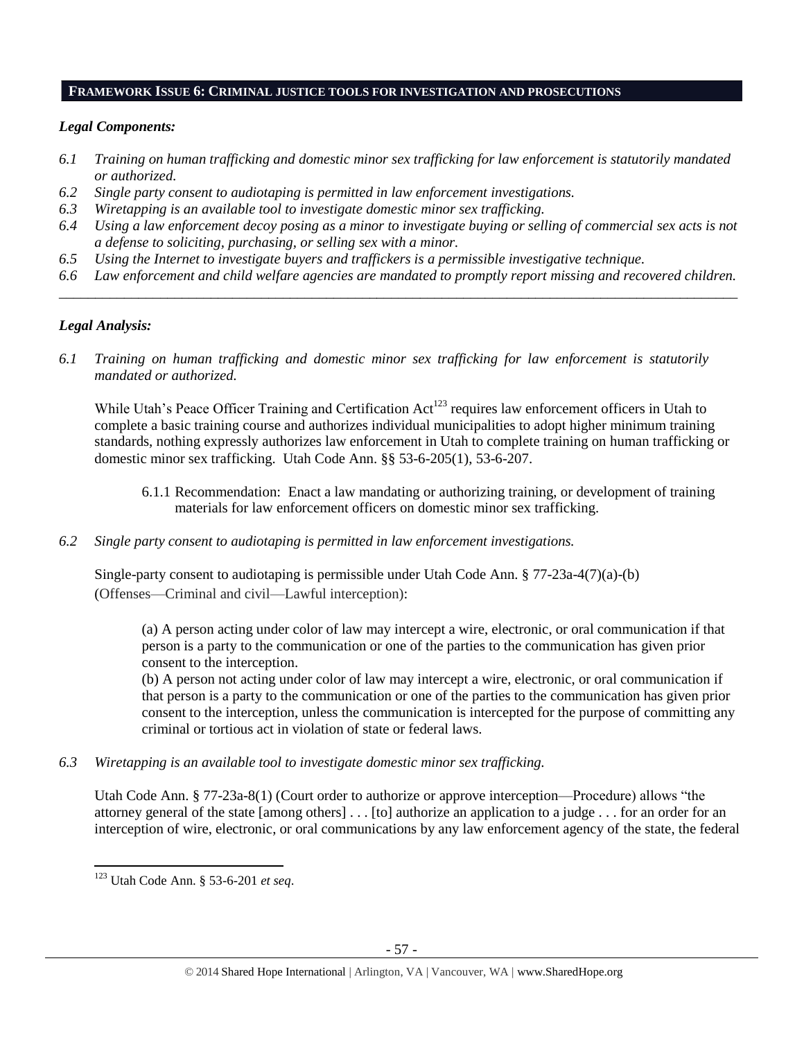## FRAMEWORK ISSUE 6: CRIMINAL JUSTICE TOOLS FOR INVESTIGATION AND PROSECUTIONS

### *Legal Components:*

- *6.1 Training on human trafficking and domestic minor sex trafficking for law enforcement is statutorily mandated or authorized.*
- *6.2 Single party consent to audiotaping is permitted in law enforcement investigations.*
- *6.3 Wiretapping is an available tool to investigate domestic minor sex trafficking.*
- *6.4 Using a law enforcement decoy posing as a minor to investigate buying or selling of commercial sex acts is not a defense to soliciting, purchasing, or selling sex with a minor.*
- *6.5 Using the Internet to investigate buyers and traffickers is a permissible investigative technique.*
- *6.6 Law enforcement and child welfare agencies are mandated to promptly report missing and recovered children.*

---

### *Legal Analysis:*

*6.1 Training on human trafficking and domestic minor sex trafficking for law enforcement is statutorily mandated or authorized.*

While Utah's Peace Officer Training and Certification Act[123] requires law enforcement officers in Utah to complete a basic training course and authorizes individual municipalities to adopt higher minimum training standards, nothing expressly authorizes law enforcement in Utah to complete training on human trafficking or domestic minor sex trafficking. Utah Code Ann. §§ 53-6-205(1), 53-6-207.

> 6.1.1 Recommendation: Enact a law mandating or authorizing training, or development of training materials for law enforcement officers on domestic minor sex trafficking.

*6.2 Single party consent to audiotaping is permitted in law enforcement investigations.*

Single-party consent to audiotaping is permissible under Utah Code Ann. § 77-23a-4(7)(a)-(b) (Offenses—Criminal and civil—Lawful interception):

> (a) A person acting under color of law may intercept a wire, electronic, or oral communication if that person is a party to the communication or one of the parties to the communication has given prior consent to the interception.
>
> (b) A person not acting under color of law may intercept a wire, electronic, or oral communication if that person is a party to the communication or one of the parties to the communication has given prior consent to the interception, unless the communication is intercepted for the purpose of committing any criminal or tortious act in violation of state or federal laws.

*6.3 Wiretapping is an available tool to investigate domestic minor sex trafficking.*

Utah Code Ann. § 77-23a-8(1) (Court order to authorize or approve interception—Procedure) allows "the attorney general of the state [among others] . . . [to] authorize an application to a judge . . . for an order for an interception of wire, electronic, or oral communications by any law enforcement agency of the state, the federal

---

[123] Utah Code Ann. § 53-6-201 *et seq*.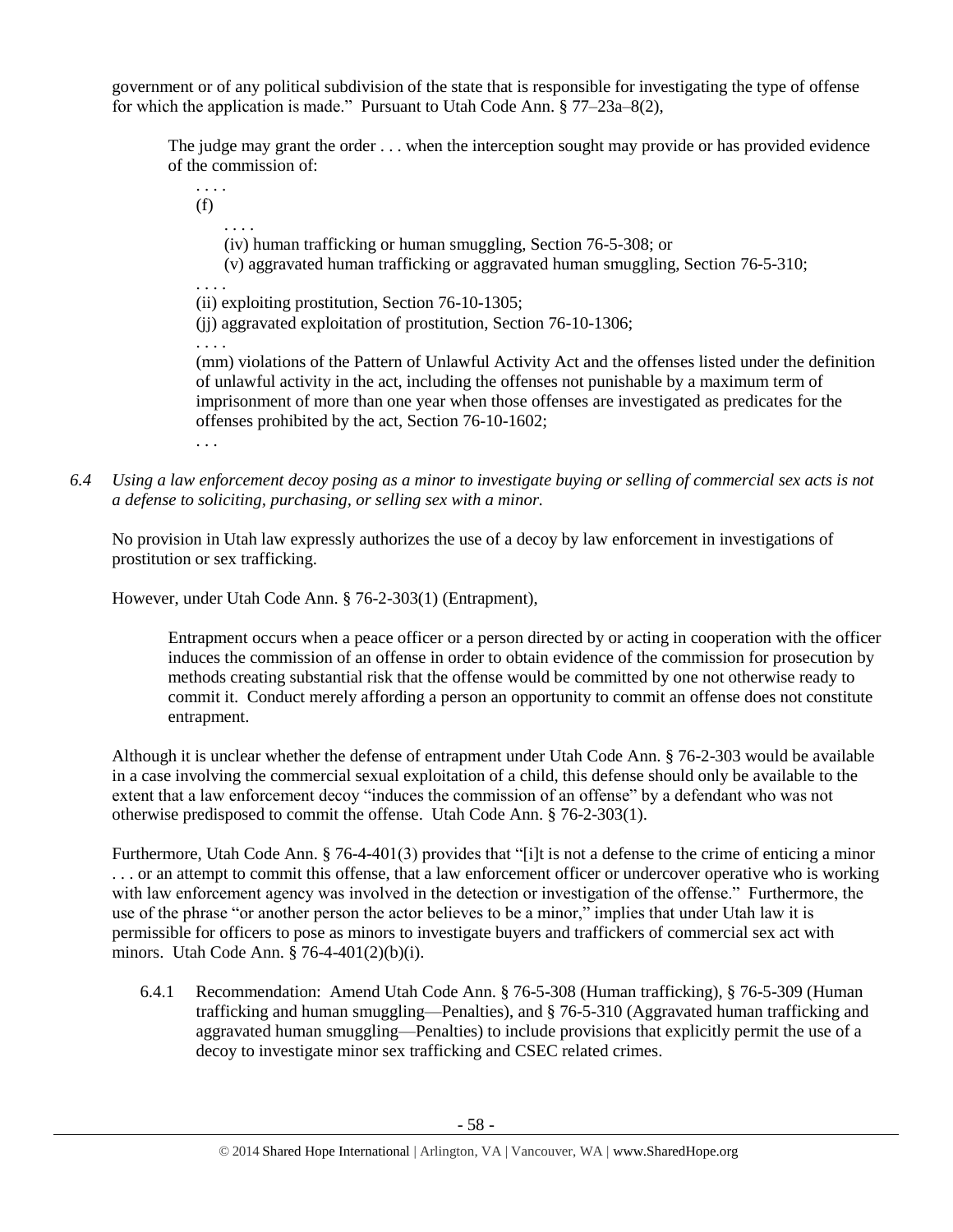government or of any political subdivision of the state that is responsible for investigating the type of offense for which the application is made." Pursuant to Utah Code Ann. § 77–23a–8(2),

> The judge may grant the order . . . when the interception sought may provide or has provided evidence of the commission of:
>
> . . . .
>
> (f)
>
> . . . .
>
> (iv) human trafficking or human smuggling, Section 76-5-308; or
>
> (v) aggravated human trafficking or aggravated human smuggling, Section 76-5-310;
>
> . . . .
>
> (ii) exploiting prostitution, Section 76-10-1305;
>
> (jj) aggravated exploitation of prostitution, Section 76-10-1306;
>
> . . . .
>
> (mm) violations of the Pattern of Unlawful Activity Act and the offenses listed under the definition of unlawful activity in the act, including the offenses not punishable by a maximum term of imprisonment of more than one year when those offenses are investigated as predicates for the offenses prohibited by the act, Section 76-10-1602;
>
> . . .

*6.4 Using a law enforcement decoy posing as a minor to investigate buying or selling of commercial sex acts is not a defense to soliciting, purchasing, or selling sex with a minor.*

No provision in Utah law expressly authorizes the use of a decoy by law enforcement in investigations of prostitution or sex trafficking.

However, under Utah Code Ann. § 76-2-303(1) (Entrapment),

> Entrapment occurs when a peace officer or a person directed by or acting in cooperation with the officer induces the commission of an offense in order to obtain evidence of the commission for prosecution by methods creating substantial risk that the offense would be committed by one not otherwise ready to commit it. Conduct merely affording a person an opportunity to commit an offense does not constitute entrapment.

Although it is unclear whether the defense of entrapment under Utah Code Ann. § 76-2-303 would be available in a case involving the commercial sexual exploitation of a child, this defense should only be available to the extent that a law enforcement decoy "induces the commission of an offense" by a defendant who was not otherwise predisposed to commit the offense. Utah Code Ann. § 76-2-303(1).

Furthermore, Utah Code Ann. § 76-4-401(3) provides that "[i]t is not a defense to the crime of enticing a minor . . . or an attempt to commit this offense, that a law enforcement officer or undercover operative who is working with law enforcement agency was involved in the detection or investigation of the offense." Furthermore, the use of the phrase "or another person the actor believes to be a minor," implies that under Utah law it is permissible for officers to pose as minors to investigate buyers and traffickers of commercial sex act with minors. Utah Code Ann. § 76-4-401(2)(b)(i).

6.4.1 Recommendation: Amend Utah Code Ann. § 76-5-308 (Human trafficking), § 76-5-309 (Human trafficking and human smuggling—Penalties), and § 76-5-310 (Aggravated human trafficking and aggravated human smuggling—Penalties) to include provisions that explicitly permit the use of a decoy to investigate minor sex trafficking and CSEC related crimes.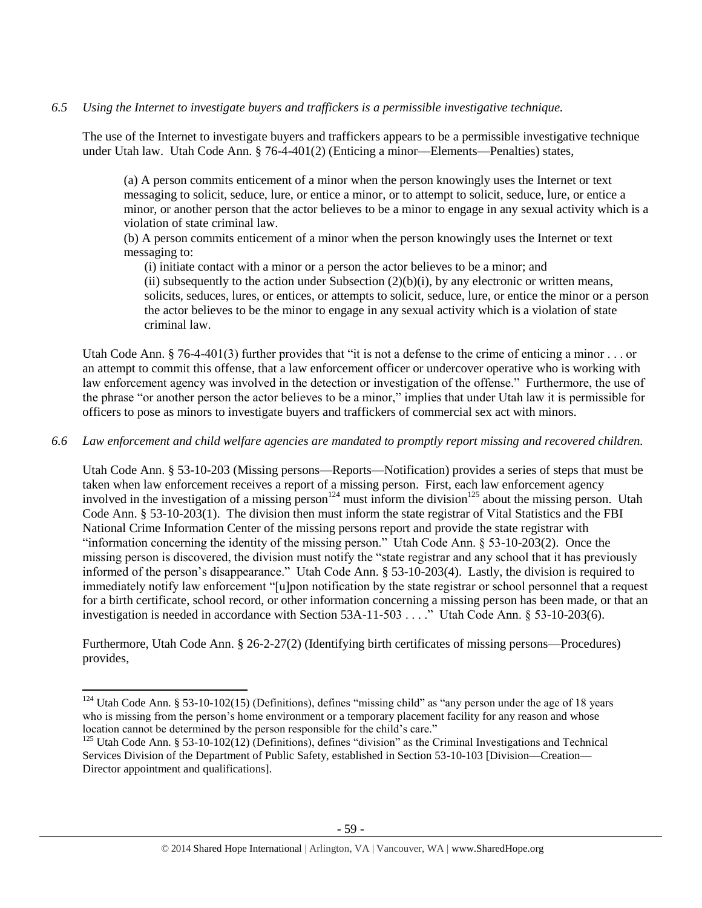*6.5 Using the Internet to investigate buyers and traffickers is a permissible investigative technique.*

The use of the Internet to investigate buyers and traffickers appears to be a permissible investigative technique under Utah law. Utah Code Ann. § 76-4-401(2) (Enticing a minor—Elements—Penalties) states,

> (a) A person commits enticement of a minor when the person knowingly uses the Internet or text messaging to solicit, seduce, lure, or entice a minor, or to attempt to solicit, seduce, lure, or entice a minor, or another person that the actor believes to be a minor to engage in any sexual activity which is a violation of state criminal law.
>
> (b) A person commits enticement of a minor when the person knowingly uses the Internet or text messaging to:
>
> (i) initiate contact with a minor or a person the actor believes to be a minor; and
>
> (ii) subsequently to the action under Subsection (2)(b)(i), by any electronic or written means, solicits, seduces, lures, or entices, or attempts to solicit, seduce, lure, or entice the minor or a person the actor believes to be the minor to engage in any sexual activity which is a violation of state criminal law.

Utah Code Ann. § 76-4-401(3) further provides that "it is not a defense to the crime of enticing a minor . . . or an attempt to commit this offense, that a law enforcement officer or undercover operative who is working with law enforcement agency was involved in the detection or investigation of the offense." Furthermore, the use of the phrase "or another person the actor believes to be a minor," implies that under Utah law it is permissible for officers to pose as minors to investigate buyers and traffickers of commercial sex act with minors.

*6.6 Law enforcement and child welfare agencies are mandated to promptly report missing and recovered children.*

Utah Code Ann. § 53-10-203 (Missing persons—Reports—Notification) provides a series of steps that must be taken when law enforcement receives a report of a missing person. First, each law enforcement agency involved in the investigation of a missing person[124] must inform the division[125] about the missing person. Utah Code Ann. § 53-10-203(1). The division then must inform the state registrar of Vital Statistics and the FBI National Crime Information Center of the missing persons report and provide the state registrar with "information concerning the identity of the missing person." Utah Code Ann. § 53-10-203(2). Once the missing person is discovered, the division must notify the "state registrar and any school that it has previously informed of the person's disappearance." Utah Code Ann. § 53-10-203(4). Lastly, the division is required to immediately notify law enforcement "[u]pon notification by the state registrar or school personnel that a request for a birth certificate, school record, or other information concerning a missing person has been made, or that an investigation is needed in accordance with Section 53A-11-503 . . . ." Utah Code Ann. § 53-10-203(6).

Furthermore, Utah Code Ann. § 26-2-27(2) (Identifying birth certificates of missing persons—Procedures) provides,

---

[124] Utah Code Ann. § 53-10-102(15) (Definitions), defines "missing child" as "any person under the age of 18 years who is missing from the person's home environment or a temporary placement facility for any reason and whose location cannot be determined by the person responsible for the child's care."

[125] Utah Code Ann. § 53-10-102(12) (Definitions), defines "division" as the Criminal Investigations and Technical Services Division of the Department of Public Safety, established in Section 53-10-103 [Division—Creation—Director appointment and qualifications].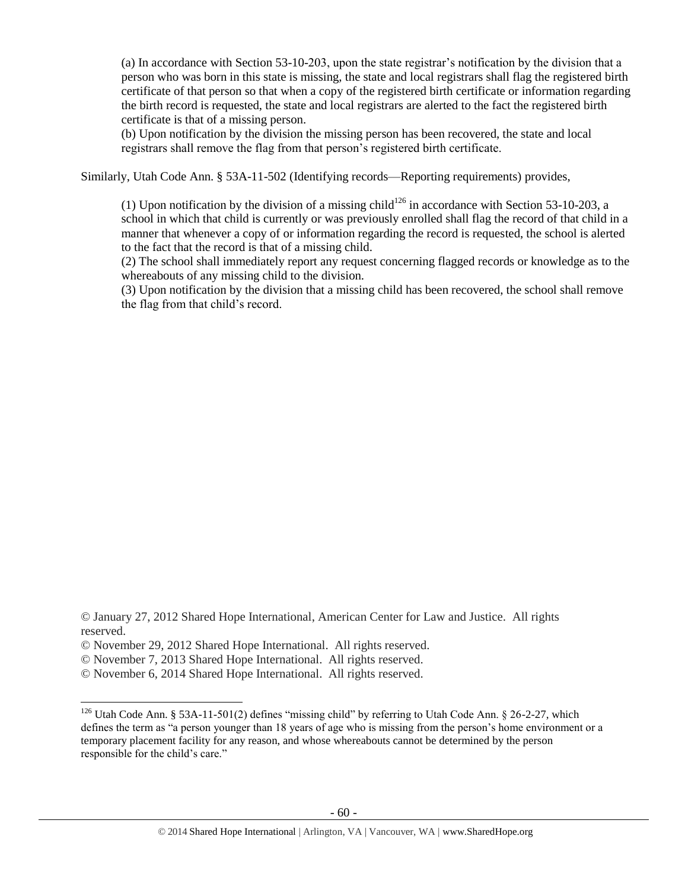(a) In accordance with Section 53-10-203, upon the state registrar's notification by the division that a person who was born in this state is missing, the state and local registrars shall flag the registered birth certificate of that person so that when a copy of the registered birth certificate or information regarding the birth record is requested, the state and local registrars are alerted to the fact the registered birth certificate is that of a missing person.

(b) Upon notification by the division the missing person has been recovered, the state and local registrars shall remove the flag from that person's registered birth certificate.

Similarly, Utah Code Ann. § 53A-11-502 (Identifying records—Reporting requirements) provides,

(1) Upon notification by the division of a missing child[126] in accordance with Section 53-10-203, a school in which that child is currently or was previously enrolled shall flag the record of that child in a manner that whenever a copy of or information regarding the record is requested, the school is alerted to the fact that the record is that of a missing child.

(2) The school shall immediately report any request concerning flagged records or knowledge as to the whereabouts of any missing child to the division.

(3) Upon notification by the division that a missing child has been recovered, the school shall remove the flag from that child's record.

© January 27, 2012 Shared Hope International, American Center for Law and Justice. All rights reserved.

© November 29, 2012 Shared Hope International. All rights reserved.

© November 7, 2013 Shared Hope International. All rights reserved.

© November 6, 2014 Shared Hope International. All rights reserved.

---

[126] Utah Code Ann. § 53A-11-501(2) defines "missing child" by referring to Utah Code Ann. § 26-2-27, which defines the term as "a person younger than 18 years of age who is missing from the person's home environment or a temporary placement facility for any reason, and whose whereabouts cannot be determined by the person responsible for the child's care."